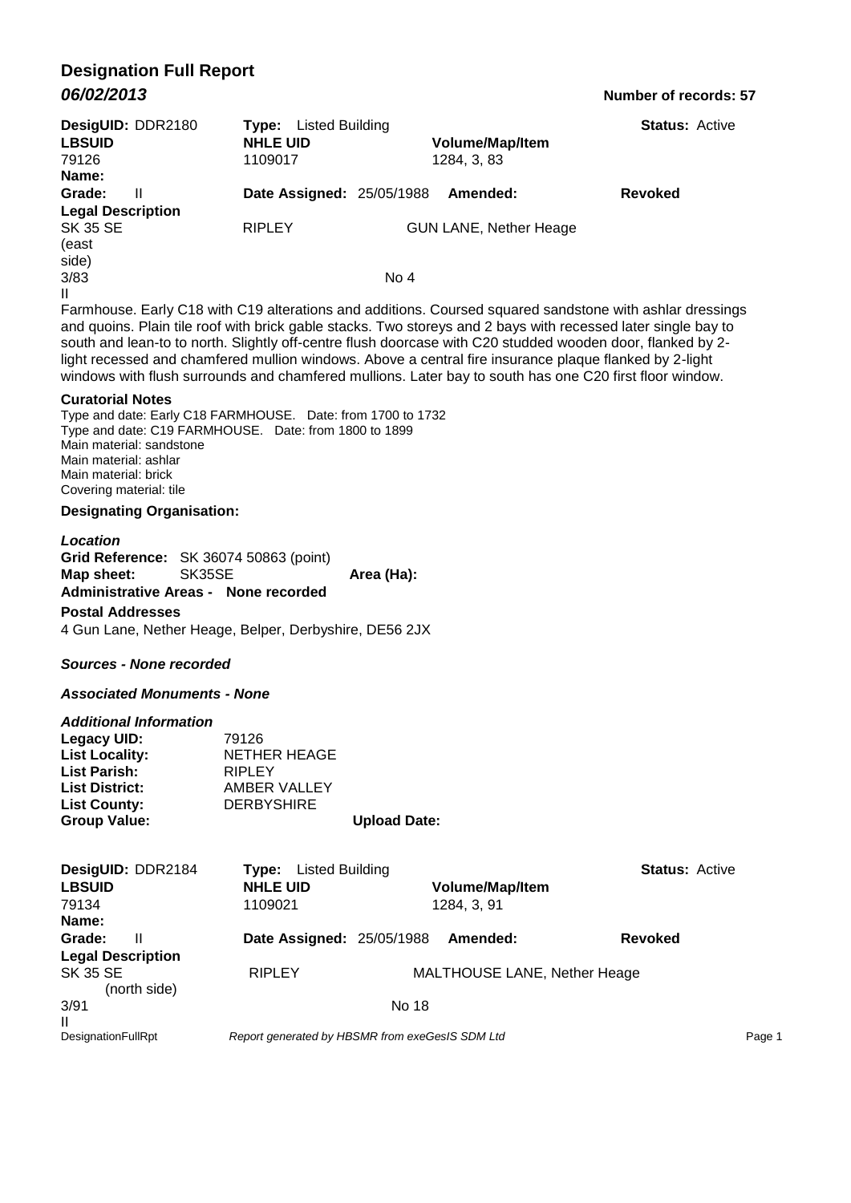# Designation Full Report

***06/02/2013*** **Number of records: 57**

| **DesigUID:** DDR2180 | **Type:** Listed Building | | **Status:** Active |
|---|---|---|---|
| **LBSUID** | **NHLE UID** | **Volume/Map/Item** | |
| 79126 | 1109017 | 1284, 3, 83 | |
| **Name:** | | | |
| **Grade:** II | **Date Assigned:** 25/05/1988 | **Amended:** | **Revoked** |

**Legal Description**

SK 35 SE (east side) RIPLEY GUN LANE, Nether Heage

3/83 No 4

II

Farmhouse. Early C18 with C19 alterations and additions. Coursed squared sandstone with ashlar dressings and quoins. Plain tile roof with brick gable stacks. Two storeys and 2 bays with recessed later single bay to south and lean-to to north. Slightly off-centre flush doorcase with C20 studded wooden door, flanked by 2-light recessed and chamfered mullion windows. Above a central fire insurance plaque flanked by 2-light windows with flush surrounds and chamfered mullions. Later bay to south has one C20 first floor window.

**Curatorial Notes**

Type and date: Early C18 FARMHOUSE. Date: from 1700 to 1732
Type and date: C19 FARMHOUSE. Date: from 1800 to 1899
Main material: sandstone
Main material: ashlar
Main material: brick
Covering material: tile

**Designating Organisation:**

***Location***

**Grid Reference:** SK 36074 50863 (point)
**Map sheet:** SK35SE **Area (Ha):**
**Administrative Areas - None recorded**

**Postal Addresses**

4 Gun Lane, Nether Heage, Belper, Derbyshire, DE56 2JX

***Sources - None recorded***

***Associated Monuments - None***

***Additional Information***

| | |
|---|---|
| **Legacy UID:** | 79126 |
| **List Locality:** | NETHER HEAGE |
| **List Parish:** | RIPLEY |
| **List District:** | AMBER VALLEY |
| **List County:** | DERBYSHIRE |
| **Group Value:** | **Upload Date:** |

| **DesigUID:** DDR2184 | **Type:** Listed Building | | **Status:** Active |
|---|---|---|---|
| **LBSUID** | **NHLE UID** | **Volume/Map/Item** | |
| 79134 | 1109021 | 1284, 3, 91 | |
| **Name:** | | | |
| **Grade:** II | **Date Assigned:** 25/05/1988 | **Amended:** | **Revoked** |

**Legal Description**

SK 35 SE (north side) RIPLEY MALTHOUSE LANE, Nether Heage

3/91 No 18

II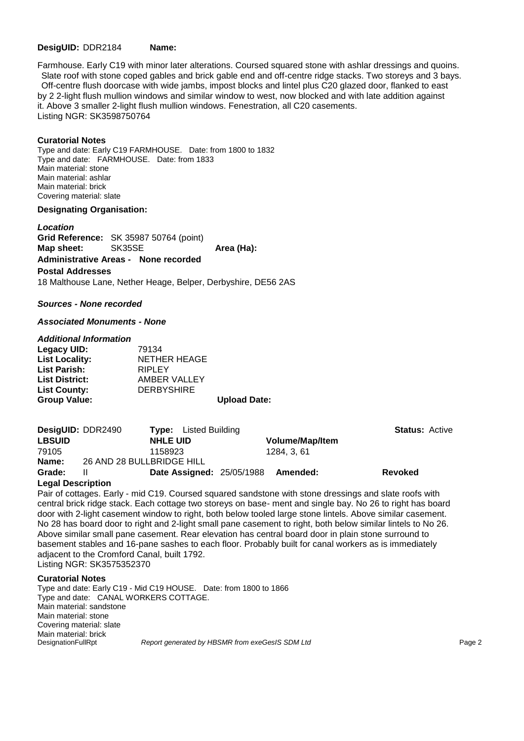**DesigUID:** DDR2184 **Name:**

Farmhouse. Early C19 with minor later alterations. Coursed squared stone with ashlar dressings and quoins. Slate roof with stone coped gables and brick gable end and off-centre ridge stacks. Two storeys and 3 bays. Off-centre flush doorcase with wide jambs, impost blocks and lintel plus C20 glazed door, flanked to east by 2 2-light flush mullion windows and similar window to west, now blocked and with late addition against it. Above 3 smaller 2-light flush mullion windows. Fenestration, all C20 casements.
Listing NGR: SK3598750764

**Curatorial Notes**

Type and date: Early C19 FARMHOUSE. Date: from 1800 to 1832
Type and date: FARMHOUSE. Date: from 1833
Main material: stone
Main material: ashlar
Main material: brick
Covering material: slate

**Designating Organisation:**

***Location***

**Grid Reference:** SK 35987 50764 (point)
**Map sheet:** SK35SE **Area (Ha):**
**Administrative Areas - None recorded**

**Postal Addresses**

18 Malthouse Lane, Nether Heage, Belper, Derbyshire, DE56 2AS

***Sources - None recorded***

***Associated Monuments - None***

***Additional Information***

**Legacy UID:** 79134
**List Locality:** NETHER HEAGE
**List Parish:** RIPLEY
**List District:** AMBER VALLEY
**List County:** DERBYSHIRE
**Group Value:** **Upload Date:**

**DesigUID:** DDR2490 **Type:** Listed Building **Status:** Active

| **LBSUID** | **NHLE UID** | **Volume/Map/Item** |
|---|---|---|
| 79105 | 1158923 | 1284, 3, 61 |

**Name:** 26 AND 28 BULLBRIDGE HILL
**Grade:** II **Date Assigned:** 25/05/1988 **Amended:** **Revoked**

**Legal Description**

Pair of cottages. Early - mid C19. Coursed squared sandstone with stone dressings and slate roofs with central brick ridge stack. Each cottage two storeys on base- ment and single bay. No 26 to right has board door with 2-light casement window to right, both below tooled large stone lintels. Above similar casement. No 28 has board door to right and 2-light small pane casement to right, both below similar lintels to No 26. Above similar small pane casement. Rear elevation has central board door in plain stone surround to basement stables and 16-pane sashes to each floor. Probably built for canal workers as is immediately adjacent to the Cromford Canal, built 1792.
Listing NGR: SK3575352370

**Curatorial Notes**

Type and date: Early C19 - Mid C19 HOUSE. Date: from 1800 to 1866
Type and date: CANAL WORKERS COTTAGE.
Main material: sandstone
Main material: stone
Covering material: slate
Main material: brick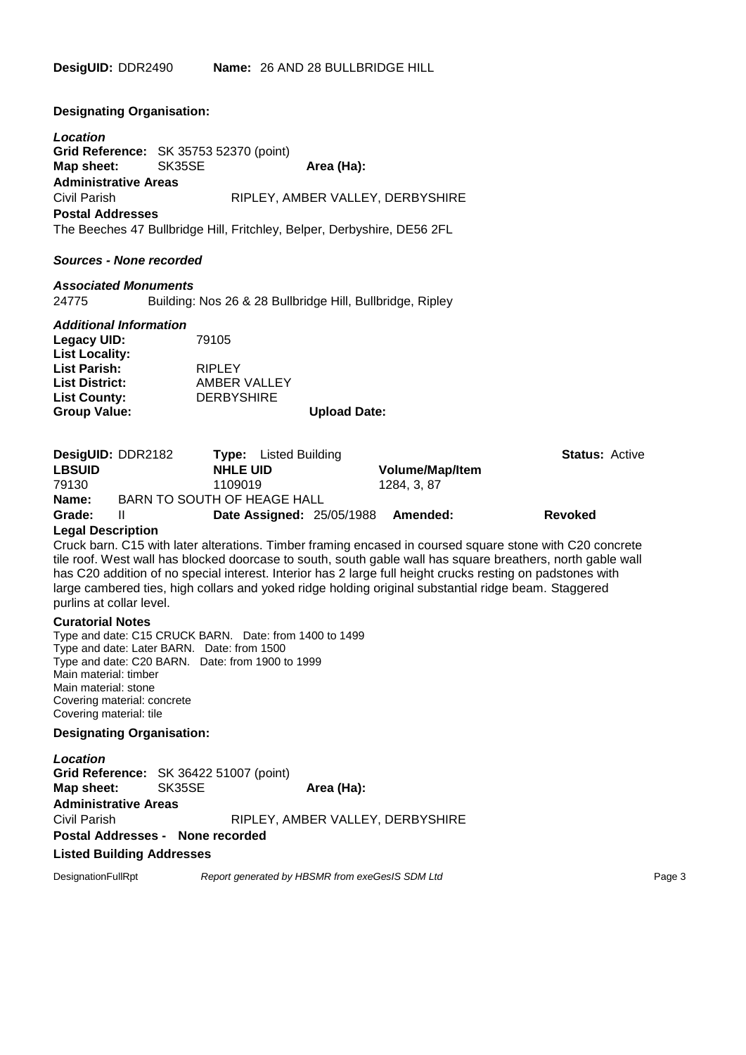**DesigUID:** DDR2490 **Name:** 26 AND 28 BULLBRIDGE HILL

**Designating Organisation:**

***Location***

**Grid Reference:** SK 35753 52370 (point)

**Map sheet:** SK35SE **Area (Ha):**

**Administrative Areas**

Civil Parish RIPLEY, AMBER VALLEY, DERBYSHIRE

**Postal Addresses**

The Beeches 47 Bullbridge Hill, Fritchley, Belper, Derbyshire, DE56 2FL

***Sources - None recorded***

***Associated Monuments***

24775 Building: Nos 26 & 28 Bullbridge Hill, Bullbridge, Ripley

***Additional Information***

**Legacy UID:** 79105

**List Locality:**

**List Parish:** RIPLEY

**List District:** AMBER VALLEY

**List County:** DERBYSHIRE

**Group Value:** **Upload Date:**

**DesigUID:** DDR2182 **Type:** Listed Building **Status:** Active

| LBSUID | NHLE UID | Volume/Map/Item |
|---|---|---|
| 79130 | 1109019 | 1284, 3, 87 |

**Name:** BARN TO SOUTH OF HEAGE HALL

**Grade:** II **Date Assigned:** 25/05/1988 **Amended:** **Revoked**

**Legal Description**

Cruck barn. C15 with later alterations. Timber framing encased in coursed square stone with C20 concrete tile roof. West wall has blocked doorcase to south, south gable wall has square breathers, north gable wall has C20 addition of no special interest. Interior has 2 large full height crucks resting on padstones with large cambered ties, high collars and yoked ridge holding original substantial ridge beam. Staggered purlins at collar level.

**Curatorial Notes**

Type and date: C15 CRUCK BARN. Date: from 1400 to 1499
Type and date: Later BARN. Date: from 1500
Type and date: C20 BARN. Date: from 1900 to 1999
Main material: timber
Main material: stone
Covering material: concrete
Covering material: tile

**Designating Organisation:**

***Location***

**Grid Reference:** SK 36422 51007 (point)

**Map sheet:** SK35SE **Area (Ha):**

**Administrative Areas**

Civil Parish RIPLEY, AMBER VALLEY, DERBYSHIRE

**Postal Addresses - None recorded**

**Listed Building Addresses**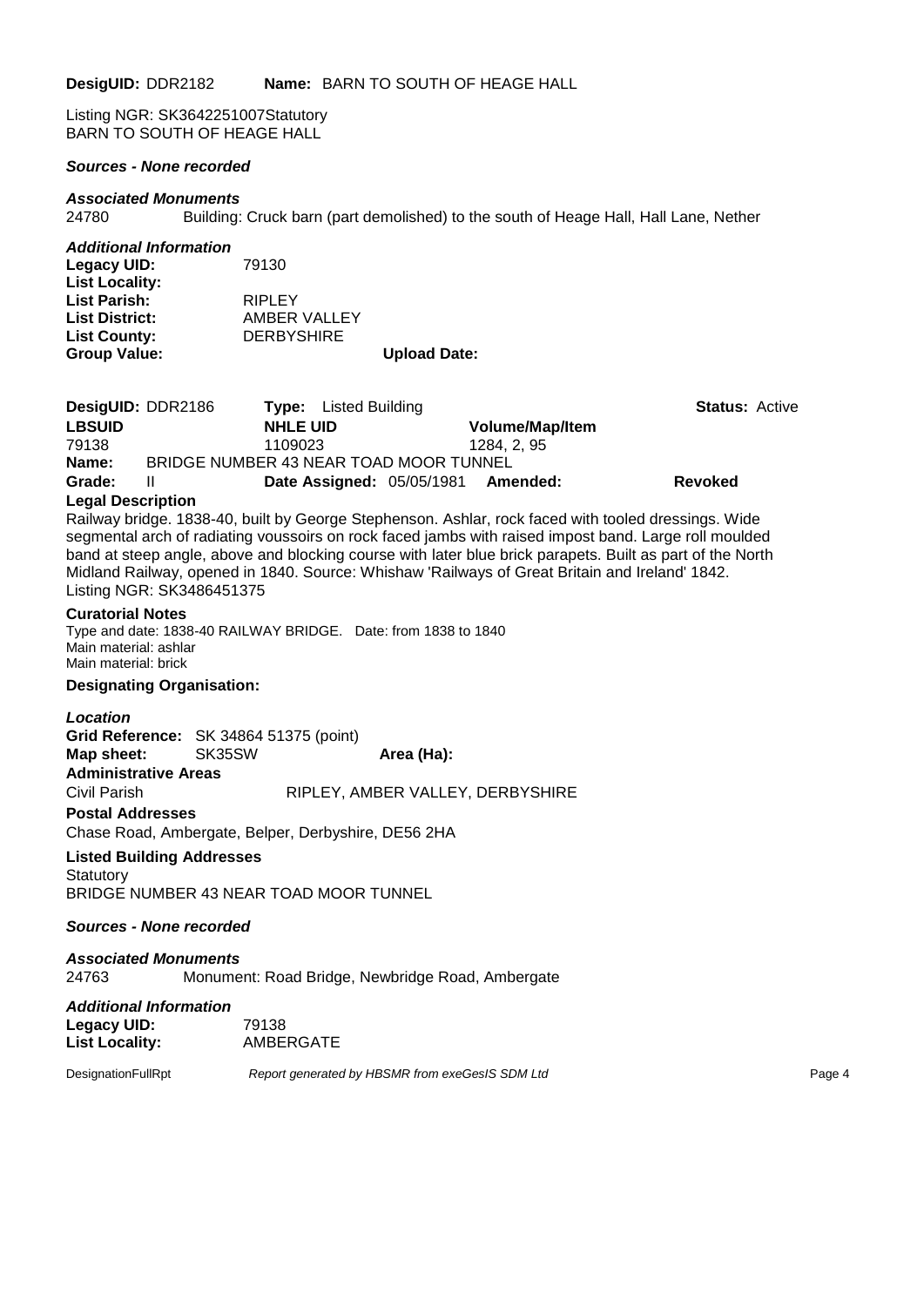**DesigUID:** DDR2182 **Name:** BARN TO SOUTH OF HEAGE HALL

Listing NGR: SK3642251007Statutory
BARN TO SOUTH OF HEAGE HALL

***Sources - None recorded***

***Associated Monuments***

24780 Building: Cruck barn (part demolished) to the south of Heage Hall, Hall Lane, Nether

***Additional Information***

**Legacy UID:** 79130
**List Locality:**
**List Parish:** RIPLEY
**List District:** AMBER VALLEY
**List County:** DERBYSHIRE
**Group Value:** **Upload Date:**

**DesigUID:** DDR2186 **Type:** Listed Building **Status:** Active

| **LBSUID** | **NHLE UID** | **Volume/Map/Item** |
|---|---|---|
| 79138 | 1109023 | 1284, 2, 95 |

**Name:** BRIDGE NUMBER 43 NEAR TOAD MOOR TUNNEL

**Grade:** II **Date Assigned:** 05/05/1981 **Amended:** **Revoked**

**Legal Description**

Railway bridge. 1838-40, built by George Stephenson. Ashlar, rock faced with tooled dressings. Wide segmental arch of radiating voussoirs on rock faced jambs with raised impost band. Large roll moulded band at steep angle, above and blocking course with later blue brick parapets. Built as part of the North Midland Railway, opened in 1840. Source: Whishaw 'Railways of Great Britain and Ireland' 1842.
Listing NGR: SK3486451375

**Curatorial Notes**

Type and date: 1838-40 RAILWAY BRIDGE. Date: from 1838 to 1840
Main material: ashlar
Main material: brick

**Designating Organisation:**

***Location***

**Grid Reference:** SK 34864 51375 (point)
**Map sheet:** SK35SW **Area (Ha):**

**Administrative Areas**

Civil Parish RIPLEY, AMBER VALLEY, DERBYSHIRE

**Postal Addresses**

Chase Road, Ambergate, Belper, Derbyshire, DE56 2HA

**Listed Building Addresses**

Statutory
BRIDGE NUMBER 43 NEAR TOAD MOOR TUNNEL

***Sources - None recorded***

***Associated Monuments***

24763 Monument: Road Bridge, Newbridge Road, Ambergate

***Additional Information***

**Legacy UID:** 79138
**List Locality:** AMBERGATE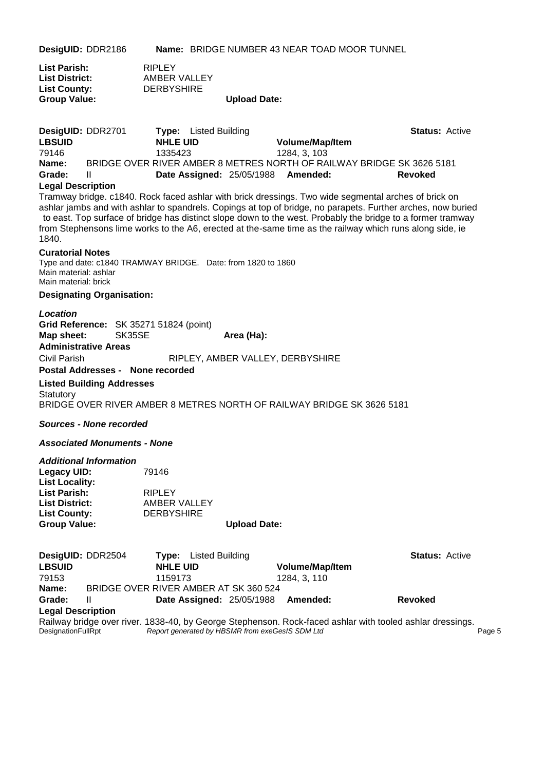**DesigUID:** DDR2186 **Name:** BRIDGE NUMBER 43 NEAR TOAD MOOR TUNNEL

**List Parish:** RIPLEY
**List District:** AMBER VALLEY
**List County:** DERBYSHIRE
**Group Value:** **Upload Date:**

**DesigUID:** DDR2701 **Type:** Listed Building **Status:** Active

| **LBSUID** | **NHLE UID** | **Volume/Map/Item** |
|---|---|---|
| 79146 | 1335423 | 1284, 3, 103 |

**Name:** BRIDGE OVER RIVER AMBER 8 METRES NORTH OF RAILWAY BRIDGE SK 3626 5181
**Grade:** II **Date Assigned:** 25/05/1988 **Amended:** **Revoked**

**Legal Description**

Tramway bridge. c1840. Rock faced ashlar with brick dressings. Two wide segmental arches of brick on ashlar jambs and with ashlar to spandrels. Copings at top of bridge, no parapets. Further arches, now buried to east. Top surface of bridge has distinct slope down to the west. Probably the bridge to a former tramway from Stephensons lime works to the A6, erected at the-same time as the railway which runs along side, ie 1840.

**Curatorial Notes**

Type and date: c1840 TRAMWAY BRIDGE. Date: from 1820 to 1860
Main material: ashlar
Main material: brick

**Designating Organisation:**

***Location***

**Grid Reference:** SK 35271 51824 (point)
**Map sheet:** SK35SE **Area (Ha):**

**Administrative Areas**

Civil Parish RIPLEY, AMBER VALLEY, DERBYSHIRE

**Postal Addresses - None recorded**

**Listed Building Addresses**

Statutory
BRIDGE OVER RIVER AMBER 8 METRES NORTH OF RAILWAY BRIDGE SK 3626 5181

***Sources - None recorded***

***Associated Monuments - None***

***Additional Information***

**Legacy UID:** 79146
**List Locality:**
**List Parish:** RIPLEY
**List District:** AMBER VALLEY
**List County:** DERBYSHIRE
**Group Value:** **Upload Date:**

**DesigUID:** DDR2504 **Type:** Listed Building **Status:** Active

| **LBSUID** | **NHLE UID** | **Volume/Map/Item** |
|---|---|---|
| 79153 | 1159173 | 1284, 3, 110 |

**Name:** BRIDGE OVER RIVER AMBER AT SK 360 524
**Grade:** II **Date Assigned:** 25/05/1988 **Amended:** **Revoked**

**Legal Description**

Railway bridge over river. 1838-40, by George Stephenson. Rock-faced ashlar with tooled ashlar dressings.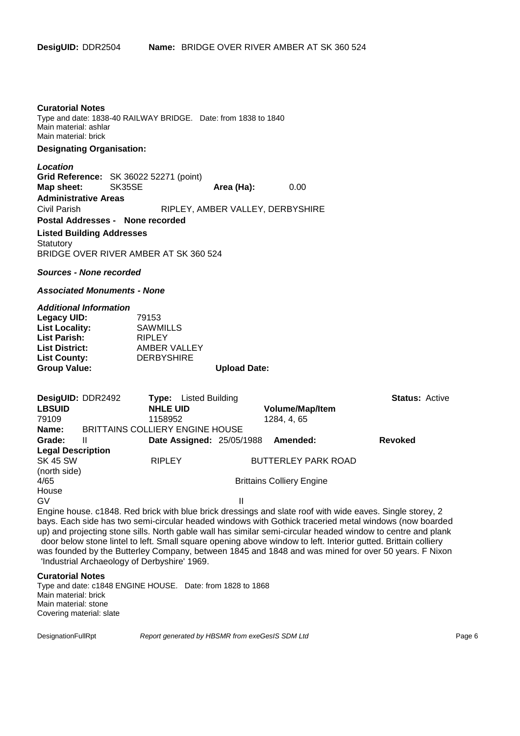**DesigUID:** DDR2504 **Name:** BRIDGE OVER RIVER AMBER AT SK 360 524

**Curatorial Notes**

Type and date: 1838-40 RAILWAY BRIDGE. Date: from 1838 to 1840
Main material: ashlar
Main material: brick

**Designating Organisation:**

***Location***

**Grid Reference:** SK 36022 52271 (point)

**Map sheet:** SK35SE **Area (Ha):** 0.00

**Administrative Areas**

Civil Parish RIPLEY, AMBER VALLEY, DERBYSHIRE

**Postal Addresses - None recorded**

**Listed Building Addresses**

Statutory
BRIDGE OVER RIVER AMBER AT SK 360 524

***Sources - None recorded***

***Associated Monuments - None***

***Additional Information***

**Legacy UID:** 79153
**List Locality:** SAWMILLS
**List Parish:** RIPLEY
**List District:** AMBER VALLEY
**List County:** DERBYSHIRE
**Group Value:** **Upload Date:**

**DesigUID:** DDR2492 **Type:** Listed Building **Status:** Active

| LBSUID | NHLE UID | Volume/Map/Item |
|---|---|---|
| 79109 | 1158952 | 1284, 4, 65 |

**Name:** BRITTAINS COLLIERY ENGINE HOUSE

**Grade:** II **Date Assigned:** 25/05/1988 **Amended:** **Revoked**

**Legal Description**

SK 45 SW RIPLEY BUTTERLEY PARK ROAD
(north side)
4/65 Brittains Colliery Engine
House
GV II

Engine house. c1848. Red brick with blue brick dressings and slate roof with wide eaves. Single storey, 2 bays. Each side has two semi-circular headed windows with Gothick traceried metal windows (now boarded up) and projecting stone sills. North gable wall has similar semi-circular headed window to centre and plank door below stone lintel to left. Small square opening above window to left. Interior gutted. Brittain colliery was founded by the Butterley Company, between 1845 and 1848 and was mined for over 50 years. F Nixon 'Industrial Archaeology of Derbyshire' 1969.

**Curatorial Notes**

Type and date: c1848 ENGINE HOUSE. Date: from 1828 to 1868
Main material: brick
Main material: stone
Covering material: slate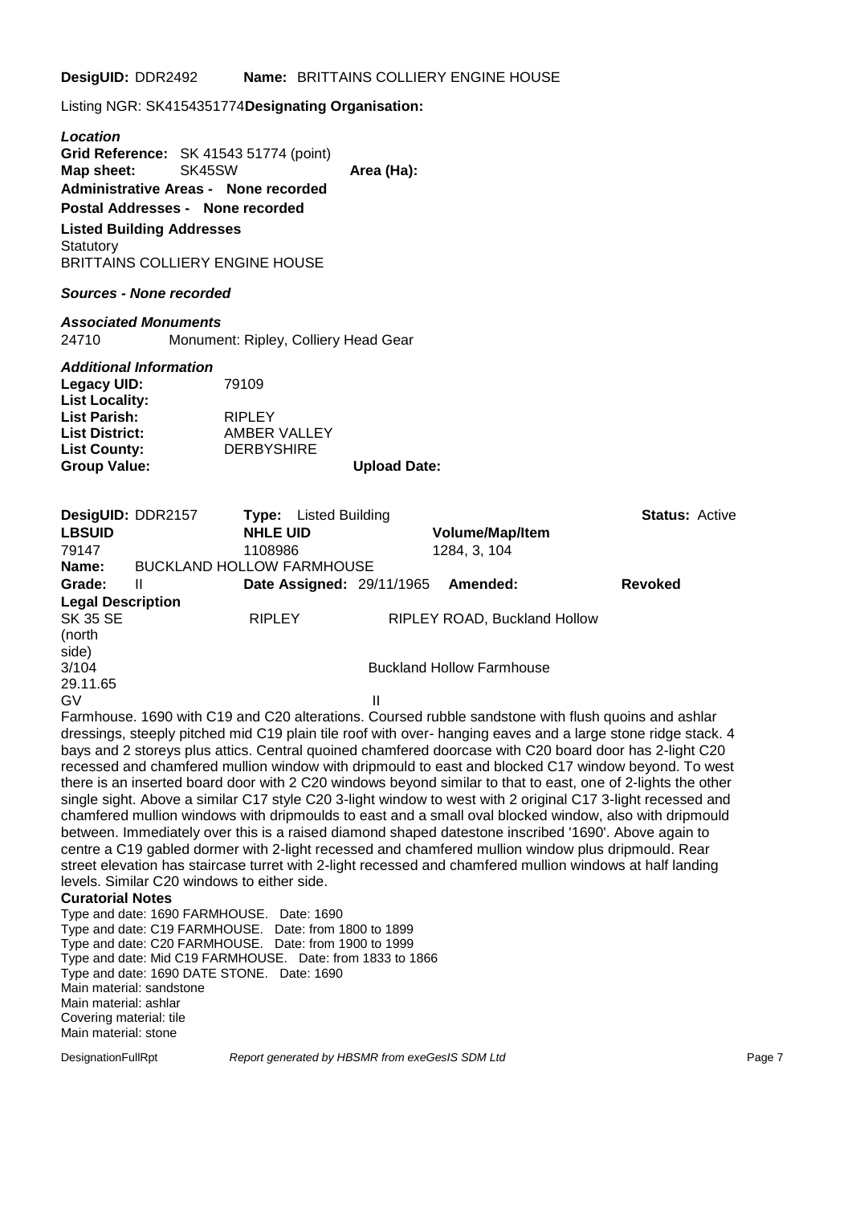**DesigUID:** DDR2492 **Name:** BRITTAINS COLLIERY ENGINE HOUSE

Listing NGR: SK4154351774**Designating Organisation:**

***Location***

**Grid Reference:** SK 41543 51774 (point)
**Map sheet:** SK45SW **Area (Ha):**
**Administrative Areas - None recorded**
**Postal Addresses - None recorded**
**Listed Building Addresses**
Statutory
BRITTAINS COLLIERY ENGINE HOUSE

***Sources - None recorded***

***Associated Monuments***

24710 Monument: Ripley, Colliery Head Gear

***Additional Information***

**Legacy UID:** 79109
**List Locality:**
**List Parish:** RIPLEY
**List District:** AMBER VALLEY
**List County:** DERBYSHIRE
**Group Value:** **Upload Date:**

**DesigUID:** DDR2157 **Type:** Listed Building **Status:** Active

| LBSUID | NHLE UID | Volume/Map/Item |
|---|---|---|
| 79147 | 1108986 | 1284, 3, 104 |

**Name:** BUCKLAND HOLLOW FARMHOUSE
**Grade:** II **Date Assigned:** 29/11/1965 **Amended:** **Revoked**

**Legal Description**

SK 35 SE RIPLEY RIPLEY ROAD, Buckland Hollow
(north side)
3/104 Buckland Hollow Farmhouse
29.11.65
GV II

Farmhouse. 1690 with C19 and C20 alterations. Coursed rubble sandstone with flush quoins and ashlar dressings, steeply pitched mid C19 plain tile roof with over- hanging eaves and a large stone ridge stack. 4 bays and 2 storeys plus attics. Central quoined chamfered doorcase with C20 board door has 2-light C20 recessed and chamfered mullion window with dripmould to east and blocked C17 window beyond. To west there is an inserted board door with 2 C20 windows beyond similar to that to east, one of 2-lights the other single sight. Above a similar C17 style C20 3-light window to west with 2 original C17 3-light recessed and chamfered mullion windows with dripmoulds to east and a small oval blocked window, also with dripmould between. Immediately over this is a raised diamond shaped datestone inscribed '1690'. Above again to centre a C19 gabled dormer with 2-light recessed and chamfered mullion window plus dripmould. Rear street elevation has staircase turret with 2-light recessed and chamfered mullion windows at half landing levels. Similar C20 windows to either side.

**Curatorial Notes**

Type and date: 1690 FARMHOUSE. Date: 1690
Type and date: C19 FARMHOUSE. Date: from 1800 to 1899
Type and date: C20 FARMHOUSE. Date: from 1900 to 1999
Type and date: Mid C19 FARMHOUSE. Date: from 1833 to 1866
Type and date: 1690 DATE STONE. Date: 1690
Main material: sandstone
Main material: ashlar
Covering material: tile
Main material: stone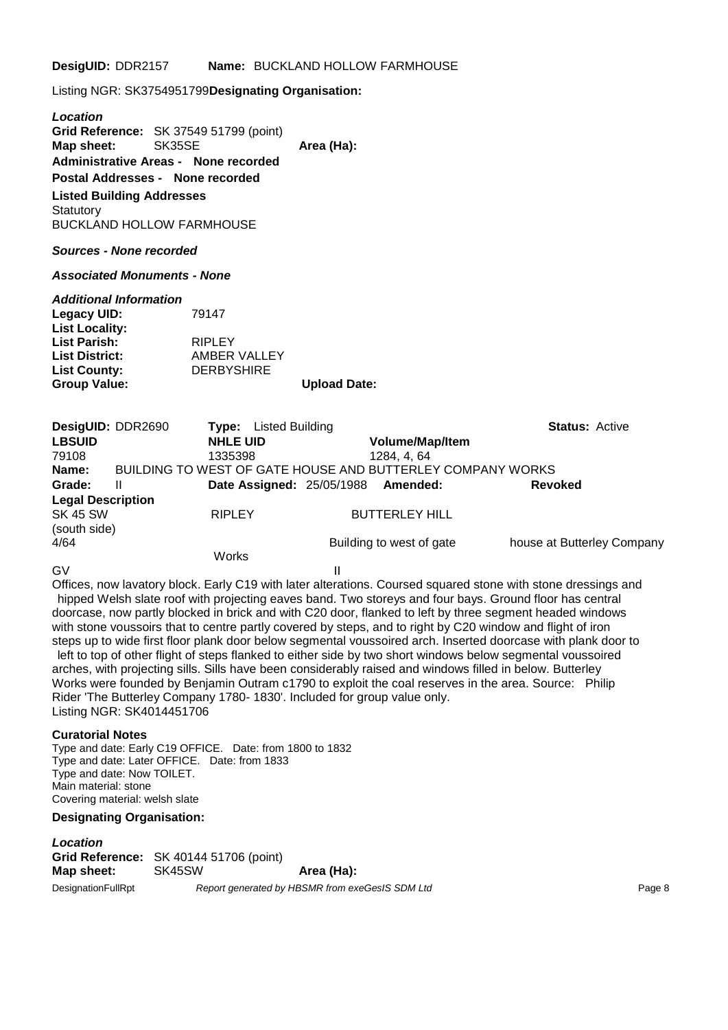**DesigUID:** DDR2157 **Name:** BUCKLAND HOLLOW FARMHOUSE

Listing NGR: SK3754951799**Designating Organisation:**

***Location***

**Grid Reference:** SK 37549 51799 (point)
**Map sheet:** SK35SE **Area (Ha):**
**Administrative Areas - None recorded**
**Postal Addresses - None recorded**
**Listed Building Addresses**
Statutory
BUCKLAND HOLLOW FARMHOUSE

***Sources - None recorded***

***Associated Monuments - None***

***Additional Information***

**Legacy UID:** 79147
**List Locality:**
**List Parish:** RIPLEY
**List District:** AMBER VALLEY
**List County:** DERBYSHIRE
**Group Value:** **Upload Date:**

**DesigUID:** DDR2690 **Type:** Listed Building **Status:** Active

| LBSUID | NHLE UID | Volume/Map/Item |
|---|---|---|
| 79108 | 1335398 | 1284, 4, 64 |

**Name:** BUILDING TO WEST OF GATE HOUSE AND BUTTERLEY COMPANY WORKS
**Grade:** II **Date Assigned:** 25/05/1988 **Amended:** **Revoked**

**Legal Description**

SK 45 SW RIPLEY BUTTERLEY HILL
(south side)
4/64 Building to west of gate house at Butterley Company Works
GV II

Offices, now lavatory block. Early C19 with later alterations. Coursed squared stone with stone dressings and hipped Welsh slate roof with projecting eaves band. Two storeys and four bays. Ground floor has central doorcase, now partly blocked in brick and with C20 door, flanked to left by three segment headed windows with stone voussoirs that to centre partly covered by steps, and to right by C20 window and flight of iron steps up to wide first floor plank door below segmental voussoired arch. Inserted doorcase with plank door to left to top of other flight of steps flanked to either side by two short windows below segmental voussoired arches, with projecting sills. Sills have been considerably raised and windows filled in below. Butterley Works were founded by Benjamin Outram c1790 to exploit the coal reserves in the area. Source: Philip Rider 'The Butterley Company 1780- 1830'. Included for group value only.
Listing NGR: SK4014451706

**Curatorial Notes**

Type and date: Early C19 OFFICE. Date: from 1800 to 1832
Type and date: Later OFFICE. Date: from 1833
Type and date: Now TOILET.
Main material: stone
Covering material: welsh slate

**Designating Organisation:**

***Location***

**Grid Reference:** SK 40144 51706 (point)
**Map sheet:** SK45SW **Area (Ha):**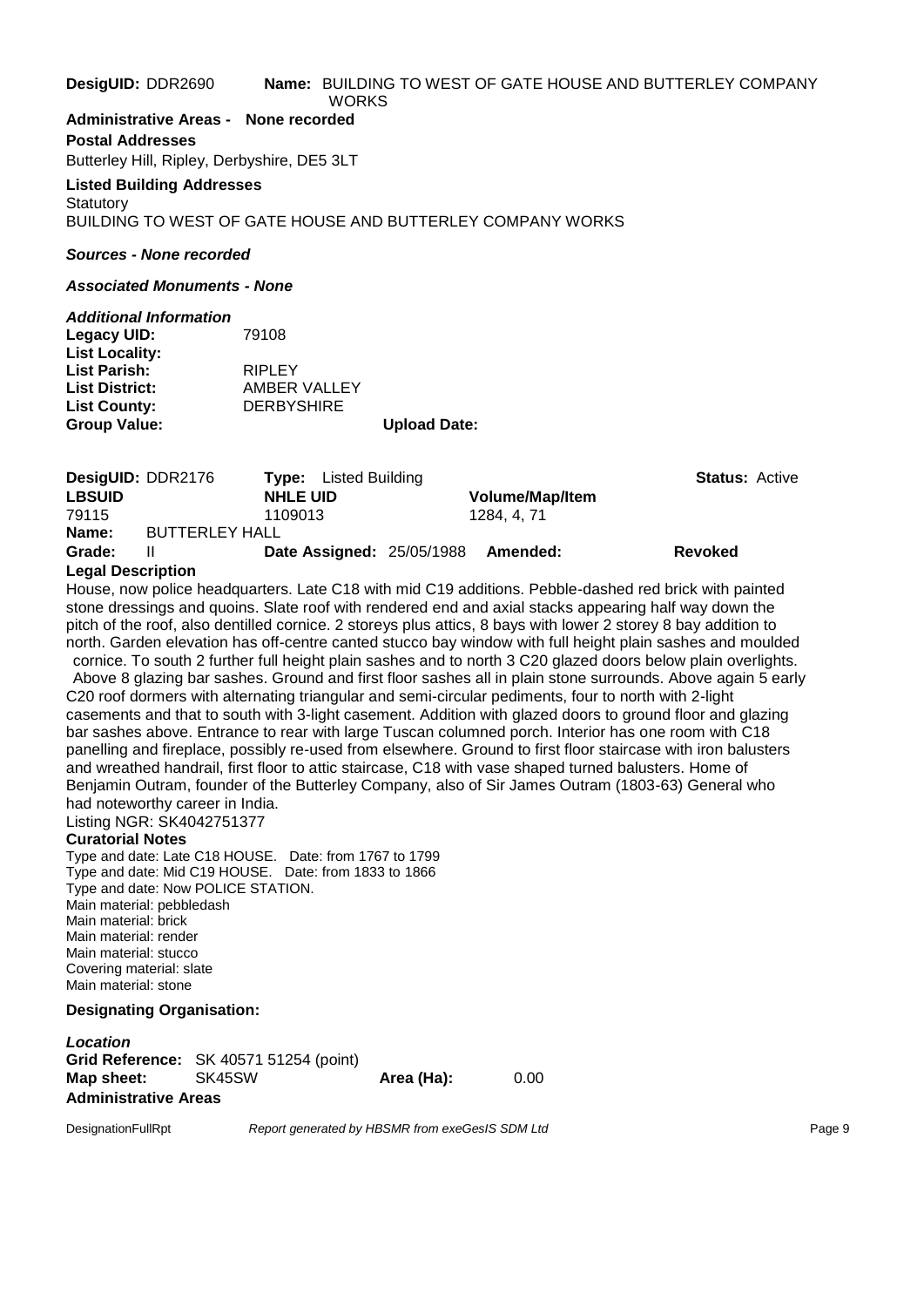**DesigUID:** DDR2690 **Name:** BUILDING TO WEST OF GATE HOUSE AND BUTTERLEY COMPANY WORKS

**Administrative Areas - None recorded**

**Postal Addresses**

Butterley Hill, Ripley, Derbyshire, DE5 3LT

**Listed Building Addresses**

Statutory

BUILDING TO WEST OF GATE HOUSE AND BUTTERLEY COMPANY WORKS

***Sources - None recorded***

***Associated Monuments - None***

***Additional Information***

**Legacy UID:** 79108
**List Locality:**
**List Parish:** RIPLEY
**List District:** AMBER VALLEY
**List County:** DERBYSHIRE
**Group Value:** **Upload Date:**

---

**DesigUID:** DDR2176 **Type:** Listed Building **Status:** Active

| LBSUID | NHLE UID | Volume/Map/Item |
|---|---|---|
| 79115 | 1109013 | 1284, 4, 71 |

**Name:** BUTTERLEY HALL

**Grade:** II **Date Assigned:** 25/05/1988 **Amended:** **Revoked**

**Legal Description**

House, now police headquarters. Late C18 with mid C19 additions. Pebble-dashed red brick with painted stone dressings and quoins. Slate roof with rendered end and axial stacks appearing half way down the pitch of the roof, also dentilled cornice. 2 storeys plus attics, 8 bays with lower 2 storey 8 bay addition to north. Garden elevation has off-centre canted stucco bay window with full height plain sashes and moulded cornice. To south 2 further full height plain sashes and to north 3 C20 glazed doors below plain overlights. Above 8 glazing bar sashes. Ground and first floor sashes all in plain stone surrounds. Above again 5 early C20 roof dormers with alternating triangular and semi-circular pediments, four to north with 2-light casements and that to south with 3-light casement. Addition with glazed doors to ground floor and glazing bar sashes above. Entrance to rear with large Tuscan columned porch. Interior has one room with C18 panelling and fireplace, possibly re-used from elsewhere. Ground to first floor staircase with iron balusters and wreathed handrail, first floor to attic staircase, C18 with vase shaped turned balusters. Home of Benjamin Outram, founder of the Butterley Company, also of Sir James Outram (1803-63) General who had noteworthy career in India.

Listing NGR: SK4042751377

**Curatorial Notes**

Type and date: Late C18 HOUSE. Date: from 1767 to 1799
Type and date: Mid C19 HOUSE. Date: from 1833 to 1866
Type and date: Now POLICE STATION.
Main material: pebbledash
Main material: brick
Main material: render
Main material: stucco
Covering material: slate
Main material: stone

**Designating Organisation:**

***Location***

**Grid Reference:** SK 40571 51254 (point)
**Map sheet:** SK45SW **Area (Ha):** 0.00

**Administrative Areas**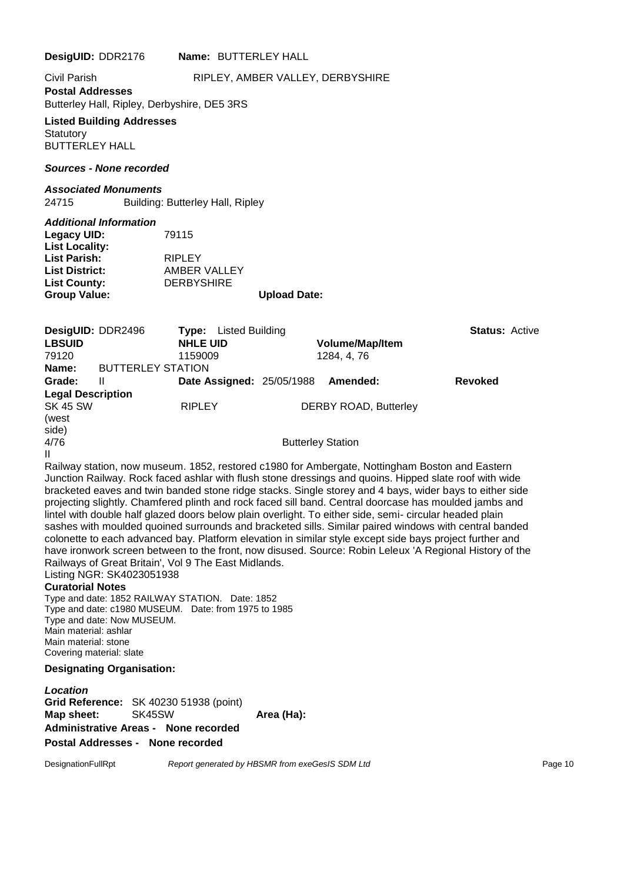**DesigUID:** DDR2176 **Name:** BUTTERLEY HALL

Civil Parish RIPLEY, AMBER VALLEY, DERBYSHIRE

**Postal Addresses**

Butterley Hall, Ripley, Derbyshire, DE5 3RS

**Listed Building Addresses**

Statutory

BUTTERLEY HALL

***Sources - None recorded***

***Associated Monuments***

24715 Building: Butterley Hall, Ripley

***Additional Information***

**Legacy UID:** 79115

**List Locality:**

**List Parish:** RIPLEY

**List District:** AMBER VALLEY

**List County:** DERBYSHIRE

**Group Value:** **Upload Date:**

**DesigUID:** DDR2496 **Type:** Listed Building **Status:** Active

| **LBSUID** | **NHLE UID** | **Volume/Map/Item** |
|---|---|---|
| 79120 | 1159009 | 1284, 4, 76 |

**Name:** BUTTERLEY STATION

**Grade:** II **Date Assigned:** 25/05/1988 **Amended:** **Revoked**

**Legal Description**

SK 45 SW (west side) RIPLEY DERBY ROAD, Butterley

4/76 Butterley Station

II

Railway station, now museum. 1852, restored c1980 for Ambergate, Nottingham Boston and Eastern Junction Railway. Rock faced ashlar with flush stone dressings and quoins. Hipped slate roof with wide bracketed eaves and twin banded stone ridge stacks. Single storey and 4 bays, wider bays to either side projecting slightly. Chamfered plinth and rock faced sill band. Central doorcase has moulded jambs and lintel with double half glazed doors below plain overlight. To either side, semi- circular headed plain sashes with moulded quoined surrounds and bracketed sills. Similar paired windows with central banded colonette to each advanced bay. Platform elevation in similar style except side bays project further and have ironwork screen between to the front, now disused. Source: Robin Leleux 'A Regional History of the Railways of Great Britain', Vol 9 The East Midlands.

Listing NGR: SK4023051938

**Curatorial Notes**

Type and date: 1852 RAILWAY STATION. Date: 1852
Type and date: c1980 MUSEUM. Date: from 1975 to 1985
Type and date: Now MUSEUM.
Main material: ashlar
Main material: stone
Covering material: slate

**Designating Organisation:**

***Location***

**Grid Reference:** SK 40230 51938 (point)

**Map sheet:** SK45SW **Area (Ha):**

**Administrative Areas - None recorded**

**Postal Addresses - None recorded**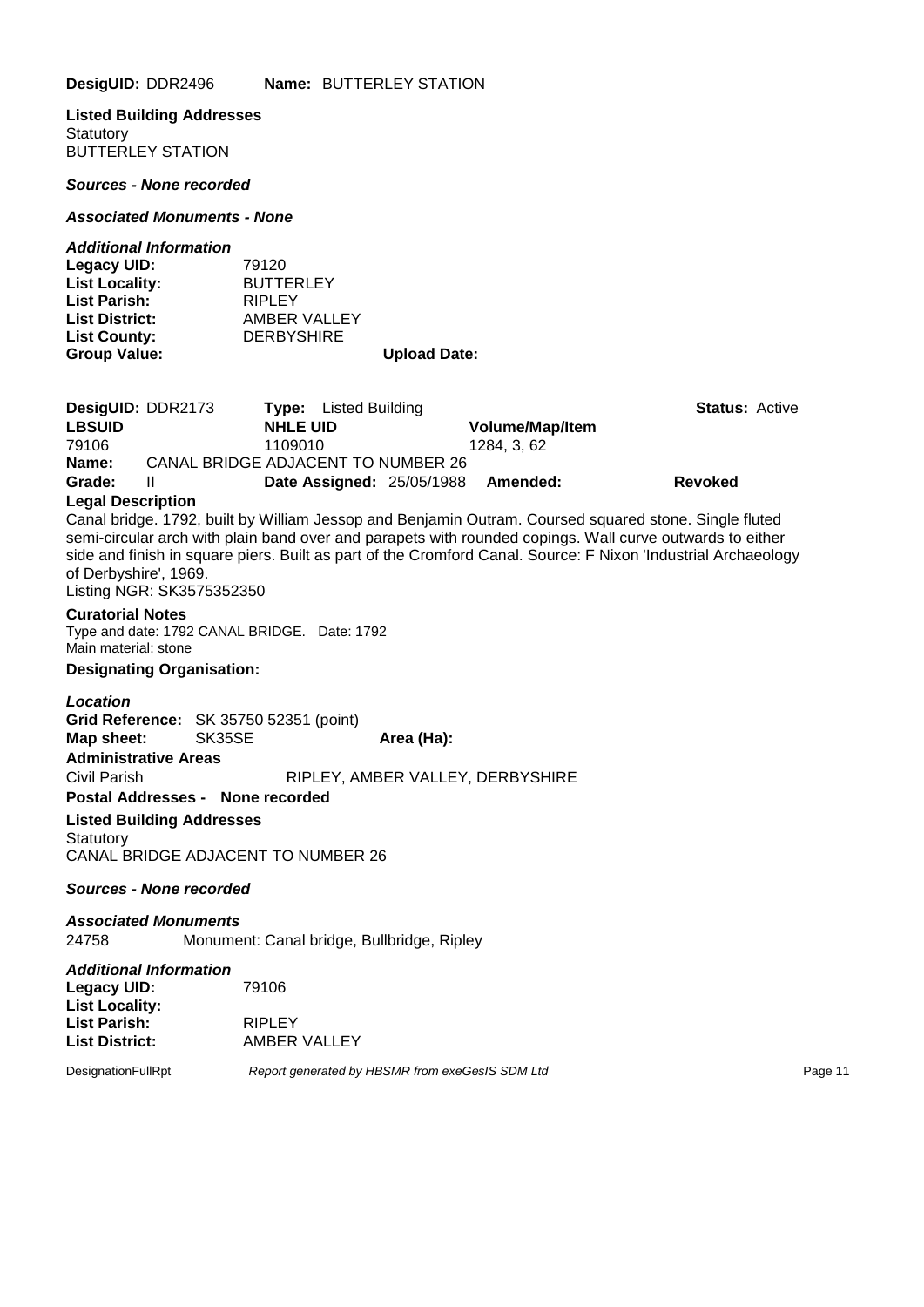**DesigUID:** DDR2496 **Name:** BUTTERLEY STATION

**Listed Building Addresses**
Statutory
BUTTERLEY STATION

***Sources - None recorded***

***Associated Monuments - None***

***Additional Information***

**Legacy UID:** 79120
**List Locality:** BUTTERLEY
**List Parish:** RIPLEY
**List District:** AMBER VALLEY
**List County:** DERBYSHIRE
**Group Value:** **Upload Date:**

**DesigUID:** DDR2173 **Type:** Listed Building **Status:** Active

| LBSUID | NHLE UID | Volume/Map/Item |
|---|---|---|
| 79106 | 1109010 | 1284, 3, 62 |

**Name:** CANAL BRIDGE ADJACENT TO NUMBER 26
**Grade:** II **Date Assigned:** 25/05/1988 **Amended:** **Revoked**

**Legal Description**
Canal bridge. 1792, built by William Jessop and Benjamin Outram. Coursed squared stone. Single fluted semi-circular arch with plain band over and parapets with rounded copings. Wall curve outwards to either side and finish in square piers. Built as part of the Cromford Canal. Source: F Nixon 'Industrial Archaeology of Derbyshire', 1969.
Listing NGR: SK3575352350

**Curatorial Notes**
Type and date: 1792 CANAL BRIDGE. Date: 1792
Main material: stone

**Designating Organisation:**

***Location***
**Grid Reference:** SK 35750 52351 (point)
**Map sheet:** SK35SE **Area (Ha):**

**Administrative Areas**
Civil Parish RIPLEY, AMBER VALLEY, DERBYSHIRE

**Postal Addresses - None recorded**

**Listed Building Addresses**
Statutory
CANAL BRIDGE ADJACENT TO NUMBER 26

***Sources - None recorded***

***Associated Monuments***
24758 Monument: Canal bridge, Bullbridge, Ripley

***Additional Information***

**Legacy UID:** 79106
**List Locality:**
**List Parish:** RIPLEY
**List District:** AMBER VALLEY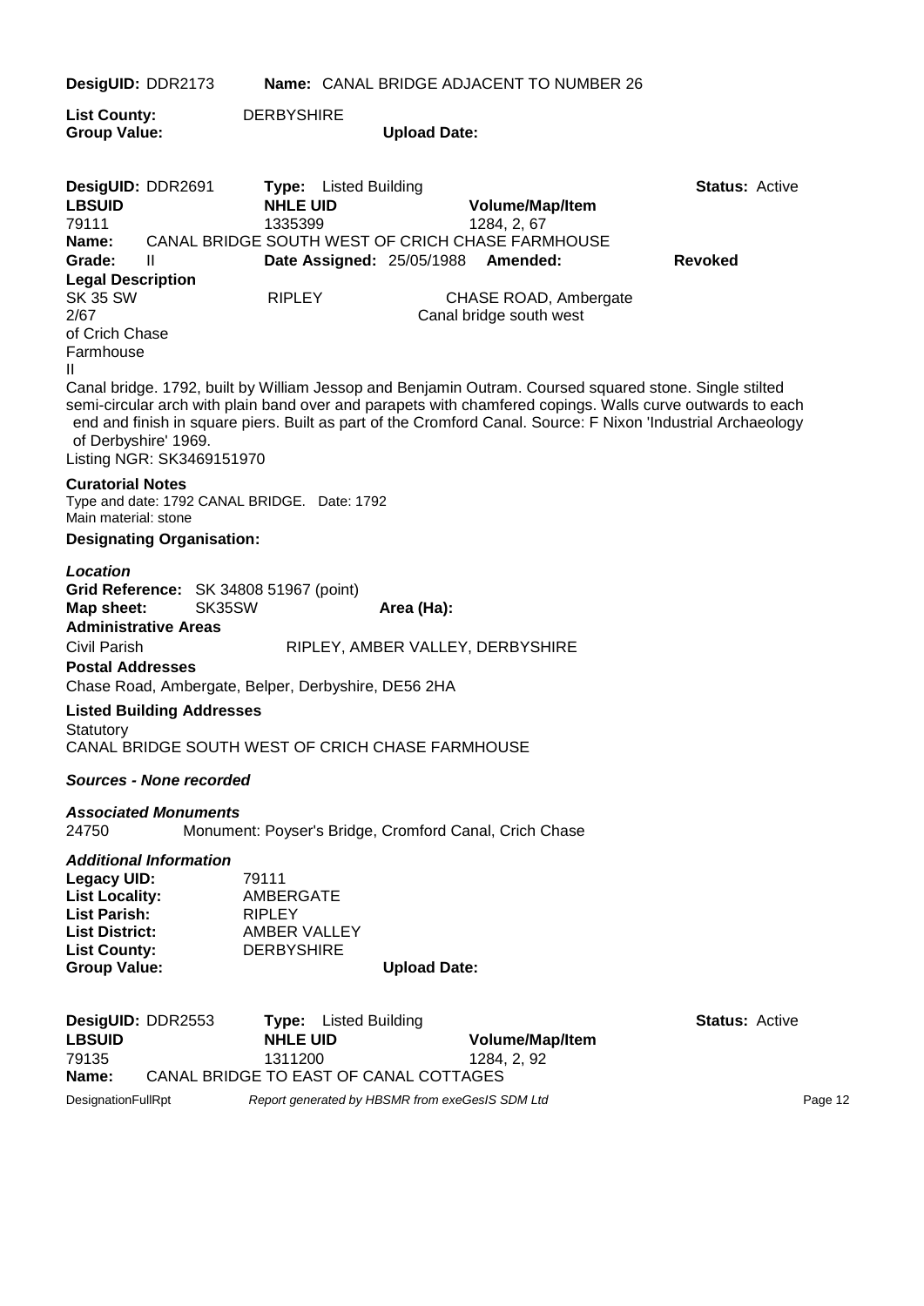**DesigUID:** DDR2173 **Name:** CANAL BRIDGE ADJACENT TO NUMBER 26

**List County:** DERBYSHIRE
**Group Value:** **Upload Date:**

**DesigUID:** DDR2691 **Type:** Listed Building **Status:** Active

| **LBSUID** | **NHLE UID** | **Volume/Map/Item** |
|---|---|---|
| 79111 | 1335399 | 1284, 2, 67 |

**Name:** CANAL BRIDGE SOUTH WEST OF CRICH CHASE FARMHOUSE

**Grade:** II **Date Assigned:** 25/05/1988 **Amended:** **Revoked**

**Legal Description**

SK 35 SW RIPLEY CHASE ROAD, Ambergate
2/67 Canal bridge south west
of Crich Chase
Farmhouse
II

Canal bridge. 1792, built by William Jessop and Benjamin Outram. Coursed squared stone. Single stilted semi-circular arch with plain band over and parapets with chamfered copings. Walls curve outwards to each end and finish in square piers. Built as part of the Cromford Canal. Source: F Nixon 'Industrial Archaeology of Derbyshire' 1969.

Listing NGR: SK3469151970

**Curatorial Notes**

Type and date: 1792 CANAL BRIDGE. Date: 1792
Main material: stone

**Designating Organisation:**

***Location***

**Grid Reference:** SK 34808 51967 (point)
**Map sheet:** SK35SW **Area (Ha):**

**Administrative Areas**

Civil Parish RIPLEY, AMBER VALLEY, DERBYSHIRE

**Postal Addresses**

Chase Road, Ambergate, Belper, Derbyshire, DE56 2HA

**Listed Building Addresses**

Statutory
CANAL BRIDGE SOUTH WEST OF CRICH CHASE FARMHOUSE

***Sources - None recorded***

***Associated Monuments***

24750 Monument: Poyser's Bridge, Cromford Canal, Crich Chase

***Additional Information***

**Legacy UID:** 79111
**List Locality:** AMBERGATE
**List Parish:** RIPLEY
**List District:** AMBER VALLEY
**List County:** DERBYSHIRE
**Group Value:** **Upload Date:**

**DesigUID:** DDR2553 **Type:** Listed Building **Status:** Active

| **LBSUID** | **NHLE UID** | **Volume/Map/Item** |
|---|---|---|
| 79135 | 1311200 | 1284, 2, 92 |

**Name:** CANAL BRIDGE TO EAST OF CANAL COTTAGES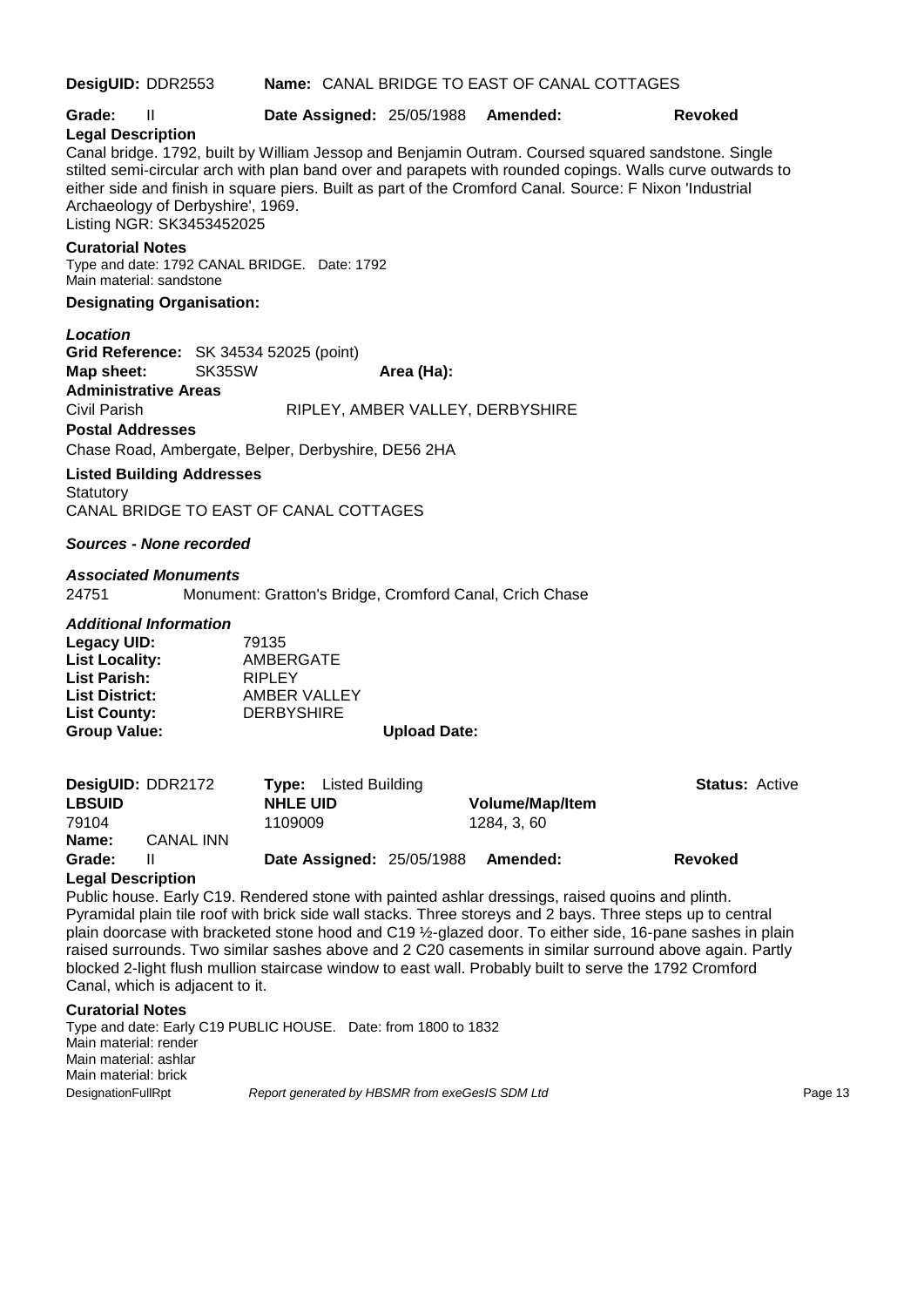**DesigUID:** DDR2553 **Name:** CANAL BRIDGE TO EAST OF CANAL COTTAGES

**Grade:** II **Date Assigned:** 25/05/1988 **Amended:** **Revoked**

**Legal Description**

Canal bridge. 1792, built by William Jessop and Benjamin Outram. Coursed squared sandstone. Single stilted semi-circular arch with plan band over and parapets with rounded copings. Walls curve outwards to either side and finish in square piers. Built as part of the Cromford Canal. Source: F Nixon 'Industrial Archaeology of Derbyshire', 1969.
Listing NGR: SK3453452025

**Curatorial Notes**

Type and date: 1792 CANAL BRIDGE. Date: 1792
Main material: sandstone

**Designating Organisation:**

***Location***

**Grid Reference:** SK 34534 52025 (point)
**Map sheet:** SK35SW **Area (Ha):**

**Administrative Areas**

Civil Parish RIPLEY, AMBER VALLEY, DERBYSHIRE

**Postal Addresses**

Chase Road, Ambergate, Belper, Derbyshire, DE56 2HA

**Listed Building Addresses**

Statutory
CANAL BRIDGE TO EAST OF CANAL COTTAGES

***Sources - None recorded***

***Associated Monuments***

24751 Monument: Gratton's Bridge, Cromford Canal, Crich Chase

***Additional Information***

**Legacy UID:** 79135
**List Locality:** AMBERGATE
**List Parish:** RIPLEY
**List District:** AMBER VALLEY
**List County:** DERBYSHIRE
**Group Value:** **Upload Date:**

---

**DesigUID:** DDR2172 **Type:** Listed Building **Status:** Active

| LBSUID | NHLE UID | Volume/Map/Item |
|---|---|---|
| 79104 | 1109009 | 1284, 3, 60 |

**Name:** CANAL INN

**Grade:** II **Date Assigned:** 25/05/1988 **Amended:** **Revoked**

**Legal Description**

Public house. Early C19. Rendered stone with painted ashlar dressings, raised quoins and plinth. Pyramidal plain tile roof with brick side wall stacks. Three storeys and 2 bays. Three steps up to central plain doorcase with bracketed stone hood and C19 ½-glazed door. To either side, 16-pane sashes in plain raised surrounds. Two similar sashes above and 2 C20 casements in similar surround above again. Partly blocked 2-light flush mullion staircase window to east wall. Probably built to serve the 1792 Cromford Canal, which is adjacent to it.

**Curatorial Notes**

Type and date: Early C19 PUBLIC HOUSE. Date: from 1800 to 1832
Main material: render
Main material: ashlar
Main material: brick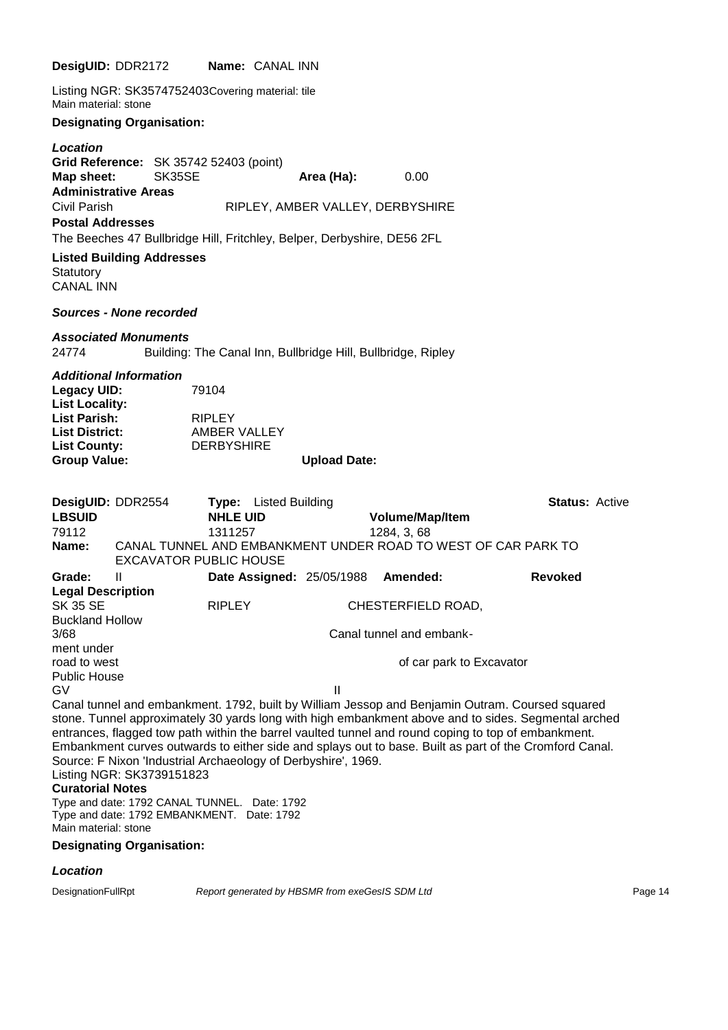**DesigUID:** DDR2172 **Name:** CANAL INN

Listing NGR: SK3574752403Covering material: tile
Main material: stone

**Designating Organisation:**

***Location***

**Grid Reference:** SK 35742 52403 (point)
**Map sheet:** SK35SE **Area (Ha):** 0.00

**Administrative Areas**

Civil Parish RIPLEY, AMBER VALLEY, DERBYSHIRE

**Postal Addresses**

The Beeches 47 Bullbridge Hill, Fritchley, Belper, Derbyshire, DE56 2FL

**Listed Building Addresses**

Statutory
CANAL INN

***Sources - None recorded***

***Associated Monuments***

24774 Building: The Canal Inn, Bullbridge Hill, Bullbridge, Ripley

***Additional Information***

**Legacy UID:** 79104
**List Locality:**
**List Parish:** RIPLEY
**List District:** AMBER VALLEY
**List County:** DERBYSHIRE
**Group Value:** **Upload Date:**

**DesigUID:** DDR2554 **Type:** Listed Building **Status:** Active

| **LBSUID** | **NHLE UID** | **Volume/Map/Item** |
|---|---|---|
| 79112 | 1311257 | 1284, 3, 68 |

**Name:** CANAL TUNNEL AND EMBANKMENT UNDER ROAD TO WEST OF CAR PARK TO EXCAVATOR PUBLIC HOUSE

**Grade:** II **Date Assigned:** 25/05/1988 **Amended:** **Revoked**

**Legal Description**

SK 35 SE RIPLEY CHESTERFIELD ROAD,
Buckland Hollow
3/68 Canal tunnel and embank-
ment under
road to west of car park to Excavator
Public House
GV II

Canal tunnel and embankment. 1792, built by William Jessop and Benjamin Outram. Coursed squared stone. Tunnel approximately 30 yards long with high embankment above and to sides. Segmental arched entrances, flagged tow path within the barrel vaulted tunnel and round coping to top of embankment. Embankment curves outwards to either side and splays out to base. Built as part of the Cromford Canal. Source: F Nixon 'Industrial Archaeology of Derbyshire', 1969.
Listing NGR: SK3739151823

**Curatorial Notes**

Type and date: 1792 CANAL TUNNEL. Date: 1792
Type and date: 1792 EMBANKMENT. Date: 1792
Main material: stone

**Designating Organisation:**

***Location***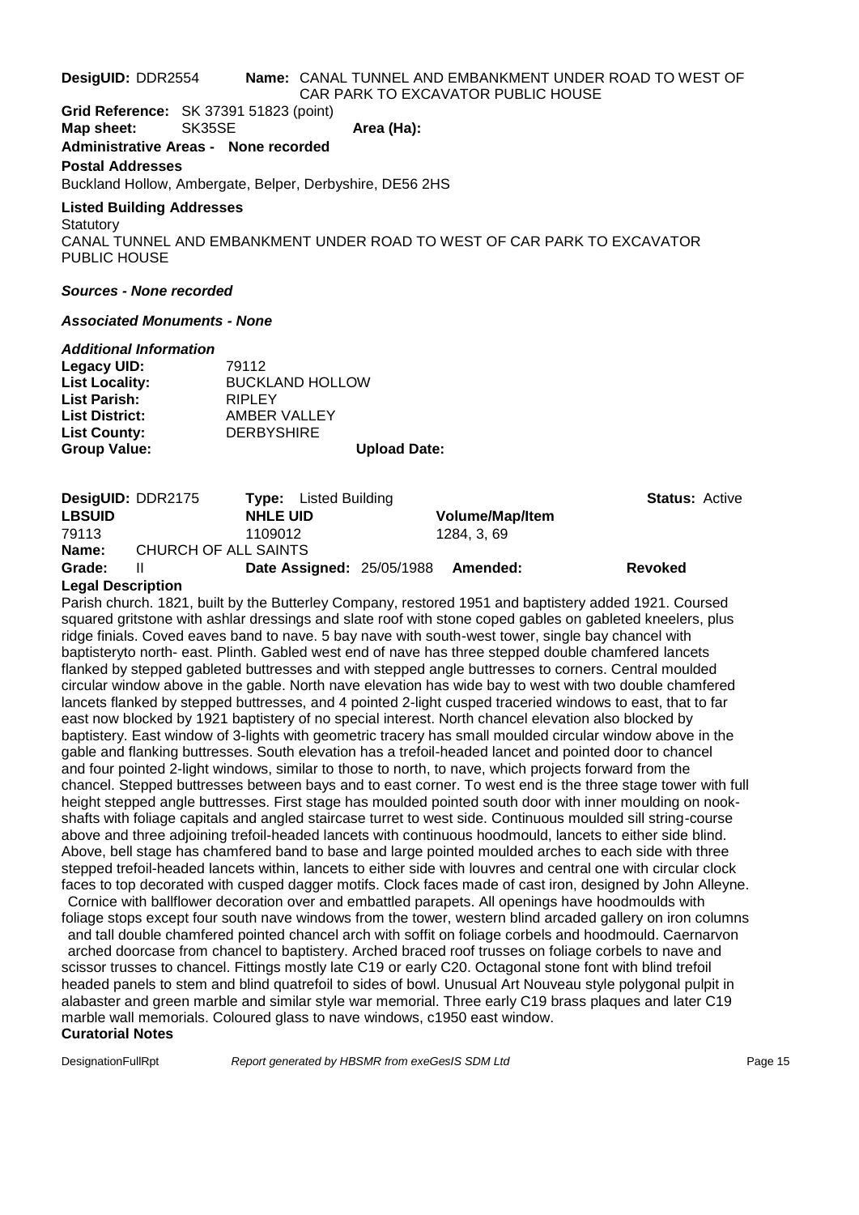**DesigUID:** DDR2554 **Name:** CANAL TUNNEL AND EMBANKMENT UNDER ROAD TO WEST OF CAR PARK TO EXCAVATOR PUBLIC HOUSE

**Grid Reference:** SK 37391 51823 (point)

**Map sheet:** SK35SE **Area (Ha):**

**Administrative Areas - None recorded**

**Postal Addresses**

Buckland Hollow, Ambergate, Belper, Derbyshire, DE56 2HS

**Listed Building Addresses**

Statutory

CANAL TUNNEL AND EMBANKMENT UNDER ROAD TO WEST OF CAR PARK TO EXCAVATOR PUBLIC HOUSE

***Sources - None recorded***

***Associated Monuments - None***

***Additional Information***

**Legacy UID:** 79112

**List Locality:** BUCKLAND HOLLOW

**List Parish:** RIPLEY

**List District:** AMBER VALLEY

**List County:** DERBYSHIRE

**Group Value:** **Upload Date:**

**DesigUID:** DDR2175 **Type:** Listed Building **Status:** Active

| **LBSUID** | **NHLE UID** | **Volume/Map/Item** |
|---|---|---|
| 79113 | 1109012 | 1284, 3, 69 |

**Name:** CHURCH OF ALL SAINTS

**Grade:** II **Date Assigned:** 25/05/1988 **Amended:** **Revoked**

**Legal Description**

Parish church. 1821, built by the Butterley Company, restored 1951 and baptistery added 1921. Coursed squared gritstone with ashlar dressings and slate roof with stone coped gables on gableted kneelers, plus ridge finials. Coved eaves band to nave. 5 bay nave with south-west tower, single bay chancel with baptisteryto north- east. Plinth. Gabled west end of nave has three stepped double chamfered lancets flanked by stepped gableted buttresses and with stepped angle buttresses to corners. Central moulded circular window above in the gable. North nave elevation has wide bay to west with two double chamfered lancets flanked by stepped buttresses, and 4 pointed 2-light cusped traceried windows to east, that to far east now blocked by 1921 baptistery of no special interest. North chancel elevation also blocked by baptistery. East window of 3-lights with geometric tracery has small moulded circular window above in the gable and flanking buttresses. South elevation has a trefoil-headed lancet and pointed door to chancel and four pointed 2-light windows, similar to those to north, to nave, which projects forward from the chancel. Stepped buttresses between bays and to east corner. To west end is the three stage tower with full height stepped angle buttresses. First stage has moulded pointed south door with inner moulding on nook-shafts with foliage capitals and angled staircase turret to west side. Continuous moulded sill string-course above and three adjoining trefoil-headed lancets with continuous hoodmould, lancets to either side blind. Above, bell stage has chamfered band to base and large pointed moulded arches to each side with three stepped trefoil-headed lancets within, lancets to either side with louvres and central one with circular clock faces to top decorated with cusped dagger motifs. Clock faces made of cast iron, designed by John Alleyne. Cornice with ballflower decoration over and embattled parapets. All openings have hoodmoulds with foliage stops except four south nave windows from the tower, western blind arcaded gallery on iron columns and tall double chamfered pointed chancel arch with soffit on foliage corbels and hoodmould. Caernarvon arched doorcase from chancel to baptistery. Arched braced roof trusses on foliage corbels to nave and scissor trusses to chancel. Fittings mostly late C19 or early C20. Octagonal stone font with blind trefoil headed panels to stem and blind quatrefoil to sides of bowl. Unusual Art Nouveau style polygonal pulpit in alabaster and green marble and similar style war memorial. Three early C19 brass plaques and later C19 marble wall memorials. Coloured glass to nave windows, c1950 east window.

**Curatorial Notes**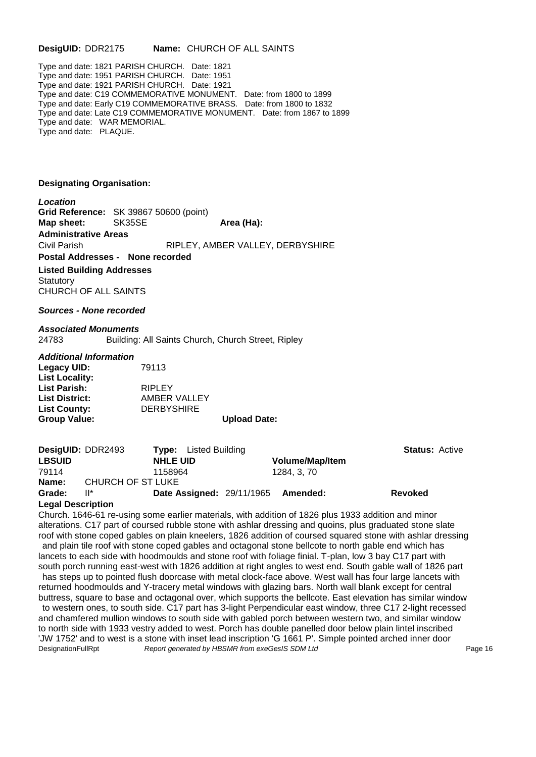**DesigUID:** DDR2175 **Name:** CHURCH OF ALL SAINTS

Type and date: 1821 PARISH CHURCH. Date: 1821
Type and date: 1951 PARISH CHURCH. Date: 1951
Type and date: 1921 PARISH CHURCH. Date: 1921
Type and date: C19 COMMEMORATIVE MONUMENT. Date: from 1800 to 1899
Type and date: Early C19 COMMEMORATIVE BRASS. Date: from 1800 to 1832
Type and date: Late C19 COMMEMORATIVE MONUMENT. Date: from 1867 to 1899
Type and date: WAR MEMORIAL.
Type and date: PLAQUE.

**Designating Organisation:**

***Location***

**Grid Reference:** SK 39867 50600 (point)
**Map sheet:** SK35SE **Area (Ha):**

**Administrative Areas**

Civil Parish RIPLEY, AMBER VALLEY, DERBYSHIRE

**Postal Addresses - None recorded**

**Listed Building Addresses**

Statutory
CHURCH OF ALL SAINTS

***Sources - None recorded***

***Associated Monuments***

24783 Building: All Saints Church, Church Street, Ripley

***Additional Information***

**Legacy UID:** 79113
**List Locality:**
**List Parish:** RIPLEY
**List District:** AMBER VALLEY
**List County:** DERBYSHIRE
**Group Value:** **Upload Date:**

**DesigUID:** DDR2493 **Type:** Listed Building **Status:** Active

| **LBSUID** | **NHLE UID** | **Volume/Map/Item** |
|---|---|---|
| 79114 | 1158964 | 1284, 3, 70 |

**Name:** CHURCH OF ST LUKE
**Grade:** II* **Date Assigned:** 29/11/1965 **Amended:** **Revoked**

**Legal Description**

Church. 1646-61 re-using some earlier materials, with addition of 1826 plus 1933 addition and minor alterations. C17 part of coursed rubble stone with ashlar dressing and quoins, plus graduated stone slate roof with stone coped gables on plain kneelers, 1826 addition of coursed squared stone with ashlar dressing and plain tile roof with stone coped gables and octagonal stone bellcote to north gable end which has lancets to each side with hoodmoulds and stone roof with foliage finial. T-plan, low 3 bay C17 part with south porch running east-west with 1826 addition at right angles to west end. South gable wall of 1826 part has steps up to pointed flush doorcase with metal clock-face above. West wall has four large lancets with returned hoodmoulds and Y-tracery metal windows with glazing bars. North wall blank except for central buttress, square to base and octagonal over, which supports the bellcote. East elevation has similar window to western ones, to south side. C17 part has 3-light Perpendicular east window, three C17 2-light recessed and chamfered mullion windows to south side with gabled porch between western two, and similar window to north side with 1933 vestry added to west. Porch has double panelled door below plain lintel inscribed 'JW 1752' and to west is a stone with inset lead inscription 'G 1661 P'. Simple pointed arched inner door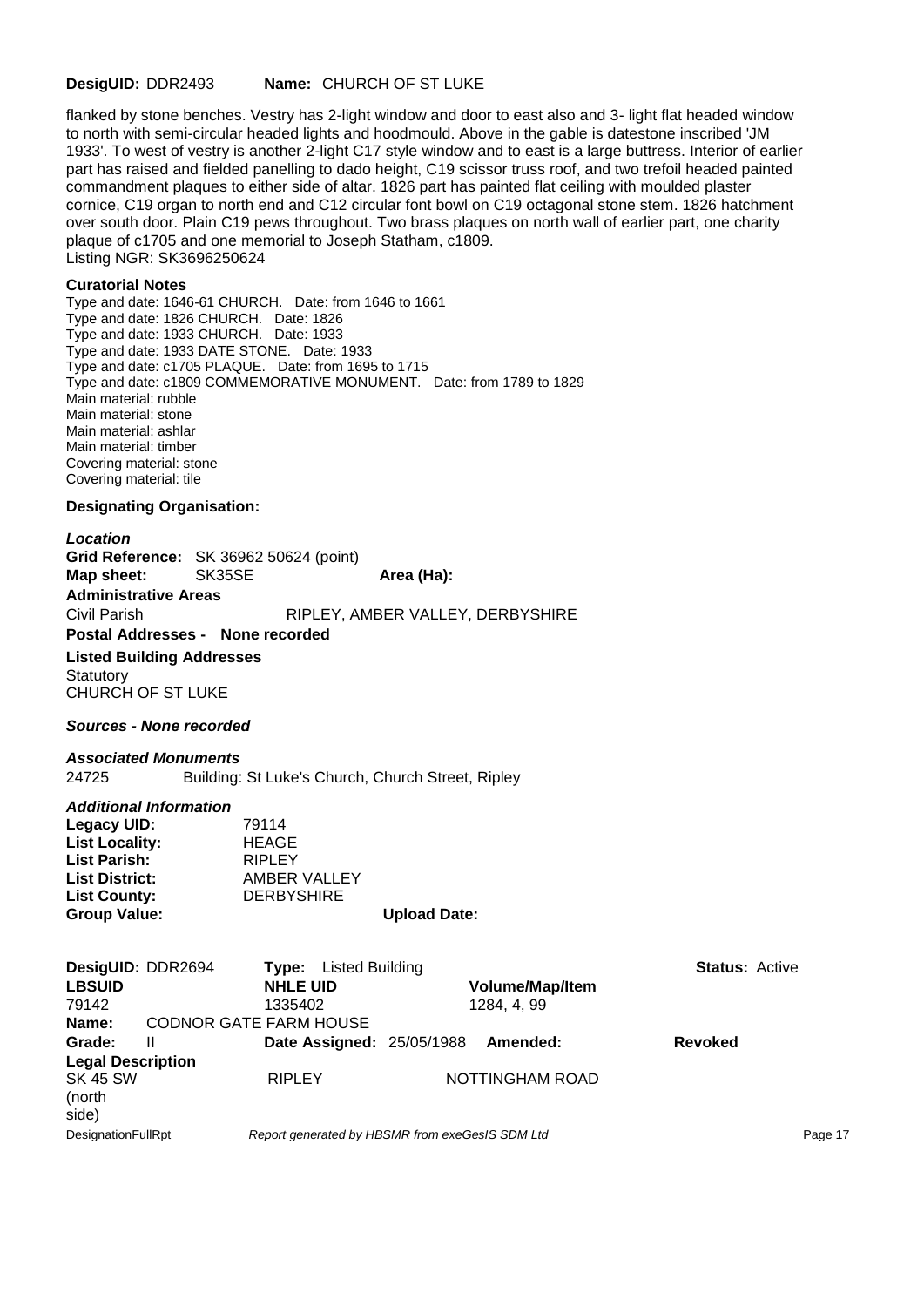**DesigUID:** DDR2493 **Name:** CHURCH OF ST LUKE

flanked by stone benches. Vestry has 2-light window and door to east also and 3- light flat headed window to north with semi-circular headed lights and hoodmould. Above in the gable is datestone inscribed 'JM 1933'. To west of vestry is another 2-light C17 style window and to east is a large buttress. Interior of earlier part has raised and fielded panelling to dado height, C19 scissor truss roof, and two trefoil headed painted commandment plaques to either side of altar. 1826 part has painted flat ceiling with moulded plaster cornice, C19 organ to north end and C12 circular font bowl on C19 octagonal stone stem. 1826 hatchment over south door. Plain C19 pews throughout. Two brass plaques on north wall of earlier part, one charity plaque of c1705 and one memorial to Joseph Statham, c1809.
Listing NGR: SK3696250624

**Curatorial Notes**

Type and date: 1646-61 CHURCH. Date: from 1646 to 1661
Type and date: 1826 CHURCH. Date: 1826
Type and date: 1933 CHURCH. Date: 1933
Type and date: 1933 DATE STONE. Date: 1933
Type and date: c1705 PLAQUE. Date: from 1695 to 1715
Type and date: c1809 COMMEMORATIVE MONUMENT. Date: from 1789 to 1829
Main material: rubble
Main material: stone
Main material: ashlar
Main material: timber
Covering material: stone
Covering material: tile

**Designating Organisation:**

***Location***

**Grid Reference:** SK 36962 50624 (point)
**Map sheet:** SK35SE **Area (Ha):**

**Administrative Areas**

Civil Parish RIPLEY, AMBER VALLEY, DERBYSHIRE

**Postal Addresses - None recorded**

**Listed Building Addresses**

Statutory
CHURCH OF ST LUKE

***Sources - None recorded***

***Associated Monuments***

24725 Building: St Luke's Church, Church Street, Ripley

***Additional Information***

| | |
|---|---|
| **Legacy UID:** | 79114 |
| **List Locality:** | HEAGE |
| **List Parish:** | RIPLEY |
| **List District:** | AMBER VALLEY |
| **List County:** | DERBYSHIRE |
| **Group Value:** | **Upload Date:** |

**DesigUID:** DDR2694 **Type:** Listed Building **Status:** Active

| **LBSUID** | **NHLE UID** | **Volume/Map/Item** |
|---|---|---|
| 79142 | 1335402 | 1284, 4, 99 |

**Name:** CODNOR GATE FARM HOUSE

**Grade:** II **Date Assigned:** 25/05/1988 **Amended:** **Revoked**

**Legal Description**

SK 45 SW (north side) RIPLEY NOTTINGHAM ROAD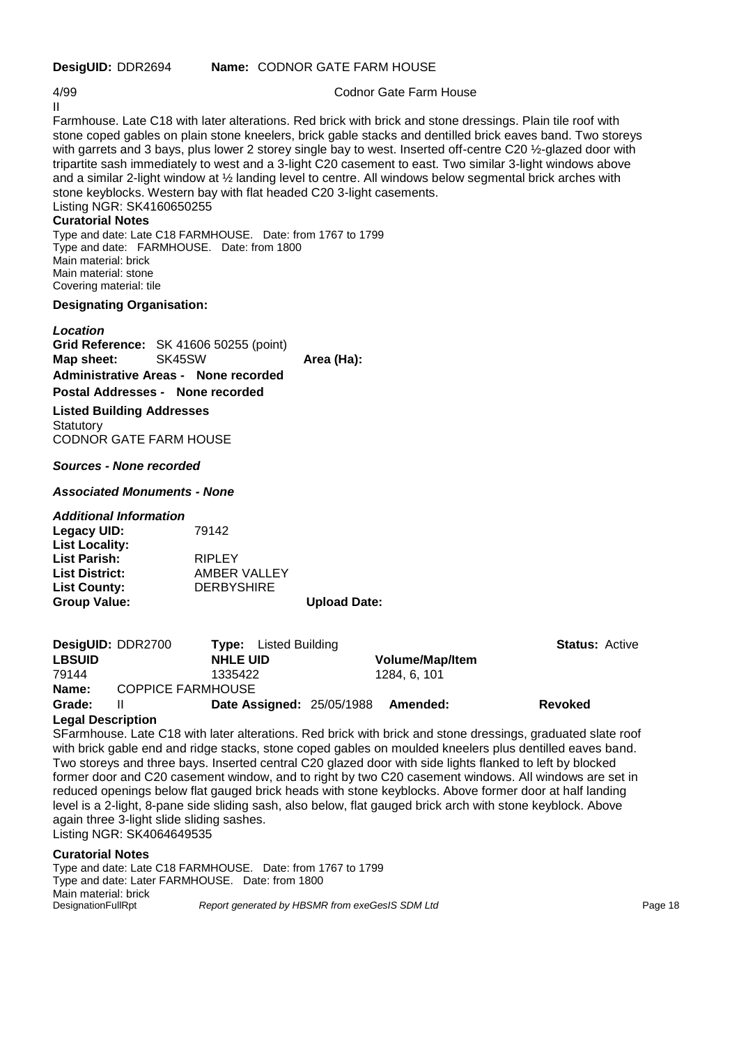**DesigUID:** DDR2694 **Name:** CODNOR GATE FARM HOUSE

4/99 Codnor Gate Farm House

II

Farmhouse. Late C18 with later alterations. Red brick with brick and stone dressings. Plain tile roof with stone coped gables on plain stone kneelers, brick gable stacks and dentilled brick eaves band. Two storeys with garrets and 3 bays, plus lower 2 storey single bay to west. Inserted off-centre C20 ½-glazed door with tripartite sash immediately to west and a 3-light C20 casement to east. Two similar 3-light windows above and a similar 2-light window at ½ landing level to centre. All windows below segmental brick arches with stone keyblocks. Western bay with flat headed C20 3-light casements.

Listing NGR: SK4160650255

**Curatorial Notes**

Type and date: Late C18 FARMHOUSE. Date: from 1767 to 1799
Type and date: FARMHOUSE. Date: from 1800
Main material: brick
Main material: stone
Covering material: tile

**Designating Organisation:**

***Location***

**Grid Reference:** SK 41606 50255 (point)
**Map sheet:** SK45SW **Area (Ha):**

**Administrative Areas - None recorded**

**Postal Addresses - None recorded**

**Listed Building Addresses**

Statutory
CODNOR GATE FARM HOUSE

***Sources - None recorded***

***Associated Monuments - None***

***Additional Information***

**Legacy UID:** 79142
**List Locality:**
**List Parish:** RIPLEY
**List District:** AMBER VALLEY
**List County:** DERBYSHIRE
**Group Value:** **Upload Date:**

---

**DesigUID:** DDR2700 **Type:** Listed Building **Status:** Active

| LBSUID | NHLE UID | Volume/Map/Item |
|---|---|---|
| 79144 | 1335422 | 1284, 6, 101 |

**Name:** COPPICE FARMHOUSE

**Grade:** II **Date Assigned:** 25/05/1988 **Amended:** **Revoked**

**Legal Description**

SFarmhouse. Late C18 with later alterations. Red brick with brick and stone dressings, graduated slate roof with brick gable end and ridge stacks, stone coped gables on moulded kneelers plus dentilled eaves band. Two storeys and three bays. Inserted central C20 glazed door with side lights flanked to left by blocked former door and C20 casement window, and to right by two C20 casement windows. All windows are set in reduced openings below flat gauged brick heads with stone keyblocks. Above former door at half landing level is a 2-light, 8-pane side sliding sash, also below, flat gauged brick arch with stone keyblock. Above again three 3-light slide sliding sashes.

Listing NGR: SK4064649535

**Curatorial Notes**

Type and date: Late C18 FARMHOUSE. Date: from 1767 to 1799
Type and date: Later FARMHOUSE. Date: from 1800
Main material: brick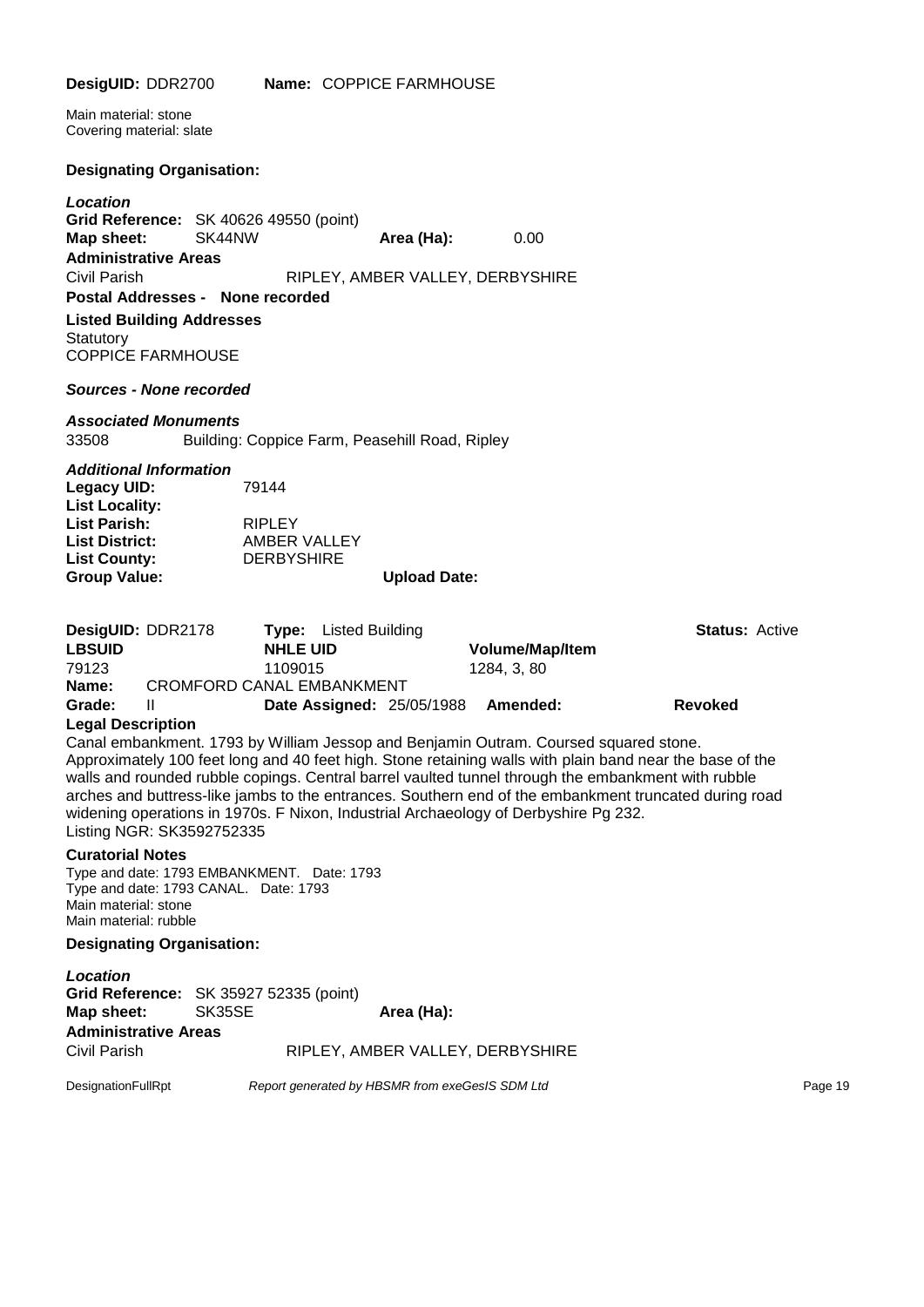**DesigUID:** DDR2700 **Name:** COPPICE FARMHOUSE

Main material: stone
Covering material: slate

**Designating Organisation:**

***Location***

**Grid Reference:** SK 40626 49550 (point)

**Map sheet:** SK44NW **Area (Ha):** 0.00

**Administrative Areas**

Civil Parish RIPLEY, AMBER VALLEY, DERBYSHIRE

**Postal Addresses - None recorded**

**Listed Building Addresses**

Statutory
COPPICE FARMHOUSE

***Sources - None recorded***

***Associated Monuments***

33508 Building: Coppice Farm, Peasehill Road, Ripley

***Additional Information***

**Legacy UID:** 79144
**List Locality:**
**List Parish:** RIPLEY
**List District:** AMBER VALLEY
**List County:** DERBYSHIRE
**Group Value:** **Upload Date:**

---

**DesigUID:** DDR2178 **Type:** Listed Building **Status:** Active

| **LBSUID** | **NHLE UID** | **Volume/Map/Item** |
|---|---|---|
| 79123 | 1109015 | 1284, 3, 80 |

**Name:** CROMFORD CANAL EMBANKMENT

**Grade:** II **Date Assigned:** 25/05/1988 **Amended:** **Revoked**

**Legal Description**

Canal embankment. 1793 by William Jessop and Benjamin Outram. Coursed squared stone. Approximately 100 feet long and 40 feet high. Stone retaining walls with plain band near the base of the walls and rounded rubble copings. Central barrel vaulted tunnel through the embankment with rubble arches and buttress-like jambs to the entrances. Southern end of the embankment truncated during road widening operations in 1970s. F Nixon, Industrial Archaeology of Derbyshire Pg 232.
Listing NGR: SK3592752335

**Curatorial Notes**

Type and date: 1793 EMBANKMENT. Date: 1793
Type and date: 1793 CANAL. Date: 1793
Main material: stone
Main material: rubble

**Designating Organisation:**

***Location***

**Grid Reference:** SK 35927 52335 (point)

**Map sheet:** SK35SE **Area (Ha):**

**Administrative Areas**

Civil Parish RIPLEY, AMBER VALLEY, DERBYSHIRE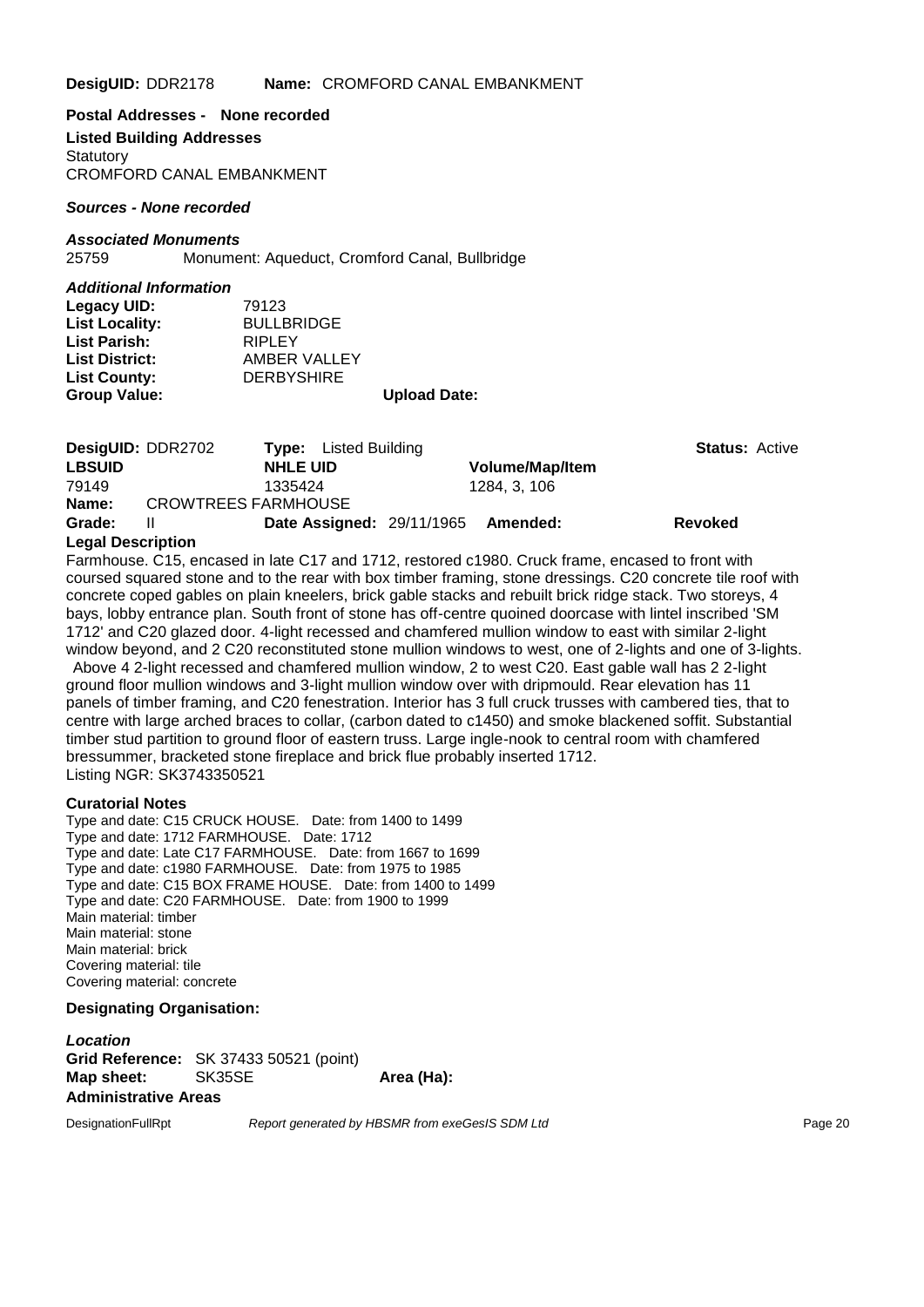**DesigUID:** DDR2178 **Name:** CROMFORD CANAL EMBANKMENT

**Postal Addresses - None recorded**

**Listed Building Addresses**

Statutory
CROMFORD CANAL EMBANKMENT

***Sources - None recorded***

***Associated Monuments***

25759 Monument: Aqueduct, Cromford Canal, Bullbridge

***Additional Information***

**Legacy UID:** 79123
**List Locality:** BULLBRIDGE
**List Parish:** RIPLEY
**List District:** AMBER VALLEY
**List County:** DERBYSHIRE
**Group Value:** **Upload Date:**

**DesigUID:** DDR2702 **Type:** Listed Building **Status:** Active

| **LBSUID** | **NHLE UID** | **Volume/Map/Item** |
|---|---|---|
| 79149 | 1335424 | 1284, 3, 106 |

**Name:** CROWTREES FARMHOUSE

**Grade:** II **Date Assigned:** 29/11/1965 **Amended:** **Revoked**

**Legal Description**

Farmhouse. C15, encased in late C17 and 1712, restored c1980. Cruck frame, encased to front with coursed squared stone and to the rear with box timber framing, stone dressings. C20 concrete tile roof with concrete coped gables on plain kneelers, brick gable stacks and rebuilt brick ridge stack. Two storeys, 4 bays, lobby entrance plan. South front of stone has off-centre quoined doorcase with lintel inscribed 'SM 1712' and C20 glazed door. 4-light recessed and chamfered mullion window to east with similar 2-light window beyond, and 2 C20 reconstituted stone mullion windows to west, one of 2-lights and one of 3-lights. Above 4 2-light recessed and chamfered mullion window, 2 to west C20. East gable wall has 2 2-light ground floor mullion windows and 3-light mullion window over with dripmould. Rear elevation has 11 panels of timber framing, and C20 fenestration. Interior has 3 full cruck trusses with cambered ties, that to centre with large arched braces to collar, (carbon dated to c1450) and smoke blackened soffit. Substantial timber stud partition to ground floor of eastern truss. Large ingle-nook to central room with chamfered bressummer, bracketed stone fireplace and brick flue probably inserted 1712.
Listing NGR: SK3743350521

**Curatorial Notes**

Type and date: C15 CRUCK HOUSE. Date: from 1400 to 1499
Type and date: 1712 FARMHOUSE. Date: 1712
Type and date: Late C17 FARMHOUSE. Date: from 1667 to 1699
Type and date: c1980 FARMHOUSE. Date: from 1975 to 1985
Type and date: C15 BOX FRAME HOUSE. Date: from 1400 to 1499
Type and date: C20 FARMHOUSE. Date: from 1900 to 1999
Main material: timber
Main material: stone
Main material: brick
Covering material: tile
Covering material: concrete

**Designating Organisation:**

***Location***

**Grid Reference:** SK 37433 50521 (point)
**Map sheet:** SK35SE **Area (Ha):**

**Administrative Areas**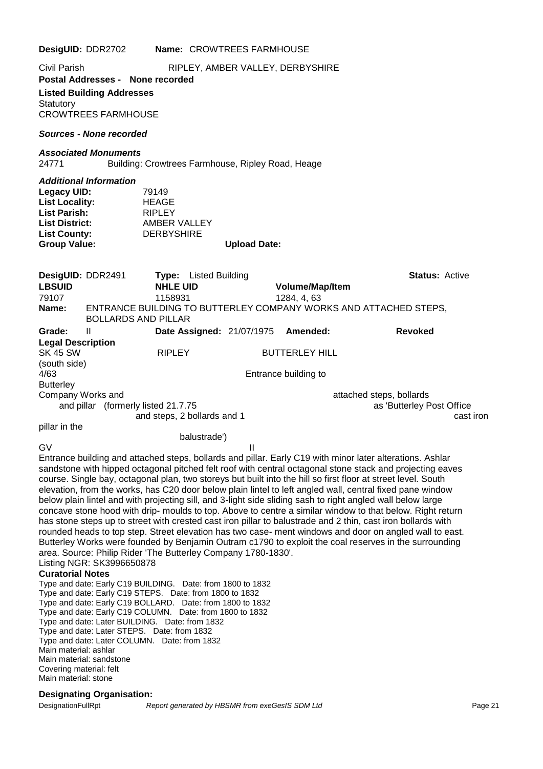**DesigUID:** DDR2702 **Name:** CROWTREES FARMHOUSE

Civil Parish RIPLEY, AMBER VALLEY, DERBYSHIRE

**Postal Addresses - None recorded**

**Listed Building Addresses**

Statutory
CROWTREES FARMHOUSE

***Sources - None recorded***

***Associated Monuments***

24771 Building: Crowtrees Farmhouse, Ripley Road, Heage

***Additional Information***

**Legacy UID:** 79149
**List Locality:** HEAGE
**List Parish:** RIPLEY
**List District:** AMBER VALLEY
**List County:** DERBYSHIRE
**Group Value:** **Upload Date:**

**DesigUID:** DDR2491 **Type:** Listed Building **Status:** Active

| **LBSUID** | **NHLE UID** | **Volume/Map/Item** |
|---|---|---|
| 79107 | 1158931 | 1284, 4, 63 |

**Name:** ENTRANCE BUILDING TO BUTTERLEY COMPANY WORKS AND ATTACHED STEPS, BOLLARDS AND PILLAR

**Grade:** II **Date Assigned:** 21/07/1975 **Amended:** **Revoked**

**Legal Description**

SK 45 SW RIPLEY BUTTERLEY HILL
(south side)
4/63 Entrance building to
Butterley
Company Works and attached steps, bollards
and pillar (formerly listed 21.7.75 as 'Butterley Post Office
and steps, 2 bollards and 1 cast iron
pillar in the
balustrade')
GV II

Entrance building and attached steps, bollards and pillar. Early C19 with minor later alterations. Ashlar sandstone with hipped octagonal pitched felt roof with central octagonal stone stack and projecting eaves course. Single bay, octagonal plan, two storeys but built into the hill so first floor at street level. South elevation, from the works, has C20 door below plain lintel to left angled wall, central fixed pane window below plain lintel and with projecting sill, and 3-light side sliding sash to right angled wall below large concave stone hood with drip- moulds to top. Above to centre a similar window to that below. Right return has stone steps up to street with crested cast iron pillar to balustrade and 2 thin, cast iron bollards with rounded heads to top step. Street elevation has two case- ment windows and door on angled wall to east. Butterley Works were founded by Benjamin Outram c1790 to exploit the coal reserves in the surrounding area. Source: Philip Rider 'The Butterley Company 1780-1830'.
Listing NGR: SK3996650878

**Curatorial Notes**

Type and date: Early C19 BUILDING. Date: from 1800 to 1832
Type and date: Early C19 STEPS. Date: from 1800 to 1832
Type and date: Early C19 BOLLARD. Date: from 1800 to 1832
Type and date: Early C19 COLUMN. Date: from 1800 to 1832
Type and date: Later BUILDING. Date: from 1832
Type and date: Later STEPS. Date: from 1832
Type and date: Later COLUMN. Date: from 1832
Main material: ashlar
Main material: sandstone
Covering material: felt
Main material: stone

**Designating Organisation:**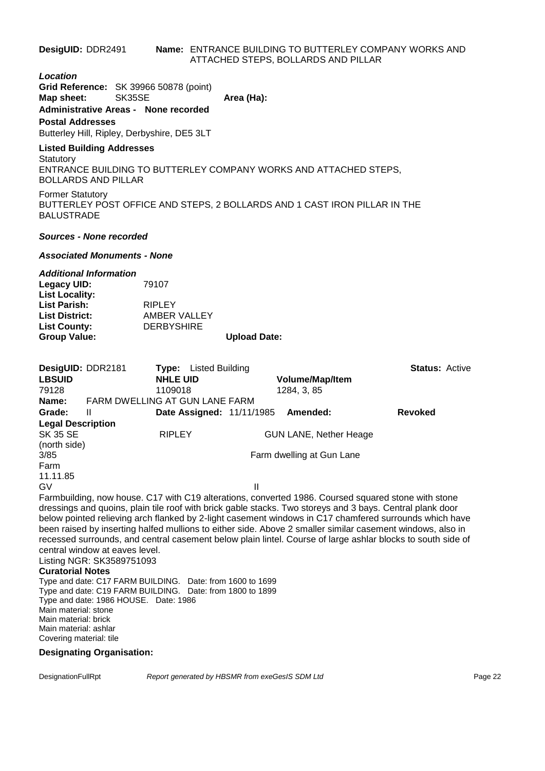**DesigUID:** DDR2491 **Name:** ENTRANCE BUILDING TO BUTTERLEY COMPANY WORKS AND ATTACHED STEPS, BOLLARDS AND PILLAR

***Location***

**Grid Reference:** SK 39966 50878 (point)
**Map sheet:** SK35SE **Area (Ha):**

**Administrative Areas - None recorded**

**Postal Addresses**

Butterley Hill, Ripley, Derbyshire, DE5 3LT

**Listed Building Addresses**

Statutory
ENTRANCE BUILDING TO BUTTERLEY COMPANY WORKS AND ATTACHED STEPS, BOLLARDS AND PILLAR

Former Statutory
BUTTERLEY POST OFFICE AND STEPS, 2 BOLLARDS AND 1 CAST IRON PILLAR IN THE BALUSTRADE

***Sources - None recorded***

***Associated Monuments - None***

***Additional Information***

**Legacy UID:** 79107
**List Locality:**
**List Parish:** RIPLEY
**List District:** AMBER VALLEY
**List County:** DERBYSHIRE
**Group Value:** **Upload Date:**

---

**DesigUID:** DDR2181 **Type:** Listed Building **Status:** Active

| **LBSUID** | **NHLE UID** | **Volume/Map/Item** |
|---|---|---|
| 79128 | 1109018 | 1284, 3, 85 |

**Name:** FARM DWELLING AT GUN LANE FARM

**Grade:** II **Date Assigned:** 11/11/1985 **Amended:** **Revoked**

**Legal Description**

SK 35 SE RIPLEY GUN LANE, Nether Heage
(north side)
3/85 Farm dwelling at Gun Lane
Farm
11.11.85
GV II

Farmbuilding, now house. C17 with C19 alterations, converted 1986. Coursed squared stone with stone dressings and quoins, plain tile roof with brick gable stacks. Two storeys and 3 bays. Central plank door below pointed relieving arch flanked by 2-light casement windows in C17 chamfered surrounds which have been raised by inserting halfed mullions to either side. Above 2 smaller similar casement windows, also in recessed surrounds, and central casement below plain lintel. Course of large ashlar blocks to south side of central window at eaves level.
Listing NGR: SK3589751093

**Curatorial Notes**

Type and date: C17 FARM BUILDING. Date: from 1600 to 1699
Type and date: C19 FARM BUILDING. Date: from 1800 to 1899
Type and date: 1986 HOUSE. Date: 1986
Main material: stone
Main material: brick
Main material: ashlar
Covering material: tile

**Designating Organisation:**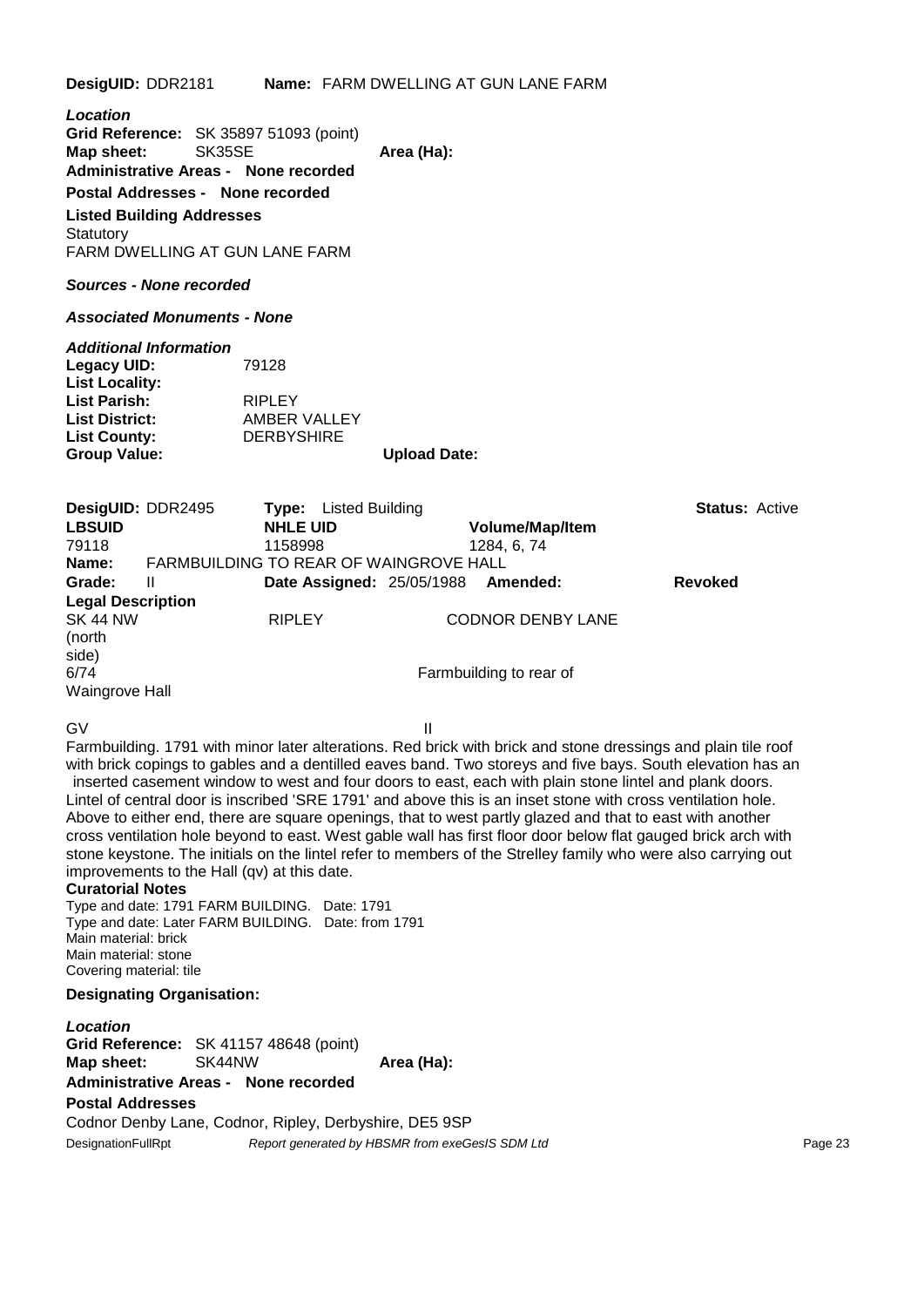**DesigUID:** DDR2181 **Name:** FARM DWELLING AT GUN LANE FARM

***Location***

**Grid Reference:** SK 35897 51093 (point)
**Map sheet:** SK35SE **Area (Ha):**
**Administrative Areas - None recorded**
**Postal Addresses - None recorded**
**Listed Building Addresses**
Statutory
FARM DWELLING AT GUN LANE FARM

***Sources - None recorded***

***Associated Monuments - None***

***Additional Information***

**Legacy UID:** 79128
**List Locality:**
**List Parish:** RIPLEY
**List District:** AMBER VALLEY
**List County:** DERBYSHIRE
**Group Value:** **Upload Date:**

**DesigUID:** DDR2495 **Type:** Listed Building **Status:** Active

| LBSUID | NHLE UID | Volume/Map/Item |
|---|---|---|
| 79118 | 1158998 | 1284, 6, 74 |

**Name:** FARMBUILDING TO REAR OF WAINGROVE HALL
**Grade:** II **Date Assigned:** 25/05/1988 **Amended:** **Revoked**

**Legal Description**

SK 44 NW RIPLEY CODNOR DENBY LANE
(north side)
6/74 Farmbuilding to rear of
Waingrove Hall

GV II

Farmbuilding. 1791 with minor later alterations. Red brick with brick and stone dressings and plain tile roof with brick copings to gables and a dentilled eaves band. Two storeys and five bays. South elevation has an inserted casement window to west and four doors to east, each with plain stone lintel and plank doors. Lintel of central door is inscribed 'SRE 1791' and above this is an inset stone with cross ventilation hole. Above to either end, there are square openings, that to west partly glazed and that to east with another cross ventilation hole beyond to east. West gable wall has first floor door below flat gauged brick arch with stone keystone. The initials on the lintel refer to members of the Strelley family who were also carrying out improvements to the Hall (qv) at this date.

**Curatorial Notes**

Type and date: 1791 FARM BUILDING. Date: 1791
Type and date: Later FARM BUILDING. Date: from 1791
Main material: brick
Main material: stone
Covering material: tile

**Designating Organisation:**

***Location***

**Grid Reference:** SK 41157 48648 (point)
**Map sheet:** SK44NW **Area (Ha):**
**Administrative Areas - None recorded**
**Postal Addresses**
Codnor Denby Lane, Codnor, Ripley, Derbyshire, DE5 9SP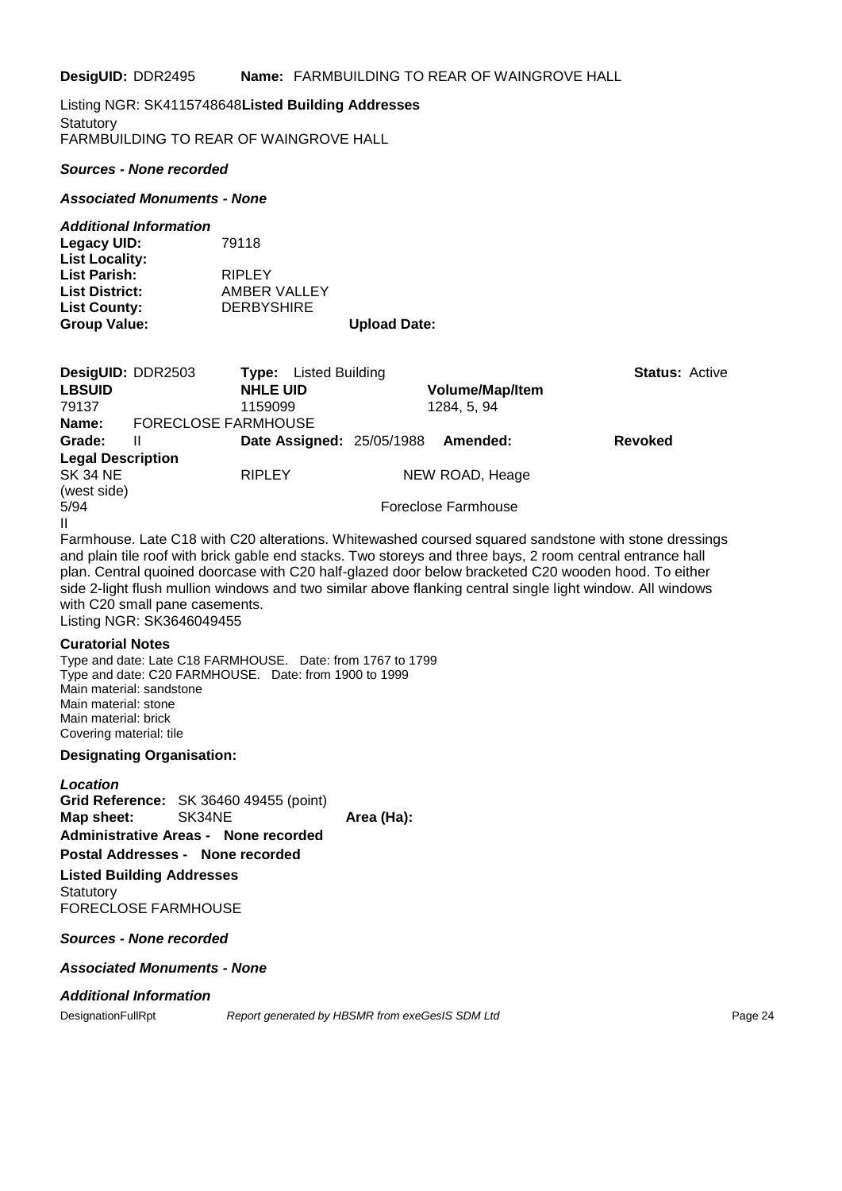**DesigUID:** DDR2495 **Name:** FARMBUILDING TO REAR OF WAINGROVE HALL

Listing NGR: SK4115748648**Listed Building Addresses**
Statutory
FARMBUILDING TO REAR OF WAINGROVE HALL

***Sources - None recorded***

***Associated Monuments - None***

***Additional Information***

| | |
|---|---|
| **Legacy UID:** | 79118 |
| **List Locality:** | |
| **List Parish:** | RIPLEY |
| **List District:** | AMBER VALLEY |
| **List County:** | DERBYSHIRE |
| **Group Value:** | **Upload Date:** |

**DesigUID:** DDR2503 **Type:** Listed Building **Status:** Active

| **LBSUID** | **NHLE UID** | **Volume/Map/Item** |
|---|---|---|
| 79137 | 1159099 | 1284, 5, 94 |

**Name:** FORECLOSE FARMHOUSE

**Grade:** II **Date Assigned:** 25/05/1988 **Amended:** **Revoked**

**Legal Description**
SK 34 NE RIPLEY NEW ROAD, Heage
(west side)
5/94 Foreclose Farmhouse
II

Farmhouse. Late C18 with C20 alterations. Whitewashed coursed squared sandstone with stone dressings and plain tile roof with brick gable end stacks. Two storeys and three bays, 2 room central entrance hall plan. Central quoined doorcase with C20 half-glazed door below bracketed C20 wooden hood. To either side 2-light flush mullion windows and two similar above flanking central single light window. All windows with C20 small pane casements.
Listing NGR: SK3646049455

**Curatorial Notes**
Type and date: Late C18 FARMHOUSE. Date: from 1767 to 1799
Type and date: C20 FARMHOUSE. Date: from 1900 to 1999
Main material: sandstone
Main material: stone
Main material: brick
Covering material: tile

**Designating Organisation:**

***Location***
**Grid Reference:** SK 36460 49455 (point)
**Map sheet:** SK34NE **Area (Ha):**
**Administrative Areas - None recorded**
**Postal Addresses - None recorded**
**Listed Building Addresses**
Statutory
FORECLOSE FARMHOUSE

***Sources - None recorded***

***Associated Monuments - None***

***Additional Information***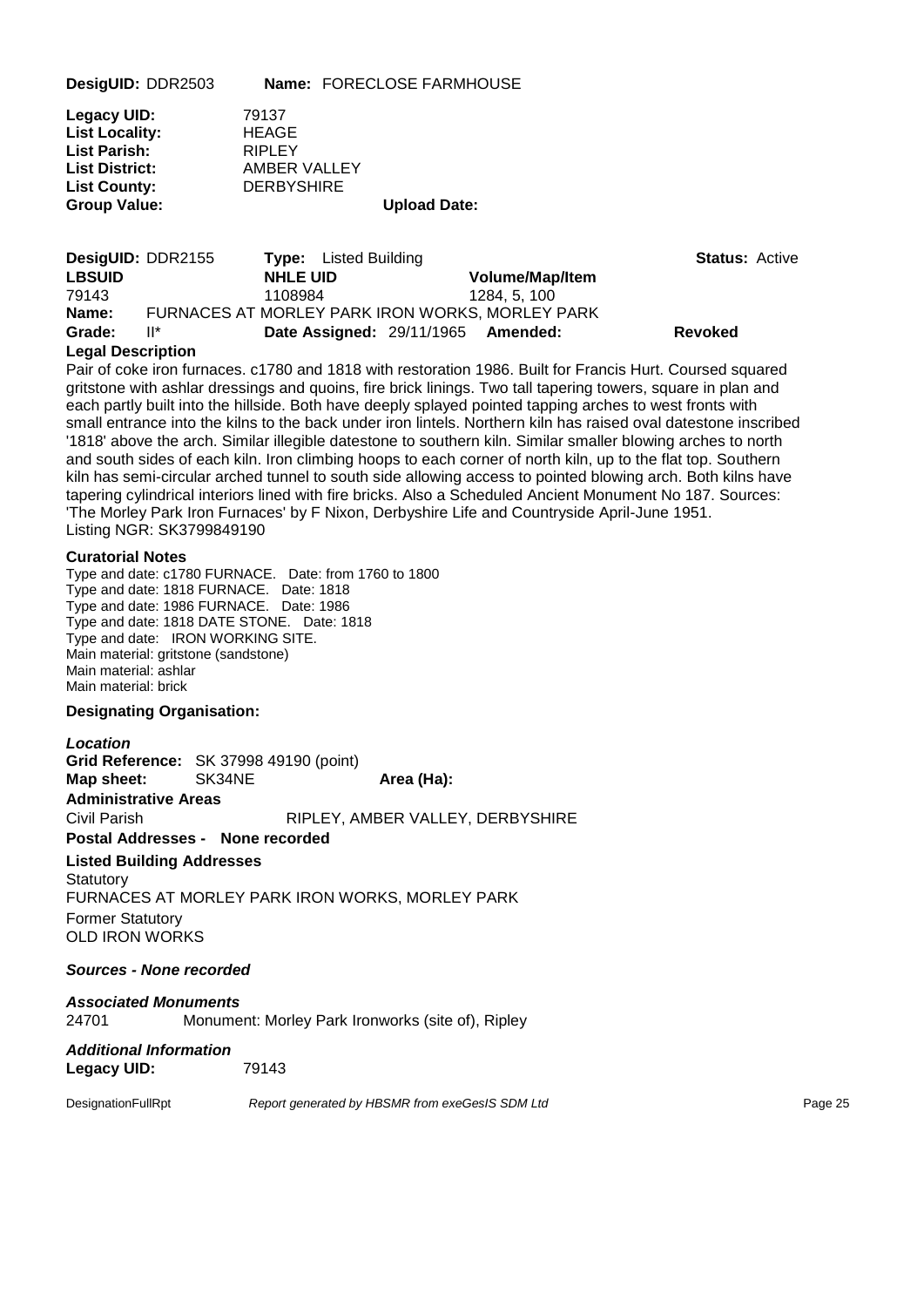**DesigUID:** DDR2503 **Name:** FORECLOSE FARMHOUSE

**Legacy UID:** 79137
**List Locality:** HEAGE
**List Parish:** RIPLEY
**List District:** AMBER VALLEY
**List County:** DERBYSHIRE
**Group Value:** **Upload Date:**

**DesigUID:** DDR2155 **Type:** Listed Building **Status:** Active

| LBSUID | NHLE UID | Volume/Map/Item |
| --- | --- | --- |
| 79143 | 1108984 | 1284, 5, 100 |

**Name:** FURNACES AT MORLEY PARK IRON WORKS, MORLEY PARK
**Grade:** II* **Date Assigned:** 29/11/1965 **Amended:** **Revoked**

**Legal Description**

Pair of coke iron furnaces. c1780 and 1818 with restoration 1986. Built for Francis Hurt. Coursed squared gritstone with ashlar dressings and quoins, fire brick linings. Two tall tapering towers, square in plan and each partly built into the hillside. Both have deeply splayed pointed tapping arches to west fronts with small entrance into the kilns to the back under iron lintels. Northern kiln has raised oval datestone inscribed '1818' above the arch. Similar illegible datestone to southern kiln. Similar smaller blowing arches to north and south sides of each kiln. Iron climbing hoops to each corner of north kiln, up to the flat top. Southern kiln has semi-circular arched tunnel to south side allowing access to pointed blowing arch. Both kilns have tapering cylindrical interiors lined with fire bricks. Also a Scheduled Ancient Monument No 187. Sources: 'The Morley Park Iron Furnaces' by F Nixon, Derbyshire Life and Countryside April-June 1951.
Listing NGR: SK3799849190

**Curatorial Notes**

Type and date: c1780 FURNACE. Date: from 1760 to 1800
Type and date: 1818 FURNACE. Date: 1818
Type and date: 1986 FURNACE. Date: 1986
Type and date: 1818 DATE STONE. Date: 1818
Type and date: IRON WORKING SITE.
Main material: gritstone (sandstone)
Main material: ashlar
Main material: brick

**Designating Organisation:**

***Location***

**Grid Reference:** SK 37998 49190 (point)
**Map sheet:** SK34NE **Area (Ha):**

**Administrative Areas**

Civil Parish RIPLEY, AMBER VALLEY, DERBYSHIRE

**Postal Addresses - None recorded**

**Listed Building Addresses**

Statutory
FURNACES AT MORLEY PARK IRON WORKS, MORLEY PARK
Former Statutory
OLD IRON WORKS

***Sources - None recorded***

***Associated Monuments***

24701 Monument: Morley Park Ironworks (site of), Ripley

***Additional Information***

**Legacy UID:** 79143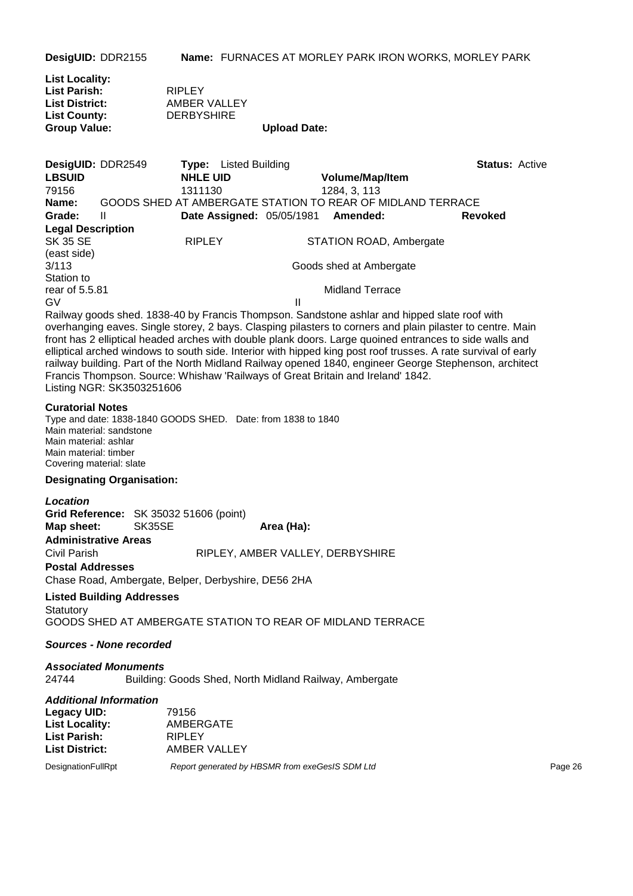**DesigUID:** DDR2155 **Name:** FURNACES AT MORLEY PARK IRON WORKS, MORLEY PARK

**List Locality:**
**List Parish:** RIPLEY
**List District:** AMBER VALLEY
**List County:** DERBYSHIRE
**Group Value:** **Upload Date:**

**DesigUID:** DDR2549 **Type:** Listed Building **Status:** Active

| **LBSUID** | **NHLE UID** | **Volume/Map/Item** |
|---|---|---|
| 79156 | 1311130 | 1284, 3, 113 |

**Name:** GOODS SHED AT AMBERGATE STATION TO REAR OF MIDLAND TERRACE

**Grade:** II **Date Assigned:** 05/05/1981 **Amended:** **Revoked**

**Legal Description**

SK 35 SE (east side) RIPLEY STATION ROAD, Ambergate
3/113 Goods shed at Ambergate Station to rear of
5.5.81 Midland Terrace
GV II

Railway goods shed. 1838-40 by Francis Thompson. Sandstone ashlar and hipped slate roof with overhanging eaves. Single storey, 2 bays. Clasping pilasters to corners and plain pilaster to centre. Main front has 2 elliptical headed arches with double plank doors. Large quoined entrances to side walls and elliptical arched windows to south side. Interior with hipped king post roof trusses. A rate survival of early railway building. Part of the North Midland Railway opened 1840, engineer George Stephenson, architect Francis Thompson. Source: Whishaw 'Railways of Great Britain and Ireland' 1842.
Listing NGR: SK3503251606

**Curatorial Notes**

Type and date: 1838-1840 GOODS SHED. Date: from 1838 to 1840
Main material: sandstone
Main material: ashlar
Main material: timber
Covering material: slate

**Designating Organisation:**

***Location***

**Grid Reference:** SK 35032 51606 (point)
**Map sheet:** SK35SE **Area (Ha):**

**Administrative Areas**

Civil Parish RIPLEY, AMBER VALLEY, DERBYSHIRE

**Postal Addresses**

Chase Road, Ambergate, Belper, Derbyshire, DE56 2HA

**Listed Building Addresses**

Statutory
GOODS SHED AT AMBERGATE STATION TO REAR OF MIDLAND TERRACE

***Sources - None recorded***

***Associated Monuments***

24744 Building: Goods Shed, North Midland Railway, Ambergate

***Additional Information***

**Legacy UID:** 79156
**List Locality:** AMBERGATE
**List Parish:** RIPLEY
**List District:** AMBER VALLEY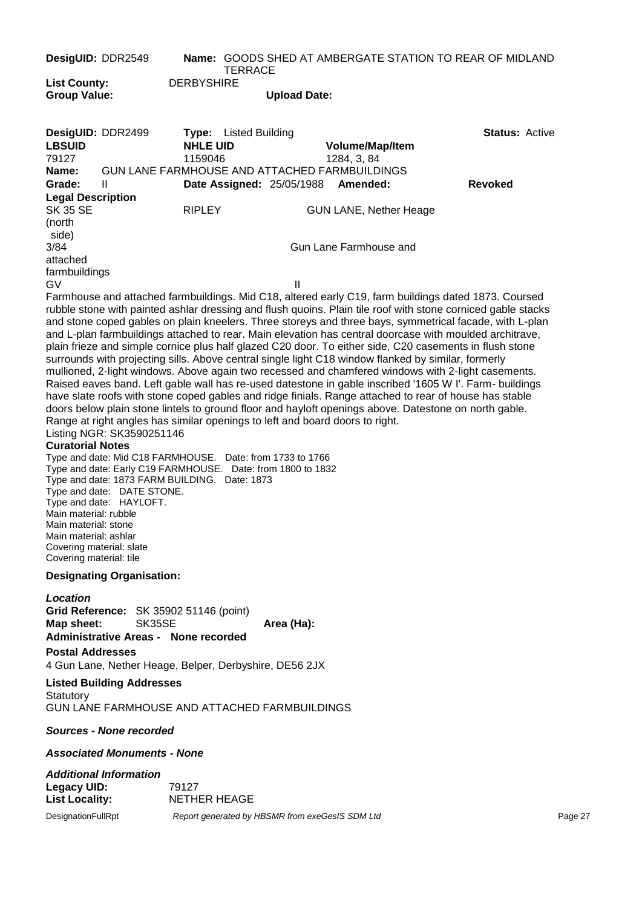**DesigUID:** DDR2549 **Name:** GOODS SHED AT AMBERGATE STATION TO REAR OF MIDLAND TERRACE

**List County:** DERBYSHIRE

**Group Value:** **Upload Date:**

**DesigUID:** DDR2499 **Type:** Listed Building **Status:** Active

| **LBSUID** | **NHLE UID** | **Volume/Map/Item** |
|---|---|---|
| 79127 | 1159046 | 1284, 3, 84 |

**Name:** GUN LANE FARMHOUSE AND ATTACHED FARMBUILDINGS

**Grade:** II **Date Assigned:** 25/05/1988 **Amended:** **Revoked**

**Legal Description**

SK 35 SE RIPLEY GUN LANE, Nether Heage (north side)

3/84 Gun Lane Farmhouse and attached farmbuildings

GV II

Farmhouse and attached farmbuildings. Mid C18, altered early C19, farm buildings dated 1873. Coursed rubble stone with painted ashlar dressing and flush quoins. Plain tile roof with stone corniced gable stacks and stone coped gables on plain kneelers. Three storeys and three bays, symmetrical facade, with L-plan and L-plan farmbuildings attached to rear. Main elevation has central doorcase with moulded architrave, plain frieze and simple cornice plus half glazed C20 door. To either side, C20 casements in flush stone surrounds with projecting sills. Above central single light C18 window flanked by similar, formerly mullioned, 2-light windows. Above again two recessed and chamfered windows with 2-light casements. Raised eaves band. Left gable wall has re-used datestone in gable inscribed '1605 W I'. Farm- buildings have slate roofs with stone coped gables and ridge finials. Range attached to rear of house has stable doors below plain stone lintels to ground floor and hayloft openings above. Datestone on north gable. Range at right angles has similar openings to left and board doors to right.

Listing NGR: SK3590251146

**Curatorial Notes**

Type and date: Mid C18 FARMHOUSE. Date: from 1733 to 1766
Type and date: Early C19 FARMHOUSE. Date: from 1800 to 1832
Type and date: 1873 FARM BUILDING. Date: 1873
Type and date: DATE STONE.
Type and date: HAYLOFT.
Main material: rubble
Main material: stone
Main material: ashlar
Covering material: slate
Covering material: tile

**Designating Organisation:**

***Location***

**Grid Reference:** SK 35902 51146 (point)

**Map sheet:** SK35SE **Area (Ha):**

**Administrative Areas - None recorded**

**Postal Addresses**

4 Gun Lane, Nether Heage, Belper, Derbyshire, DE56 2JX

**Listed Building Addresses**

Statutory
GUN LANE FARMHOUSE AND ATTACHED FARMBUILDINGS

***Sources - None recorded***

***Associated Monuments - None***

***Additional Information***

**Legacy UID:** 79127

**List Locality:** NETHER HEAGE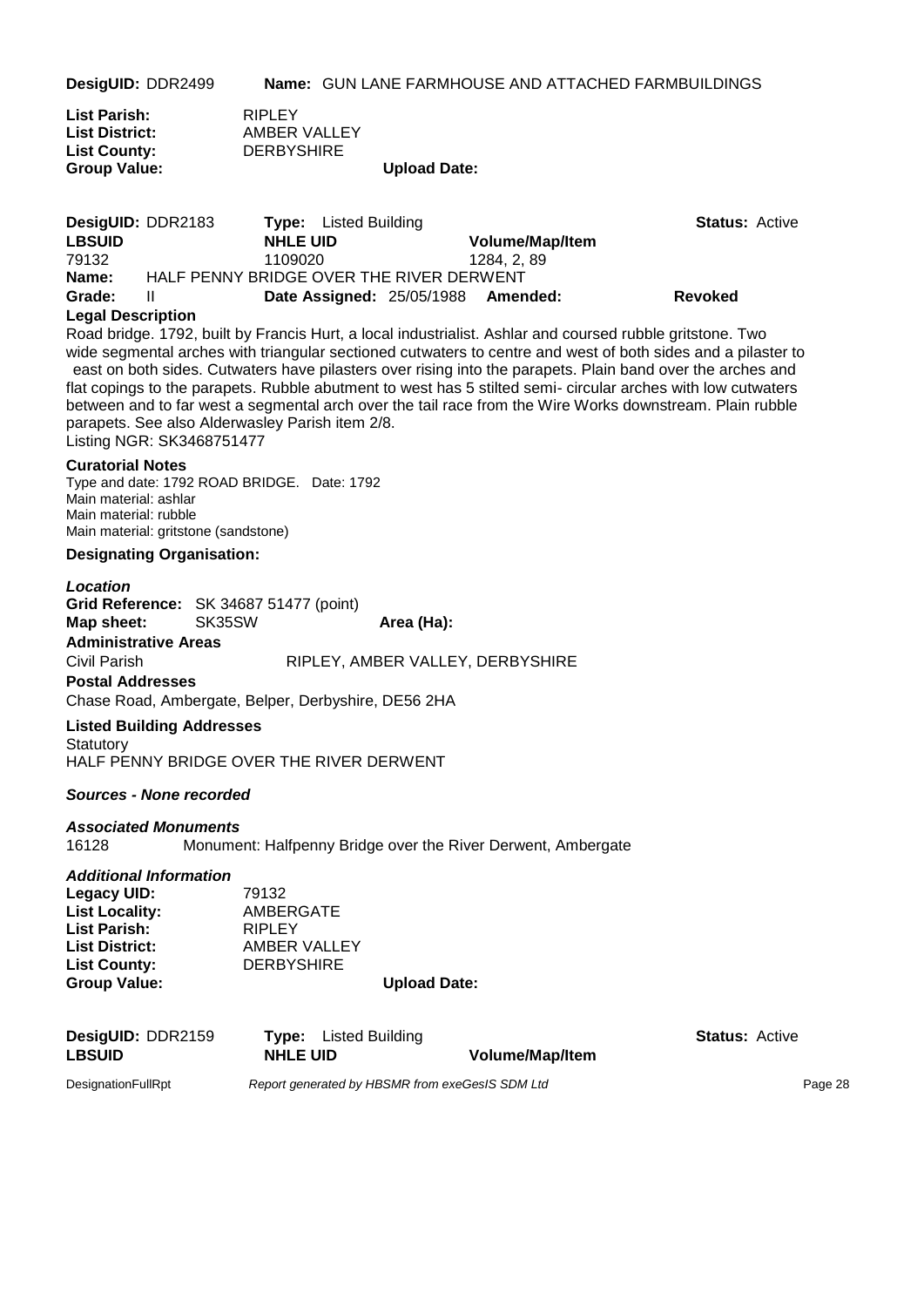**DesigUID:** DDR2499 **Name:** GUN LANE FARMHOUSE AND ATTACHED FARMBUILDINGS

**List Parish:** RIPLEY
**List District:** AMBER VALLEY
**List County:** DERBYSHIRE
**Group Value:** **Upload Date:**

**DesigUID:** DDR2183 **Type:** Listed Building **Status:** Active

| LBSUID | NHLE UID | Volume/Map/Item |
|---|---|---|
| 79132 | 1109020 | 1284, 2, 89 |

**Name:** HALF PENNY BRIDGE OVER THE RIVER DERWENT

**Grade:** II **Date Assigned:** 25/05/1988 **Amended:** **Revoked**

**Legal Description**

Road bridge. 1792, built by Francis Hurt, a local industrialist. Ashlar and coursed rubble gritstone. Two wide segmental arches with triangular sectioned cutwaters to centre and west of both sides and a pilaster to east on both sides. Cutwaters have pilasters over rising into the parapets. Plain band over the arches and flat copings to the parapets. Rubble abutment to west has 5 stilted semi- circular arches with low cutwaters between and to far west a segmental arch over the tail race from the Wire Works downstream. Plain rubble parapets. See also Alderwasley Parish item 2/8.
Listing NGR: SK3468751477

**Curatorial Notes**

Type and date: 1792 ROAD BRIDGE. Date: 1792
Main material: ashlar
Main material: rubble
Main material: gritstone (sandstone)

**Designating Organisation:**

***Location***

**Grid Reference:** SK 34687 51477 (point)
**Map sheet:** SK35SW **Area (Ha):**

**Administrative Areas**

Civil Parish RIPLEY, AMBER VALLEY, DERBYSHIRE

**Postal Addresses**

Chase Road, Ambergate, Belper, Derbyshire, DE56 2HA

**Listed Building Addresses**

Statutory
HALF PENNY BRIDGE OVER THE RIVER DERWENT

***Sources - None recorded***

***Associated Monuments***

16128 Monument: Halfpenny Bridge over the River Derwent, Ambergate

***Additional Information***

**Legacy UID:** 79132
**List Locality:** AMBERGATE
**List Parish:** RIPLEY
**List District:** AMBER VALLEY
**List County:** DERBYSHIRE
**Group Value:** **Upload Date:**

**DesigUID:** DDR2159 **Type:** Listed Building **Status:** Active

| LBSUID | NHLE UID | Volume/Map/Item |
|---|---|---|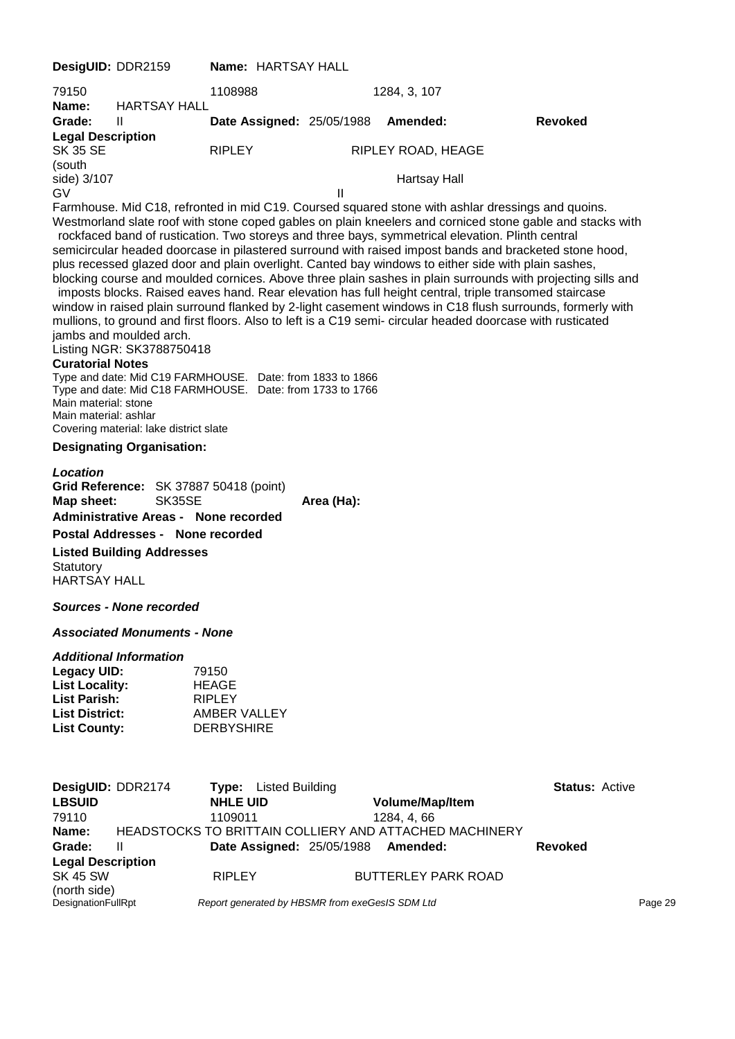**DesigUID:** DDR2159 **Name:** HARTSAY HALL

| | | |
|---|---|---|
| 79150 | 1108988 | 1284, 3, 107 |

**Name:** HARTSAY HALL

**Grade:** II **Date Assigned:** 25/05/1988 **Amended:** **Revoked**

**Legal Description**

SK 35 SE RIPLEY RIPLEY ROAD, HEAGE
(south
side) 3/107 Hartsay Hall
GV II

Farmhouse. Mid C18, refronted in mid C19. Coursed squared stone with ashlar dressings and quoins. Westmorland slate roof with stone coped gables on plain kneelers and corniced stone gable and stacks with rockfaced band of rustication. Two storeys and three bays, symmetrical elevation. Plinth central semicircular headed doorcase in pilastered surround with raised impost bands and bracketed stone hood, plus recessed glazed door and plain overlight. Canted bay windows to either side with plain sashes, blocking course and moulded cornices. Above three plain sashes in plain surrounds with projecting sills and imposts blocks. Raised eaves hand. Rear elevation has full height central, triple transomed staircase window in raised plain surround flanked by 2-light casement windows in C18 flush surrounds, formerly with mullions, to ground and first floors. Also to left is a C19 semi- circular headed doorcase with rusticated jambs and moulded arch.

Listing NGR: SK3788750418

**Curatorial Notes**

Type and date: Mid C19 FARMHOUSE. Date: from 1833 to 1866
Type and date: Mid C18 FARMHOUSE. Date: from 1733 to 1766
Main material: stone
Main material: ashlar
Covering material: lake district slate

**Designating Organisation:**

***Location***

**Grid Reference:** SK 37887 50418 (point)
**Map sheet:** SK35SE **Area (Ha):**

**Administrative Areas - None recorded**

**Postal Addresses - None recorded**

**Listed Building Addresses**

Statutory
HARTSAY HALL

***Sources - None recorded***

***Associated Monuments - None***

***Additional Information***

| | |
|---|---|
| **Legacy UID:** | 79150 |
| **List Locality:** | HEAGE |
| **List Parish:** | RIPLEY |
| **List District:** | AMBER VALLEY |
| **List County:** | DERBYSHIRE |

**DesigUID:** DDR2174 **Type:** Listed Building **Status:** Active

| **LBSUID** | **NHLE UID** | **Volume/Map/Item** |
|---|---|---|
| 79110 | 1109011 | 1284, 4, 66 |

**Name:** HEADSTOCKS TO BRITTAIN COLLIERY AND ATTACHED MACHINERY

**Grade:** II **Date Assigned:** 25/05/1988 **Amended:** **Revoked**

**Legal Description**

SK 45 SW RIPLEY BUTTERLEY PARK ROAD
(north side)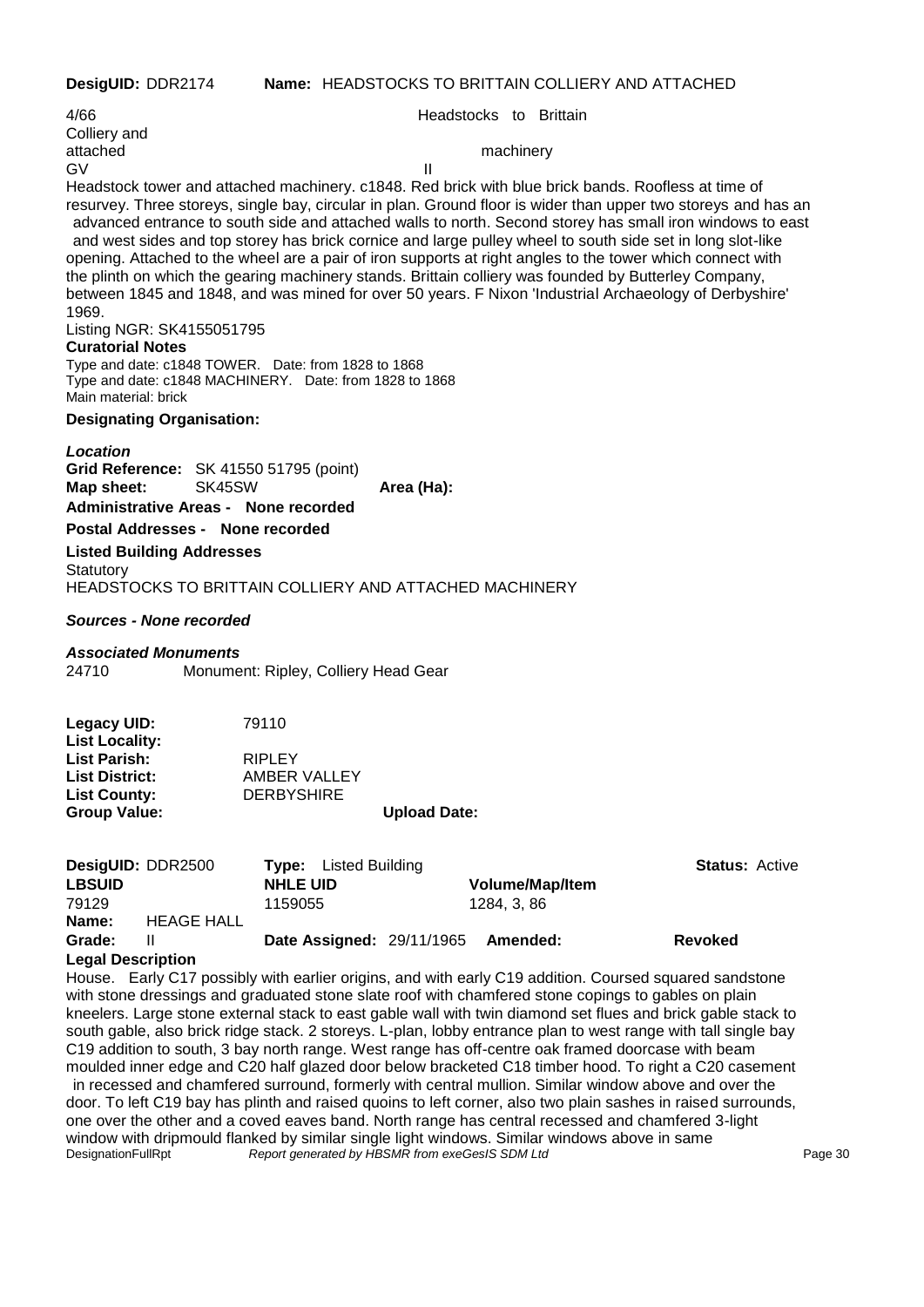**DesigUID:** DDR2174 **Name:** HEADSTOCKS TO BRITTAIN COLLIERY AND ATTACHED

4/66 Headstocks to Brittain Colliery and attached machinery
GV II

Headstock tower and attached machinery. c1848. Red brick with blue brick bands. Roofless at time of resurvey. Three storeys, single bay, circular in plan. Ground floor is wider than upper two storeys and has an advanced entrance to south side and attached walls to north. Second storey has small iron windows to east and west sides and top storey has brick cornice and large pulley wheel to south side set in long slot-like opening. Attached to the wheel are a pair of iron supports at right angles to the tower which connect with the plinth on which the gearing machinery stands. Brittain colliery was founded by Butterley Company, between 1845 and 1848, and was mined for over 50 years. F Nixon 'Industrial Archaeology of Derbyshire' 1969.

Listing NGR: SK4155051795

**Curatorial Notes**

Type and date: c1848 TOWER. Date: from 1828 to 1868
Type and date: c1848 MACHINERY. Date: from 1828 to 1868
Main material: brick

**Designating Organisation:**

***Location***

**Grid Reference:** SK 41550 51795 (point)
**Map sheet:** SK45SW **Area (Ha):**

**Administrative Areas - None recorded**

**Postal Addresses - None recorded**

**Listed Building Addresses**

Statutory
HEADSTOCKS TO BRITTAIN COLLIERY AND ATTACHED MACHINERY

***Sources - None recorded***

***Associated Monuments***

24710 Monument: Ripley, Colliery Head Gear

**Legacy UID:** 79110
**List Locality:**
**List Parish:** RIPLEY
**List District:** AMBER VALLEY
**List County:** DERBYSHIRE
**Group Value:** **Upload Date:**

**DesigUID:** DDR2500 **Type:** Listed Building **Status:** Active

| **LBSUID** | **NHLE UID** | **Volume/Map/Item** |
|---|---|---|
| 79129 | 1159055 | 1284, 3, 86 |

**Name:** HEAGE HALL
**Grade:** II **Date Assigned:** 29/11/1965 **Amended:** **Revoked**

**Legal Description**

House. Early C17 possibly with earlier origins, and with early C19 addition. Coursed squared sandstone with stone dressings and graduated stone slate roof with chamfered stone copings to gables on plain kneelers. Large stone external stack to east gable wall with twin diamond set flues and brick gable stack to south gable, also brick ridge stack. 2 storeys. L-plan, lobby entrance plan to west range with tall single bay C19 addition to south, 3 bay north range. West range has off-centre oak framed doorcase with beam moulded inner edge and C20 half glazed door below bracketed C18 timber hood. To right a C20 casement in recessed and chamfered surround, formerly with central mullion. Similar window above and over the door. To left C19 bay has plinth and raised quoins to left corner, also two plain sashes in raised surrounds, one over the other and a coved eaves band. North range has central recessed and chamfered 3-light window with dripmould flanked by similar single light windows. Similar windows above in same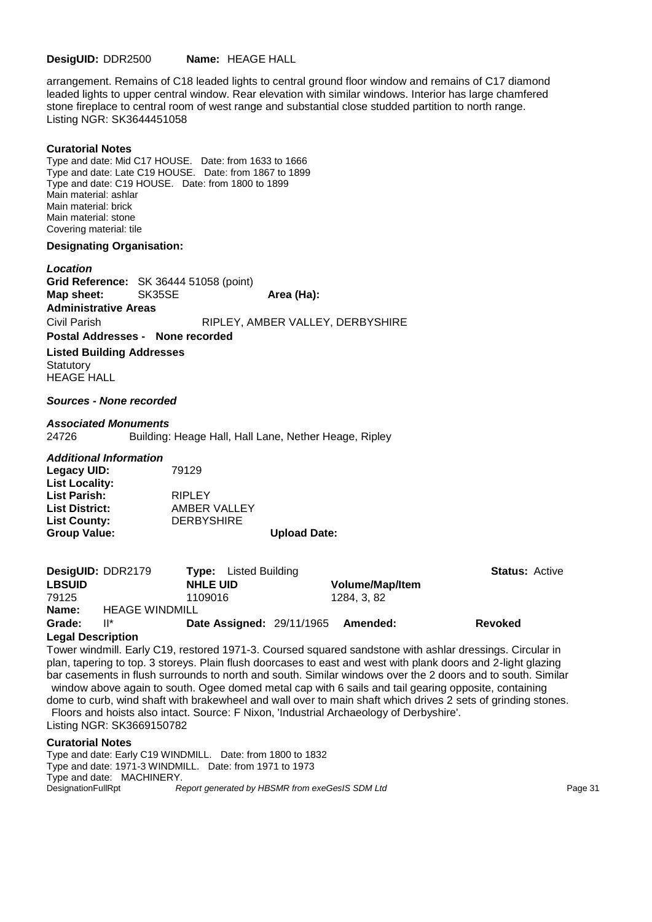**DesigUID:** DDR2500 **Name:** HEAGE HALL

arrangement. Remains of C18 leaded lights to central ground floor window and remains of C17 diamond leaded lights to upper central window. Rear elevation with similar windows. Interior has large chamfered stone fireplace to central room of west range and substantial close studded partition to north range. Listing NGR: SK3644451058

**Curatorial Notes**

Type and date: Mid C17 HOUSE. Date: from 1633 to 1666
Type and date: Late C19 HOUSE. Date: from 1867 to 1899
Type and date: C19 HOUSE. Date: from 1800 to 1899
Main material: ashlar
Main material: brick
Main material: stone
Covering material: tile

**Designating Organisation:**

***Location***

**Grid Reference:** SK 36444 51058 (point)
**Map sheet:** SK35SE **Area (Ha):**
**Administrative Areas**
Civil Parish RIPLEY, AMBER VALLEY, DERBYSHIRE
**Postal Addresses - None recorded**
**Listed Building Addresses**
Statutory
HEAGE HALL

***Sources - None recorded***

***Associated Monuments***

24726 Building: Heage Hall, Hall Lane, Nether Heage, Ripley

***Additional Information***

**Legacy UID:** 79129
**List Locality:**
**List Parish:** RIPLEY
**List District:** AMBER VALLEY
**List County:** DERBYSHIRE
**Group Value:** **Upload Date:**

**DesigUID:** DDR2179 **Type:** Listed Building **Status:** Active

| LBSUID | NHLE UID | Volume/Map/Item |
|---|---|---|
| 79125 | 1109016 | 1284, 3, 82 |

**Name:** HEAGE WINDMILL
**Grade:** II* **Date Assigned:** 29/11/1965 **Amended:** **Revoked**

**Legal Description**

Tower windmill. Early C19, restored 1971-3. Coursed squared sandstone with ashlar dressings. Circular in plan, tapering to top. 3 storeys. Plain flush doorcases to east and west with plank doors and 2-light glazing bar casements in flush surrounds to north and south. Similar windows over the 2 doors and to south. Similar window above again to south. Ogee domed metal cap with 6 sails and tail gearing opposite, containing dome to curb, wind shaft with brakewheel and wall over to main shaft which drives 2 sets of grinding stones. Floors and hoists also intact. Source: F Nixon, 'Industrial Archaeology of Derbyshire'.
Listing NGR: SK3669150782

**Curatorial Notes**

Type and date: Early C19 WINDMILL. Date: from 1800 to 1832
Type and date: 1971-3 WINDMILL. Date: from 1971 to 1973
Type and date: MACHINERY.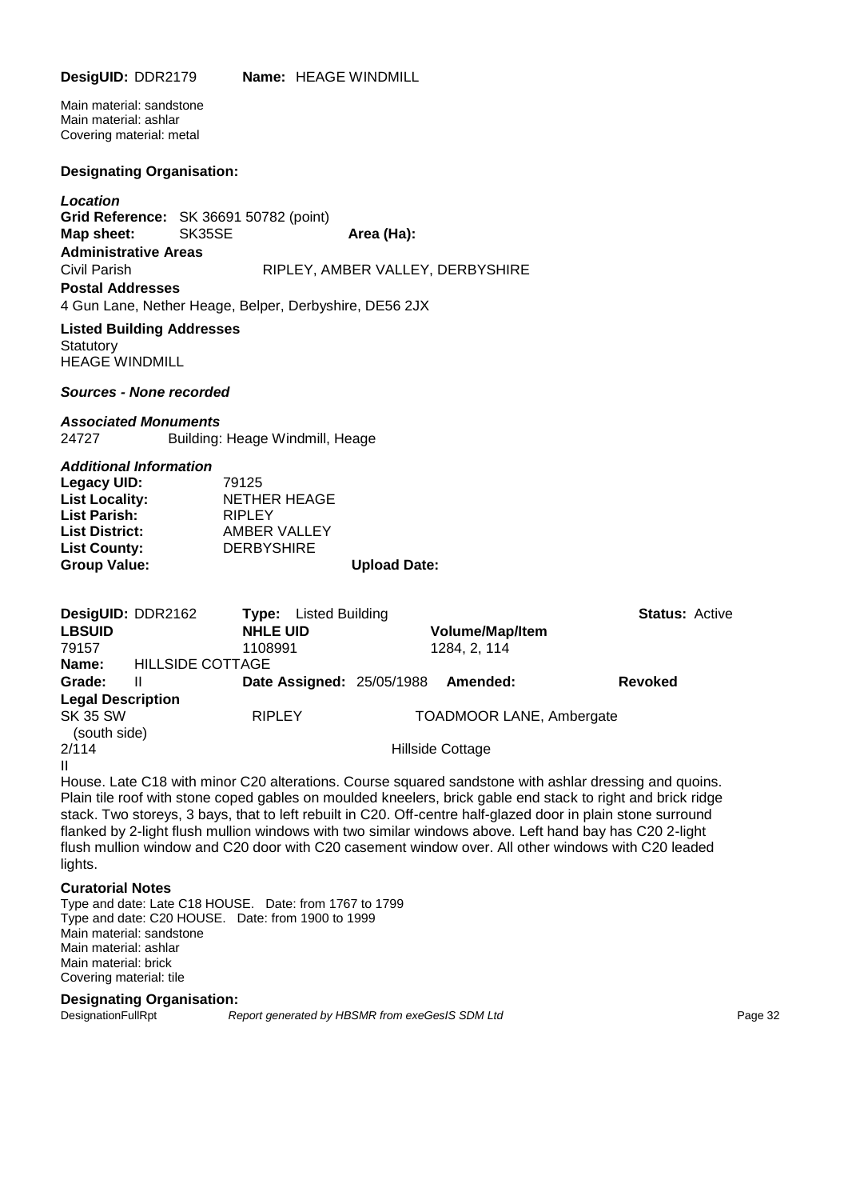**DesigUID:** DDR2179 **Name:** HEAGE WINDMILL

Main material: sandstone
Main material: ashlar
Covering material: metal

**Designating Organisation:**

***Location***

**Grid Reference:** SK 36691 50782 (point)
**Map sheet:** SK35SE **Area (Ha):**

**Administrative Areas**

Civil Parish RIPLEY, AMBER VALLEY, DERBYSHIRE

**Postal Addresses**

4 Gun Lane, Nether Heage, Belper, Derbyshire, DE56 2JX

**Listed Building Addresses**

Statutory
HEAGE WINDMILL

***Sources - None recorded***

***Associated Monuments***

24727 Building: Heage Windmill, Heage

***Additional Information***

**Legacy UID:** 79125
**List Locality:** NETHER HEAGE
**List Parish:** RIPLEY
**List District:** AMBER VALLEY
**List County:** DERBYSHIRE
**Group Value:** **Upload Date:**

---

**DesigUID:** DDR2162 **Type:** Listed Building **Status:** Active

| **LBSUID** | **NHLE UID** | **Volume/Map/Item** |
|---|---|---|
| 79157 | 1108991 | 1284, 2, 114 |

**Name:** HILLSIDE COTTAGE

**Grade:** II **Date Assigned:** 25/05/1988 **Amended:** **Revoked**

**Legal Description**

SK 35 SW RIPLEY TOADMOOR LANE, Ambergate
(south side)
2/114 Hillside Cottage
II

House. Late C18 with minor C20 alterations. Course squared sandstone with ashlar dressing and quoins. Plain tile roof with stone coped gables on moulded kneelers, brick gable end stack to right and brick ridge stack. Two storeys, 3 bays, that to left rebuilt in C20. Off-centre half-glazed door in plain stone surround flanked by 2-light flush mullion windows with two similar windows above. Left hand bay has C20 2-light flush mullion window and C20 door with C20 casement window over. All other windows with C20 leaded lights.

**Curatorial Notes**

Type and date: Late C18 HOUSE. Date: from 1767 to 1799
Type and date: C20 HOUSE. Date: from 1900 to 1999
Main material: sandstone
Main material: ashlar
Main material: brick
Covering material: tile

**Designating Organisation:**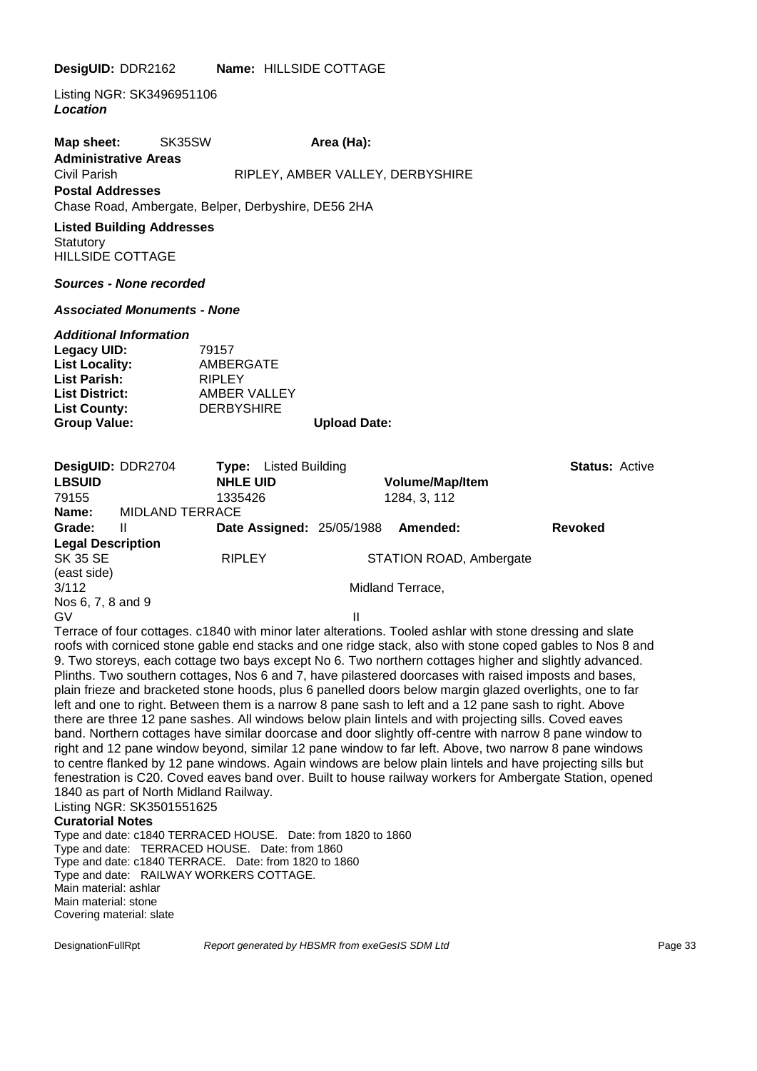**DesigUID:** DDR2162 **Name:** HILLSIDE COTTAGE

Listing NGR: SK3496951106

***Location***

**Map sheet:** SK35SW **Area (Ha):**

**Administrative Areas**

Civil Parish RIPLEY, AMBER VALLEY, DERBYSHIRE

**Postal Addresses**

Chase Road, Ambergate, Belper, Derbyshire, DE56 2HA

**Listed Building Addresses**

Statutory

HILLSIDE COTTAGE

***Sources - None recorded***

***Associated Monuments - None***

***Additional Information***

| | |
|---|---|
| **Legacy UID:** | 79157 |
| **List Locality:** | AMBERGATE |
| **List Parish:** | RIPLEY |
| **List District:** | AMBER VALLEY |
| **List County:** | DERBYSHIRE |
| **Group Value:** | |

**Upload Date:**

**DesigUID:** DDR2704 **Type:** Listed Building **Status:** Active

| **LBSUID** | **NHLE UID** | **Volume/Map/Item** |
|---|---|---|
| 79155 | 1335426 | 1284, 3, 112 |

**Name:** MIDLAND TERRACE

**Grade:** II **Date Assigned:** 25/05/1988 **Amended:** **Revoked**

**Legal Description**

SK 35 SE RIPLEY STATION ROAD, Ambergate
(east side)
3/112 Midland Terrace,
Nos 6, 7, 8 and 9
GV II

Terrace of four cottages. c1840 with minor later alterations. Tooled ashlar with stone dressing and slate roofs with corniced stone gable end stacks and one ridge stack, also with stone coped gables to Nos 8 and 9. Two storeys, each cottage two bays except No 6. Two northern cottages higher and slightly advanced. Plinths. Two southern cottages, Nos 6 and 7, have pilastered doorcases with raised imposts and bases, plain frieze and bracketed stone hoods, plus 6 panelled doors below margin glazed overlights, one to far left and one to right. Between them is a narrow 8 pane sash to left and a 12 pane sash to right. Above there are three 12 pane sashes. All windows below plain lintels and with projecting sills. Coved eaves band. Northern cottages have similar doorcase and door slightly off-centre with narrow 8 pane window to right and 12 pane window beyond, similar 12 pane window to far left. Above, two narrow 8 pane windows to centre flanked by 12 pane windows. Again windows are below plain lintels and have projecting sills but fenestration is C20. Coved eaves band over. Built to house railway workers for Ambergate Station, opened 1840 as part of North Midland Railway.

Listing NGR: SK3501551625

**Curatorial Notes**

Type and date: c1840 TERRACED HOUSE. Date: from 1820 to 1860
Type and date: TERRACED HOUSE. Date: from 1860
Type and date: c1840 TERRACE. Date: from 1820 to 1860
Type and date: RAILWAY WORKERS COTTAGE.
Main material: ashlar
Main material: stone
Covering material: slate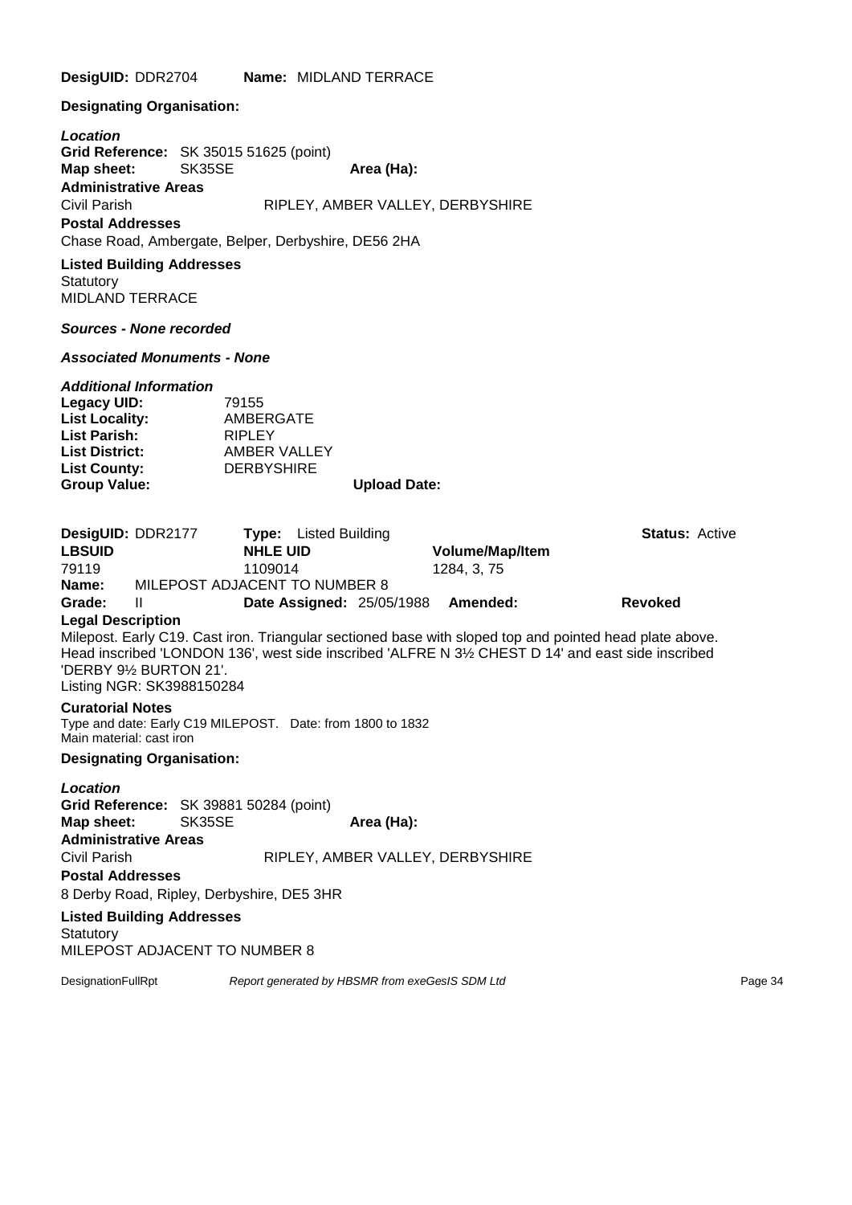**DesigUID:** DDR2704 **Name:** MIDLAND TERRACE

**Designating Organisation:**

***Location***

**Grid Reference:** SK 35015 51625 (point)

**Map sheet:** SK35SE **Area (Ha):**

**Administrative Areas**

Civil Parish RIPLEY, AMBER VALLEY, DERBYSHIRE

**Postal Addresses**

Chase Road, Ambergate, Belper, Derbyshire, DE56 2HA

**Listed Building Addresses**

Statutory

MIDLAND TERRACE

***Sources - None recorded***

***Associated Monuments - None***

***Additional Information***

**Legacy UID:** 79155

**List Locality:** AMBERGATE

**List Parish:** RIPLEY

**List District:** AMBER VALLEY

**List County:** DERBYSHIRE

**Group Value:** **Upload Date:**

---

**DesigUID:** DDR2177 **Type:** Listed Building **Status:** Active

| LBSUID | NHLE UID | Volume/Map/Item |
|---|---|---|
| 79119 | 1109014 | 1284, 3, 75 |

**Name:** MILEPOST ADJACENT TO NUMBER 8

**Grade:** II **Date Assigned:** 25/05/1988 **Amended:** **Revoked**

**Legal Description**

Milepost. Early C19. Cast iron. Triangular sectioned base with sloped top and pointed head plate above. Head inscribed 'LONDON 136', west side inscribed 'ALFRE N 3½ CHEST D 14' and east side inscribed 'DERBY 9½ BURTON 21'.
Listing NGR: SK3988150284

**Curatorial Notes**

Type and date: Early C19 MILEPOST. Date: from 1800 to 1832
Main material: cast iron

**Designating Organisation:**

***Location***

**Grid Reference:** SK 39881 50284 (point)

**Map sheet:** SK35SE **Area (Ha):**

**Administrative Areas**

Civil Parish RIPLEY, AMBER VALLEY, DERBYSHIRE

**Postal Addresses**

8 Derby Road, Ripley, Derbyshire, DE5 3HR

**Listed Building Addresses**

Statutory

MILEPOST ADJACENT TO NUMBER 8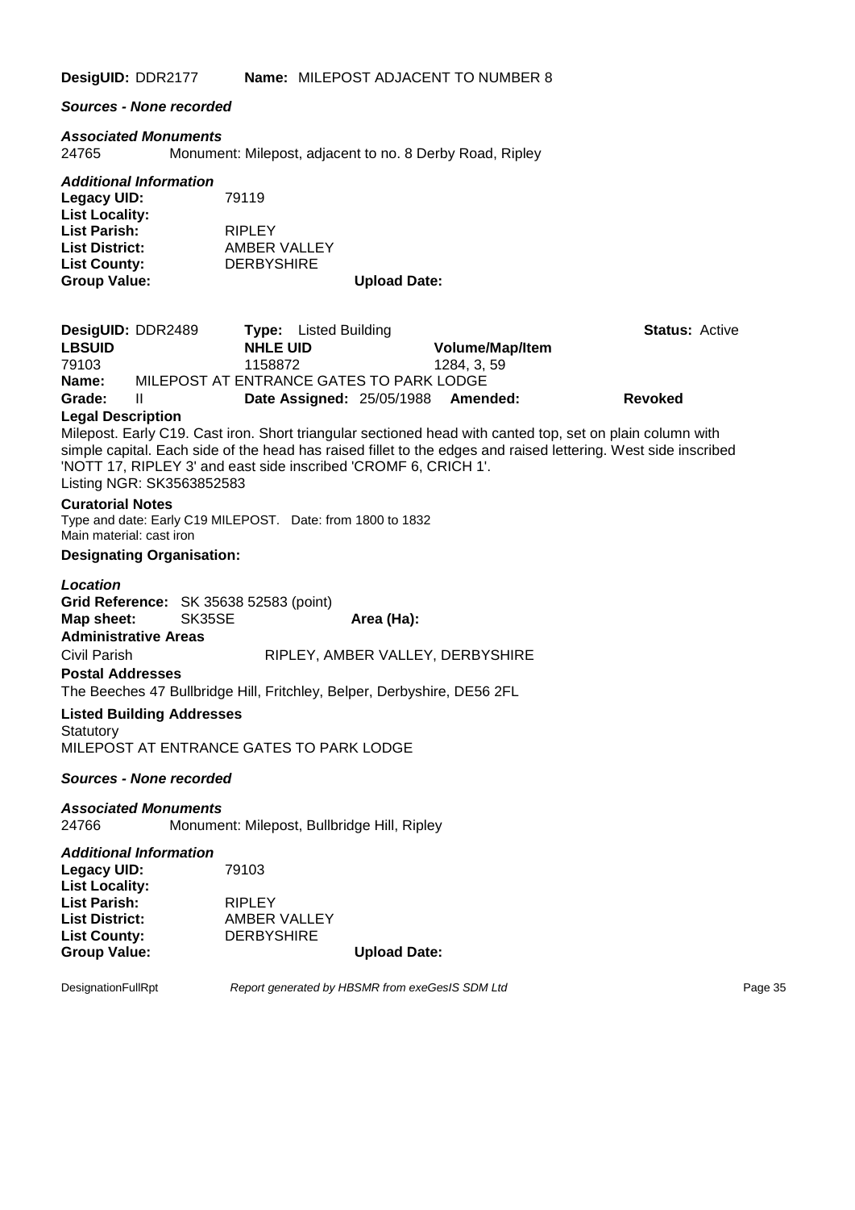**DesigUID:** DDR2177 **Name:** MILEPOST ADJACENT TO NUMBER 8

***Sources - None recorded***

***Associated Monuments***

24765 Monument: Milepost, adjacent to no. 8 Derby Road, Ripley

***Additional Information***

**Legacy UID:** 79119
**List Locality:**
**List Parish:** RIPLEY
**List District:** AMBER VALLEY
**List County:** DERBYSHIRE
**Group Value:** **Upload Date:**

**DesigUID:** DDR2489 **Type:** Listed Building **Status:** Active

| **LBSUID** | **NHLE UID** | **Volume/Map/Item** |
|---|---|---|
| 79103 | 1158872 | 1284, 3, 59 |

**Name:** MILEPOST AT ENTRANCE GATES TO PARK LODGE

**Grade:** II **Date Assigned:** 25/05/1988 **Amended:** **Revoked**

**Legal Description**

Milepost. Early C19. Cast iron. Short triangular sectioned head with canted top, set on plain column with simple capital. Each side of the head has raised fillet to the edges and raised lettering. West side inscribed 'NOTT 17, RIPLEY 3' and east side inscribed 'CROMF 6, CRICH 1'.
Listing NGR: SK3563852583

**Curatorial Notes**

Type and date: Early C19 MILEPOST. Date: from 1800 to 1832
Main material: cast iron

**Designating Organisation:**

***Location***

**Grid Reference:** SK 35638 52583 (point)
**Map sheet:** SK35SE **Area (Ha):**

**Administrative Areas**

Civil Parish RIPLEY, AMBER VALLEY, DERBYSHIRE

**Postal Addresses**

The Beeches 47 Bullbridge Hill, Fritchley, Belper, Derbyshire, DE56 2FL

**Listed Building Addresses**

Statutory
MILEPOST AT ENTRANCE GATES TO PARK LODGE

***Sources - None recorded***

***Associated Monuments***

24766 Monument: Milepost, Bullbridge Hill, Ripley

***Additional Information***

**Legacy UID:** 79103
**List Locality:**
**List Parish:** RIPLEY
**List District:** AMBER VALLEY
**List County:** DERBYSHIRE
**Group Value:** **Upload Date:**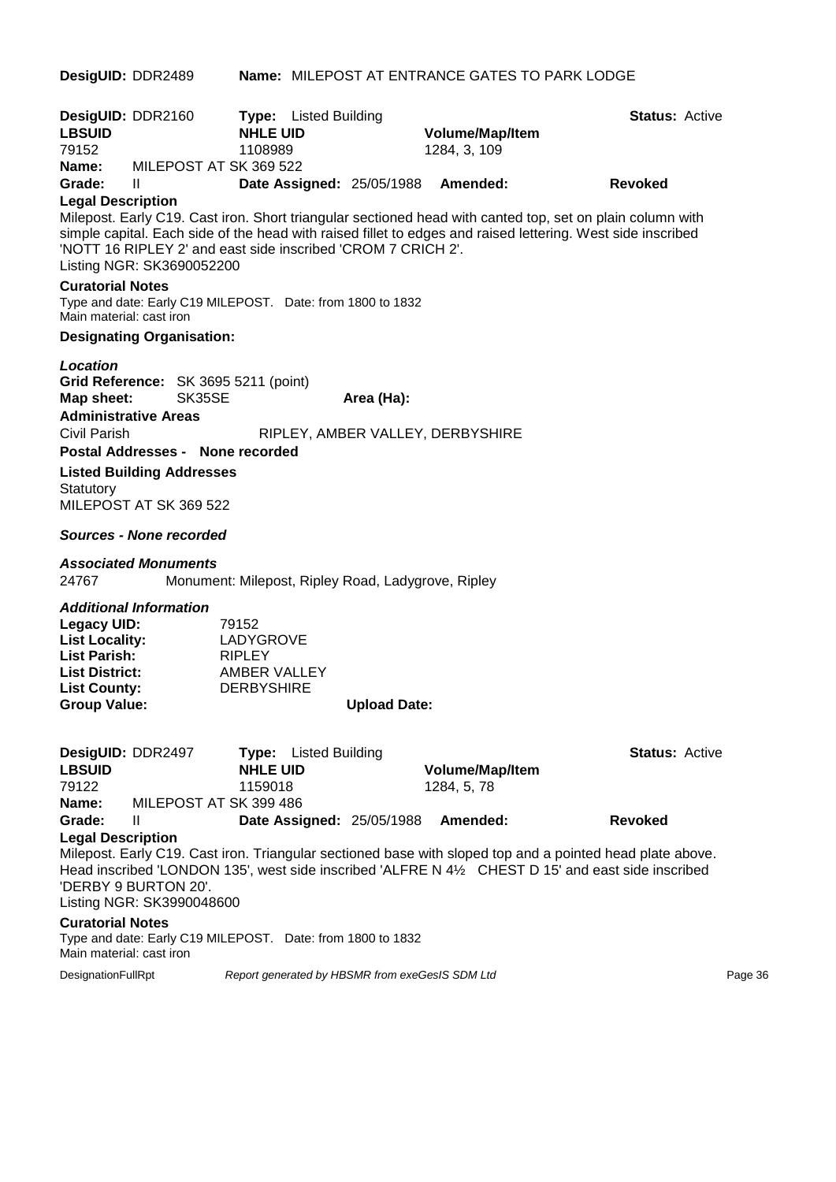**DesigUID:** DDR2489 **Name:** MILEPOST AT ENTRANCE GATES TO PARK LODGE

**DesigUID:** DDR2160 **Type:** Listed Building **Status:** Active

| LBSUID | NHLE UID | Volume/Map/Item |
|---|---|---|
| 79152 | 1108989 | 1284, 3, 109 |

**Name:** MILEPOST AT SK 369 522

**Grade:** II **Date Assigned:** 25/05/1988 **Amended:** **Revoked**

**Legal Description**

Milepost. Early C19. Cast iron. Short triangular sectioned head with canted top, set on plain column with simple capital. Each side of the head with raised fillet to edges and raised lettering. West side inscribed 'NOTT 16 RIPLEY 2' and east side inscribed 'CROM 7 CRICH 2'.
Listing NGR: SK3690052200

**Curatorial Notes**

Type and date: Early C19 MILEPOST. Date: from 1800 to 1832
Main material: cast iron

**Designating Organisation:**

***Location***

**Grid Reference:** SK 3695 5211 (point)
**Map sheet:** SK35SE **Area (Ha):**

**Administrative Areas**

Civil Parish RIPLEY, AMBER VALLEY, DERBYSHIRE

**Postal Addresses - None recorded**

**Listed Building Addresses**

Statutory
MILEPOST AT SK 369 522

***Sources - None recorded***

***Associated Monuments***

24767 Monument: Milepost, Ripley Road, Ladygrove, Ripley

***Additional Information***

**Legacy UID:** 79152
**List Locality:** LADYGROVE
**List Parish:** RIPLEY
**List District:** AMBER VALLEY
**List County:** DERBYSHIRE
**Group Value:** **Upload Date:**

**DesigUID:** DDR2497 **Type:** Listed Building **Status:** Active

| LBSUID | NHLE UID | Volume/Map/Item |
|---|---|---|
| 79122 | 1159018 | 1284, 5, 78 |

**Name:** MILEPOST AT SK 399 486

**Grade:** II **Date Assigned:** 25/05/1988 **Amended:** **Revoked**

**Legal Description**

Milepost. Early C19. Cast iron. Triangular sectioned base with sloped top and a pointed head plate above. Head inscribed 'LONDON 135', west side inscribed 'ALFRE N 4½ CHEST D 15' and east side inscribed 'DERBY 9 BURTON 20'.
Listing NGR: SK3990048600

**Curatorial Notes**

Type and date: Early C19 MILEPOST. Date: from 1800 to 1832
Main material: cast iron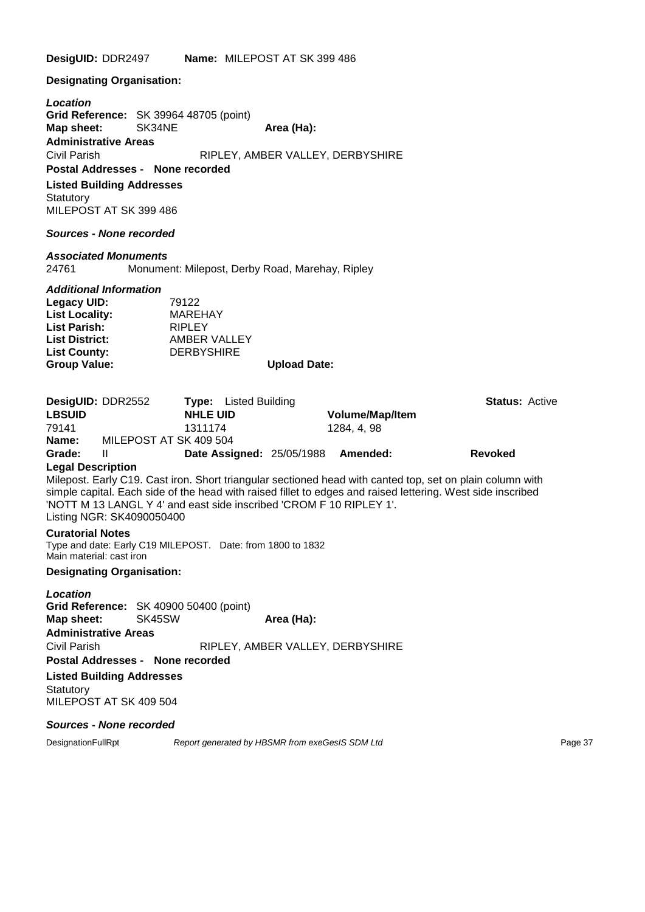**DesigUID:** DDR2497 **Name:** MILEPOST AT SK 399 486

**Designating Organisation:**

***Location***

**Grid Reference:** SK 39964 48705 (point)

**Map sheet:** SK34NE **Area (Ha):**

**Administrative Areas**

Civil Parish RIPLEY, AMBER VALLEY, DERBYSHIRE

**Postal Addresses - None recorded**

**Listed Building Addresses**

Statutory

MILEPOST AT SK 399 486

***Sources - None recorded***

***Associated Monuments***

24761 Monument: Milepost, Derby Road, Marehay, Ripley

***Additional Information***

| | |
|---|---|
| **Legacy UID:** | 79122 |
| **List Locality:** | MAREHAY |
| **List Parish:** | RIPLEY |
| **List District:** | AMBER VALLEY |
| **List County:** | DERBYSHIRE |
| **Group Value:** | **Upload Date:** |

**DesigUID:** DDR2552 **Type:** Listed Building **Status:** Active

| **LBSUID** | **NHLE UID** | **Volume/Map/Item** |
|---|---|---|
| 79141 | 1311174 | 1284, 4, 98 |

**Name:** MILEPOST AT SK 409 504

**Grade:** II **Date Assigned:** 25/05/1988 **Amended:** **Revoked**

**Legal Description**

Milepost. Early C19. Cast iron. Short triangular sectioned head with canted top, set on plain column with simple capital. Each side of the head with raised fillet to edges and raised lettering. West side inscribed 'NOTT M 13 LANGL Y 4' and east side inscribed 'CROM F 10 RIPLEY 1'.
Listing NGR: SK4090050400

**Curatorial Notes**

Type and date: Early C19 MILEPOST. Date: from 1800 to 1832
Main material: cast iron

**Designating Organisation:**

***Location***

**Grid Reference:** SK 40900 50400 (point)

**Map sheet:** SK45SW **Area (Ha):**

**Administrative Areas**

Civil Parish RIPLEY, AMBER VALLEY, DERBYSHIRE

**Postal Addresses - None recorded**

**Listed Building Addresses**

Statutory

MILEPOST AT SK 409 504

***Sources - None recorded***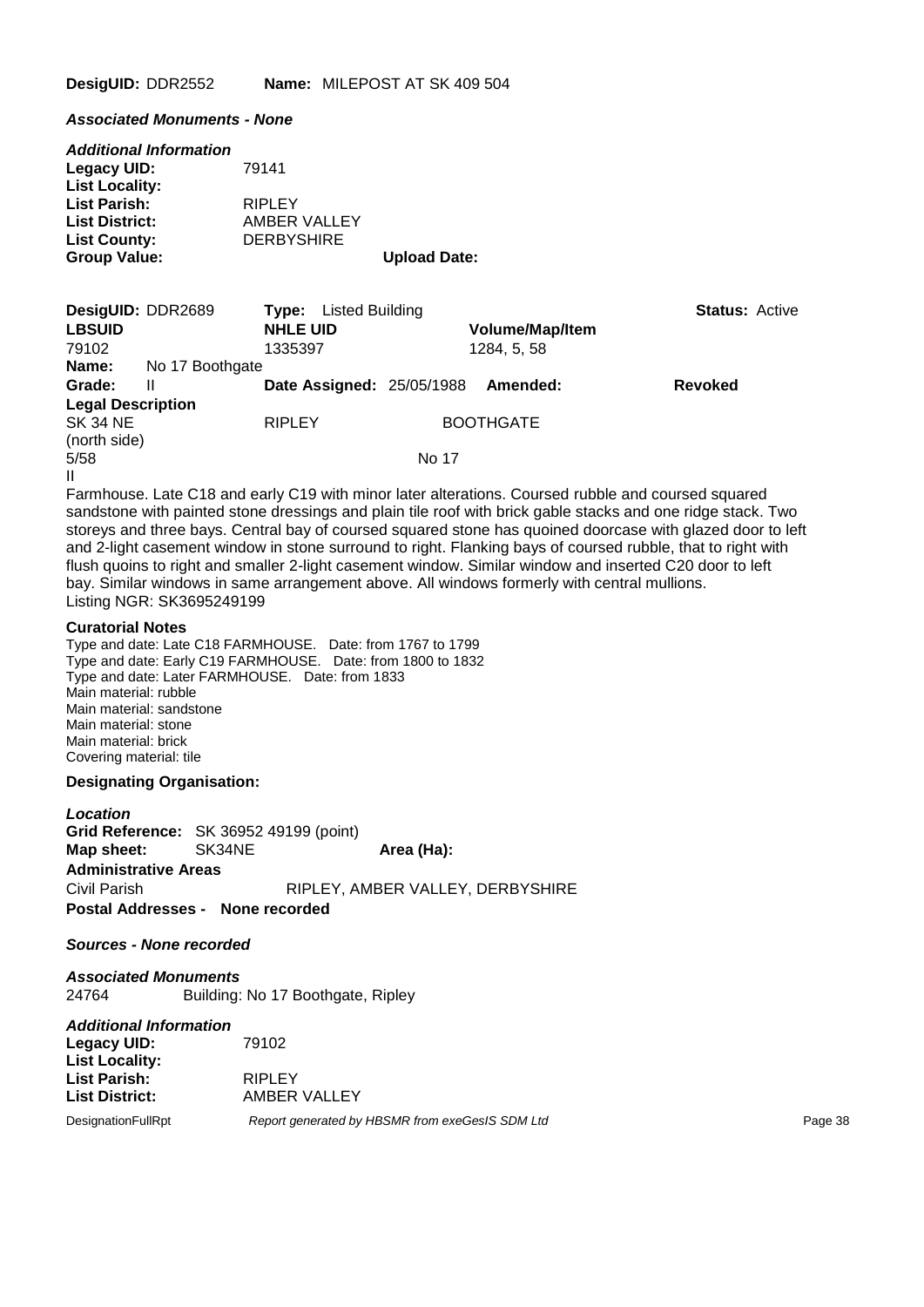**DesigUID:** DDR2552 **Name:** MILEPOST AT SK 409 504

***Associated Monuments - None***

***Additional Information***

**Legacy UID:** 79141
**List Locality:**
**List Parish:** RIPLEY
**List District:** AMBER VALLEY
**List County:** DERBYSHIRE
**Group Value:** **Upload Date:**

---

**DesigUID:** DDR2689 **Type:** Listed Building **Status:** Active

| LBSUID | NHLE UID | Volume/Map/Item |
|---|---|---|
| 79102 | 1335397 | 1284, 5, 58 |

**Name:** No 17 Boothgate

**Grade:** II **Date Assigned:** 25/05/1988 **Amended:** **Revoked**

**Legal Description**

SK 34 NE RIPLEY BOOTHGATE
(north side)
5/58 No 17
II

Farmhouse. Late C18 and early C19 with minor later alterations. Coursed rubble and coursed squared sandstone with painted stone dressings and plain tile roof with brick gable stacks and one ridge stack. Two storeys and three bays. Central bay of coursed squared stone has quoined doorcase with glazed door to left and 2-light casement window in stone surround to right. Flanking bays of coursed rubble, that to right with flush quoins to right and smaller 2-light casement window. Similar window and inserted C20 door to left bay. Similar windows in same arrangement above. All windows formerly with central mullions.
Listing NGR: SK3695249199

**Curatorial Notes**

Type and date: Late C18 FARMHOUSE. Date: from 1767 to 1799
Type and date: Early C19 FARMHOUSE. Date: from 1800 to 1832
Type and date: Later FARMHOUSE. Date: from 1833
Main material: rubble
Main material: sandstone
Main material: stone
Main material: brick
Covering material: tile

**Designating Organisation:**

***Location***

**Grid Reference:** SK 36952 49199 (point)
**Map sheet:** SK34NE **Area (Ha):**

**Administrative Areas**

Civil Parish RIPLEY, AMBER VALLEY, DERBYSHIRE

**Postal Addresses - None recorded**

***Sources - None recorded***

***Associated Monuments***

24764 Building: No 17 Boothgate, Ripley

***Additional Information***

**Legacy UID:** 79102
**List Locality:**
**List Parish:** RIPLEY
**List District:** AMBER VALLEY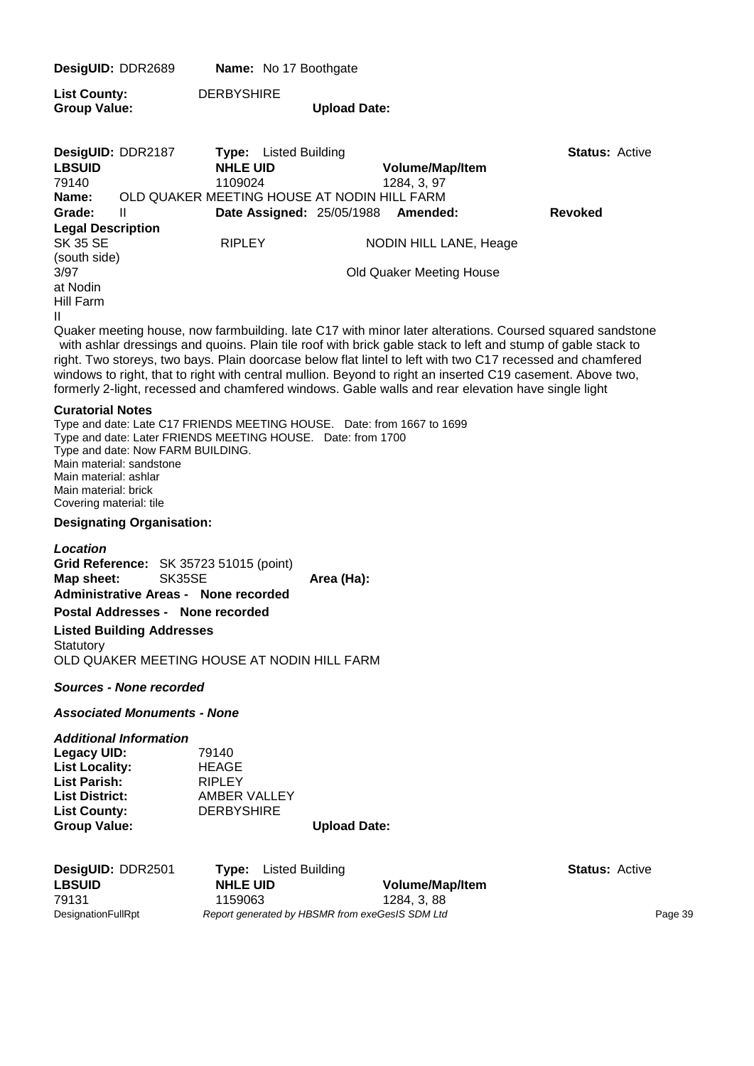**DesigUID:** DDR2689 **Name:** No 17 Boothgate

**List County:** DERBYSHIRE
**Group Value:** **Upload Date:**

**DesigUID:** DDR2187 **Type:** Listed Building **Status:** Active

| **LBSUID** | **NHLE UID** | **Volume/Map/Item** |
|---|---|---|
| 79140 | 1109024 | 1284, 3, 97 |

**Name:** OLD QUAKER MEETING HOUSE AT NODIN HILL FARM

**Grade:** II **Date Assigned:** 25/05/1988 **Amended:** **Revoked**

**Legal Description**

SK 35 SE RIPLEY NODIN HILL LANE, Heage
(south side)
3/97 Old Quaker Meeting House
at Nodin
Hill Farm
II

Quaker meeting house, now farmbuilding. late C17 with minor later alterations. Coursed squared sandstone with ashlar dressings and quoins. Plain tile roof with brick gable stack to left and stump of gable stack to right. Two storeys, two bays. Plain doorcase below flat lintel to left with two C17 recessed and chamfered windows to right, that to right with central mullion. Beyond to right an inserted C19 casement. Above two, formerly 2-light, recessed and chamfered windows. Gable walls and rear elevation have single light

**Curatorial Notes**

Type and date: Late C17 FRIENDS MEETING HOUSE. Date: from 1667 to 1699
Type and date: Later FRIENDS MEETING HOUSE. Date: from 1700
Type and date: Now FARM BUILDING.
Main material: sandstone
Main material: ashlar
Main material: brick
Covering material: tile

**Designating Organisation:**

***Location***

**Grid Reference:** SK 35723 51015 (point)
**Map sheet:** SK35SE **Area (Ha):**
**Administrative Areas - None recorded**
**Postal Addresses - None recorded**
**Listed Building Addresses**
Statutory
OLD QUAKER MEETING HOUSE AT NODIN HILL FARM

***Sources - None recorded***

***Associated Monuments - None***

***Additional Information***

**Legacy UID:** 79140
**List Locality:** HEAGE
**List Parish:** RIPLEY
**List District:** AMBER VALLEY
**List County:** DERBYSHIRE
**Group Value:** **Upload Date:**

**DesigUID:** DDR2501 **Type:** Listed Building **Status:** Active

| **LBSUID** | **NHLE UID** | **Volume/Map/Item** |
|---|---|---|
| 79131 | 1159063 | 1284, 3, 88 |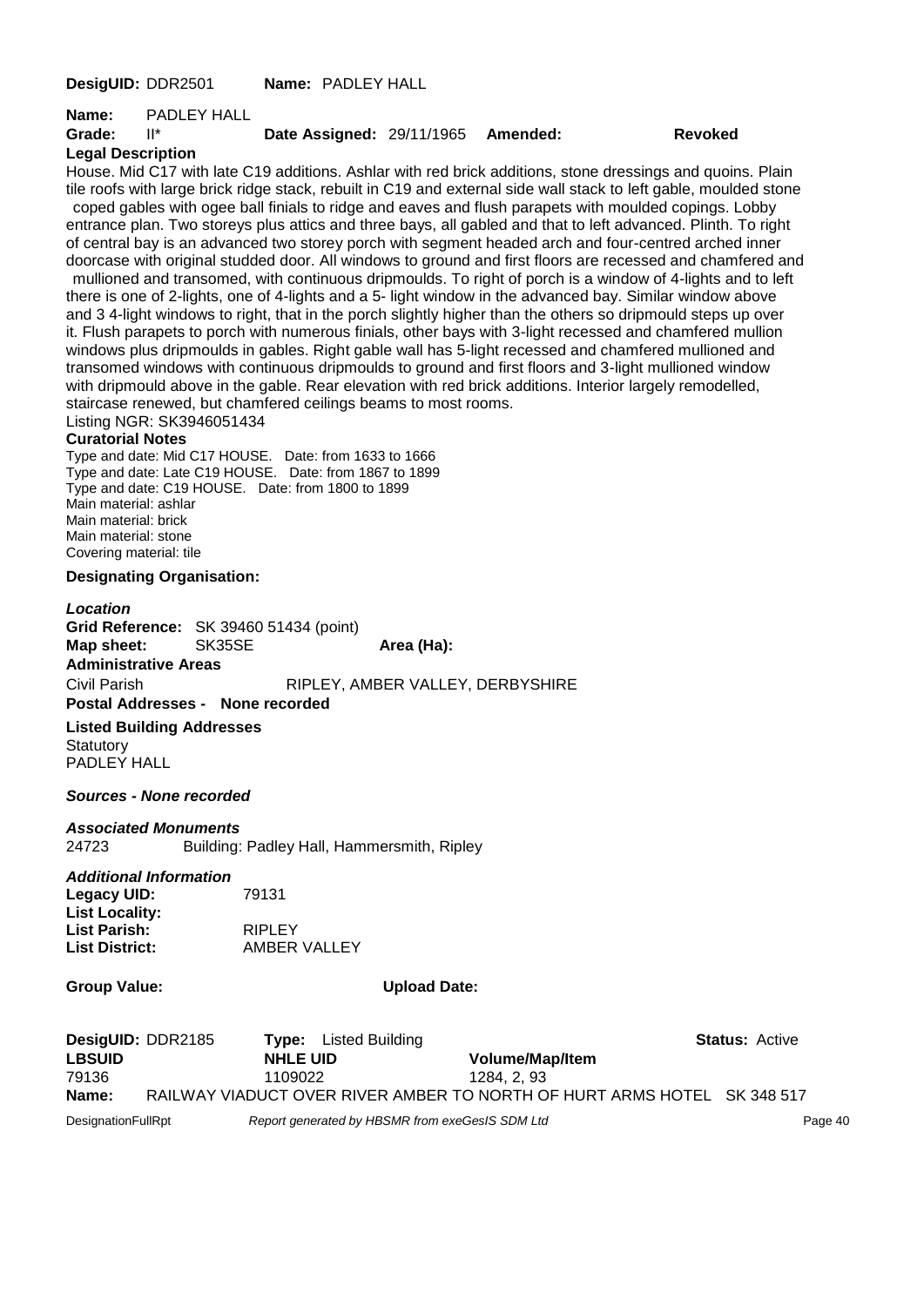**DesigUID:** DDR2501 **Name:** PADLEY HALL

**Name:** PADLEY HALL
**Grade:** II* **Date Assigned:** 29/11/1965 **Amended:** **Revoked**

**Legal Description**

House. Mid C17 with late C19 additions. Ashlar with red brick additions, stone dressings and quoins. Plain tile roofs with large brick ridge stack, rebuilt in C19 and external side wall stack to left gable, moulded stone coped gables with ogee ball finials to ridge and eaves and flush parapets with moulded copings. Lobby entrance plan. Two storeys plus attics and three bays, all gabled and that to left advanced. Plinth. To right of central bay is an advanced two storey porch with segment headed arch and four-centred arched inner doorcase with original studded door. All windows to ground and first floors are recessed and chamfered and mullioned and transomed, with continuous dripmoulds. To right of porch is a window of 4-lights and to left there is one of 2-lights, one of 4-lights and a 5- light window in the advanced bay. Similar window above and 3 4-light windows to right, that in the porch slightly higher than the others so dripmould steps up over it. Flush parapets to porch with numerous finials, other bays with 3-light recessed and chamfered mullion windows plus dripmoulds in gables. Right gable wall has 5-light recessed and chamfered mullioned and transomed windows with continuous dripmoulds to ground and first floors and 3-light mullioned window with dripmould above in the gable. Rear elevation with red brick additions. Interior largely remodelled, staircase renewed, but chamfered ceilings beams to most rooms.

Listing NGR: SK3946051434

**Curatorial Notes**

Type and date: Mid C17 HOUSE. Date: from 1633 to 1666
Type and date: Late C19 HOUSE. Date: from 1867 to 1899
Type and date: C19 HOUSE. Date: from 1800 to 1899
Main material: ashlar
Main material: brick
Main material: stone
Covering material: tile

**Designating Organisation:**

***Location***

**Grid Reference:** SK 39460 51434 (point)
**Map sheet:** SK35SE **Area (Ha):**

**Administrative Areas**

Civil Parish RIPLEY, AMBER VALLEY, DERBYSHIRE

**Postal Addresses - None recorded**

**Listed Building Addresses**

Statutory
PADLEY HALL

***Sources - None recorded***

***Associated Monuments***

24723 Building: Padley Hall, Hammersmith, Ripley

***Additional Information***

**Legacy UID:** 79131
**List Locality:**
**List Parish:** RIPLEY
**List District:** AMBER VALLEY

**Group Value:** **Upload Date:**

**DesigUID:** DDR2185 **Type:** Listed Building **Status:** Active

| **LBSUID** | **NHLE UID** | **Volume/Map/Item** |
|---|---|---|
| 79136 | 1109022 | 1284, 2, 93 |

**Name:** RAILWAY VIADUCT OVER RIVER AMBER TO NORTH OF HURT ARMS HOTEL SK 348 517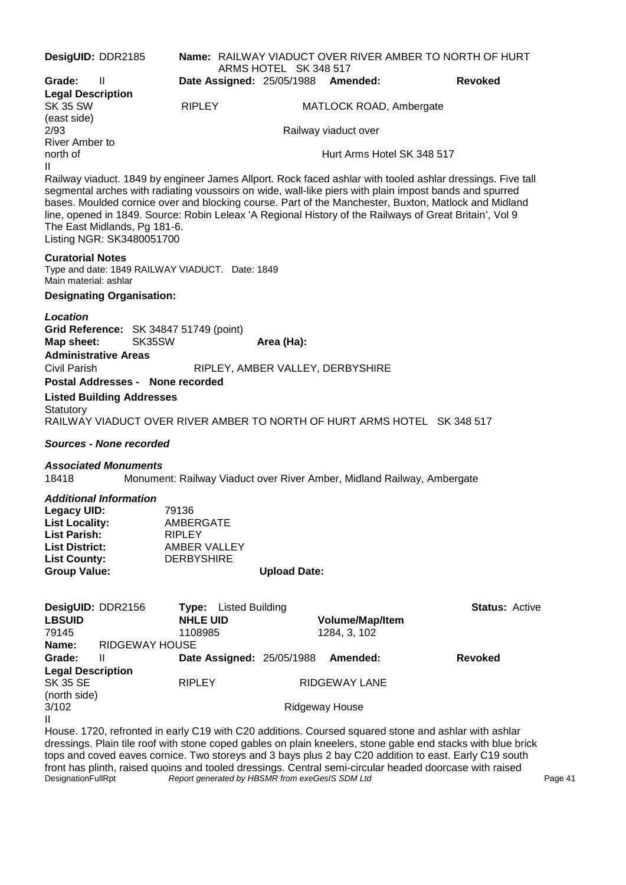**DesigUID:** DDR2185 **Name:** RAILWAY VIADUCT OVER RIVER AMBER TO NORTH OF HURT ARMS HOTEL SK 348 517

**Grade:** II **Date Assigned:** 25/05/1988 **Amended:** **Revoked**

**Legal Description**

SK 35 SW (east side) RIPLEY MATLOCK ROAD, Ambergate

2/93 Railway viaduct over River Amber to north of Hurt Arms Hotel SK 348 517

II

Railway viaduct. 1849 by engineer James Allport. Rock faced ashlar with tooled ashlar dressings. Five tall segmental arches with radiating voussoirs on wide, wall-like piers with plain impost bands and spurred bases. Moulded cornice over and blocking course. Part of the Manchester, Buxton, Matlock and Midland line, opened in 1849. Source: Robin Leleax 'A Regional History of the Railways of Great Britain', Vol 9 The East Midlands, Pg 181-6.

Listing NGR: SK3480051700

**Curatorial Notes**

Type and date: 1849 RAILWAY VIADUCT. Date: 1849

Main material: ashlar

**Designating Organisation:**

***Location***

**Grid Reference:** SK 34847 51749 (point)

**Map sheet:** SK35SW **Area (Ha):**

**Administrative Areas**

Civil Parish RIPLEY, AMBER VALLEY, DERBYSHIRE

**Postal Addresses - None recorded**

**Listed Building Addresses**

Statutory

RAILWAY VIADUCT OVER RIVER AMBER TO NORTH OF HURT ARMS HOTEL SK 348 517

***Sources - None recorded***

***Associated Monuments***

18418 Monument: Railway Viaduct over River Amber, Midland Railway, Ambergate

***Additional Information***

**Legacy UID:** 79136

**List Locality:** AMBERGATE

**List Parish:** RIPLEY

**List District:** AMBER VALLEY

**List County:** DERBYSHIRE

**Group Value:** **Upload Date:**

---

**DesigUID:** DDR2156 **Type:** Listed Building **Status:** Active

| LBSUID | NHLE UID | Volume/Map/Item |
|---|---|---|
| 79145 | 1108985 | 1284, 3, 102 |

**Name:** RIDGEWAY HOUSE

**Grade:** II **Date Assigned:** 25/05/1988 **Amended:** **Revoked**

**Legal Description**

SK 35 SE (north side) RIPLEY RIDGEWAY LANE

3/102 Ridgeway House

II

House. 1720, refronted in early C19 with C20 additions. Coursed squared stone and ashlar with ashlar dressings. Plain tile roof with stone coped gables on plain kneelers, stone gable end stacks with blue brick tops and coved eaves cornice. Two storeys and 3 bays plus 2 bay C20 addition to east. Early C19 south front has plinth, raised quoins and tooled dressings. Central semi-circular headed doorcase with raised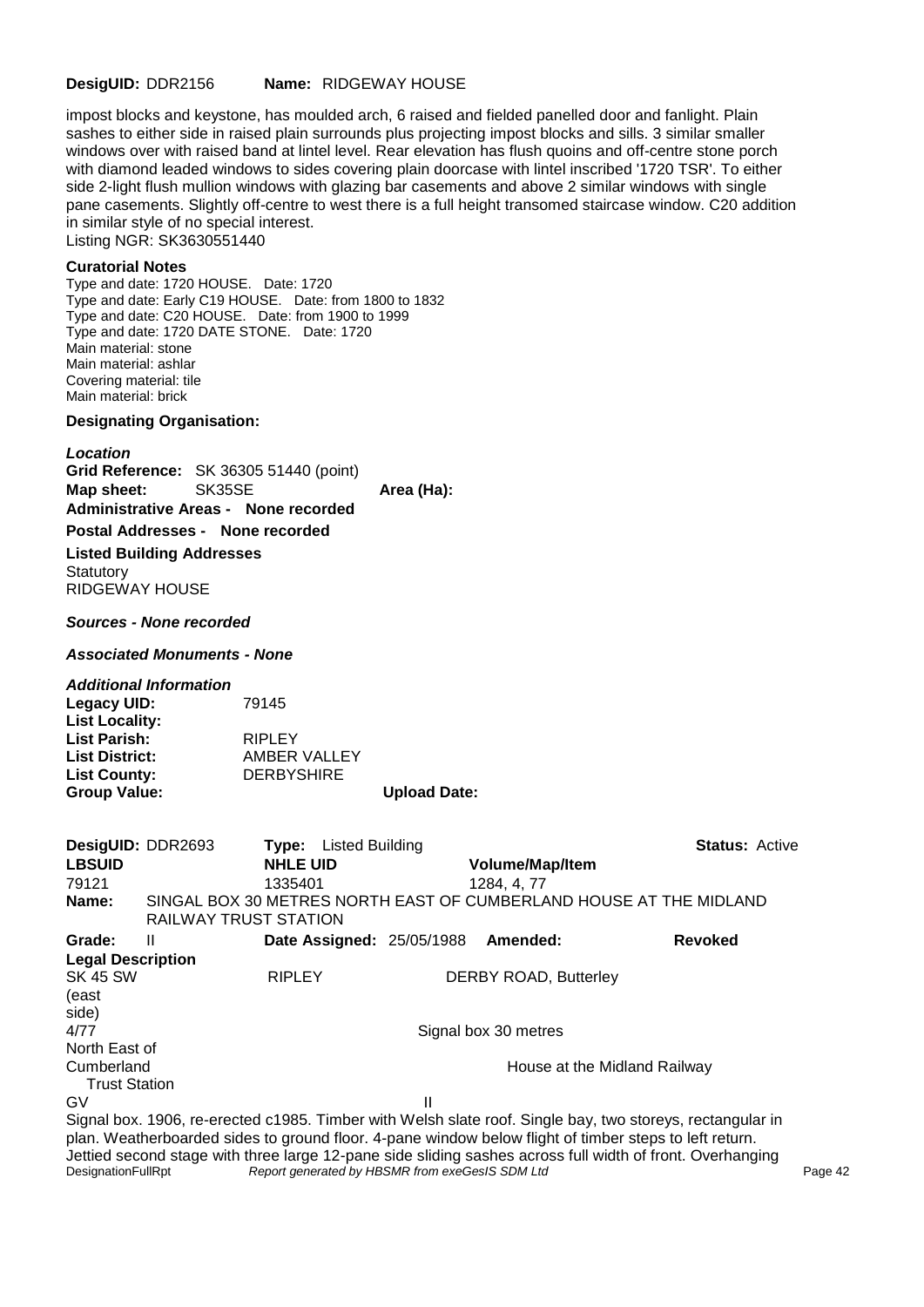**DesigUID:** DDR2156 **Name:** RIDGEWAY HOUSE

impost blocks and keystone, has moulded arch, 6 raised and fielded panelled door and fanlight. Plain sashes to either side in raised plain surrounds plus projecting impost blocks and sills. 3 similar smaller windows over with raised band at lintel level. Rear elevation has flush quoins and off-centre stone porch with diamond leaded windows to sides covering plain doorcase with lintel inscribed '1720 TSR'. To either side 2-light flush mullion windows with glazing bar casements and above 2 similar windows with single pane casements. Slightly off-centre to west there is a full height transomed staircase window. C20 addition in similar style of no special interest.
Listing NGR: SK3630551440

**Curatorial Notes**

Type and date: 1720 HOUSE. Date: 1720
Type and date: Early C19 HOUSE. Date: from 1800 to 1832
Type and date: C20 HOUSE. Date: from 1900 to 1999
Type and date: 1720 DATE STONE. Date: 1720
Main material: stone
Main material: ashlar
Covering material: tile
Main material: brick

**Designating Organisation:**

***Location***

**Grid Reference:** SK 36305 51440 (point)
**Map sheet:** SK35SE **Area (Ha):**
**Administrative Areas - None recorded**
**Postal Addresses - None recorded**
**Listed Building Addresses**
Statutory
RIDGEWAY HOUSE

***Sources - None recorded***

***Associated Monuments - None***

***Additional Information***

**Legacy UID:** 79145
**List Locality:**
**List Parish:** RIPLEY
**List District:** AMBER VALLEY
**List County:** DERBYSHIRE
**Group Value:** **Upload Date:**

---

**DesigUID:** DDR2693 **Type:** Listed Building **Status:** Active

| **LBSUID** | **NHLE UID** | **Volume/Map/Item** |
|---|---|---|
| 79121 | 1335401 | 1284, 4, 77 |

**Name:** SINGAL BOX 30 METRES NORTH EAST OF CUMBERLAND HOUSE AT THE MIDLAND RAILWAY TRUST STATION

**Grade:** II **Date Assigned:** 25/05/1988 **Amended:** **Revoked**

**Legal Description**

SK 45 SW RIPLEY DERBY ROAD, Butterley
(east side)
4/77 Signal box 30 metres North East of Cumberland House at the Midland Railway Trust Station
GV II

Signal box. 1906, re-erected c1985. Timber with Welsh slate roof. Single bay, two storeys, rectangular in plan. Weatherboarded sides to ground floor. 4-pane window below flight of timber steps to left return. Jettied second stage with three large 12-pane side sliding sashes across full width of front. Overhanging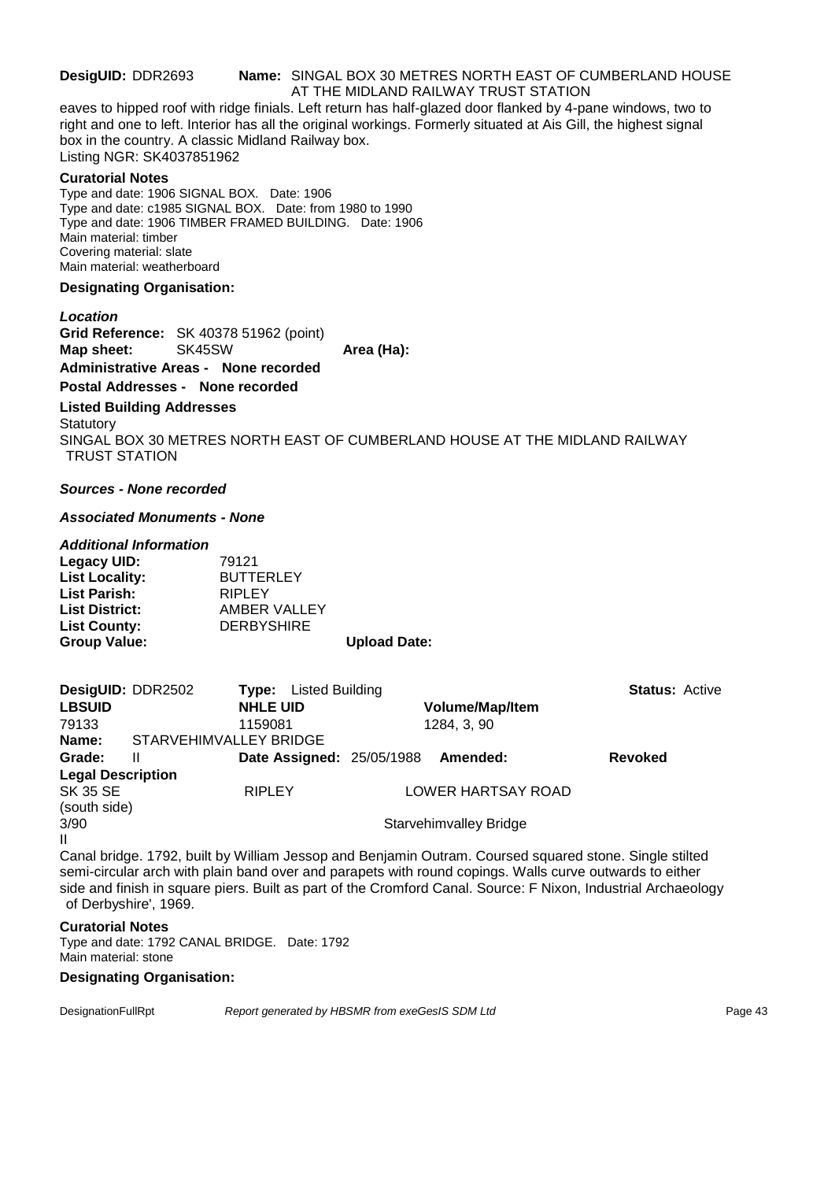**DesigUID:** DDR2693 **Name:** SINGAL BOX 30 METRES NORTH EAST OF CUMBERLAND HOUSE AT THE MIDLAND RAILWAY TRUST STATION

eaves to hipped roof with ridge finials. Left return has half-glazed door flanked by 4-pane windows, two to right and one to left. Interior has all the original workings. Formerly situated at Ais Gill, the highest signal box in the country. A classic Midland Railway box.
Listing NGR: SK4037851962

**Curatorial Notes**

Type and date: 1906 SIGNAL BOX. Date: 1906
Type and date: c1985 SIGNAL BOX. Date: from 1980 to 1990
Type and date: 1906 TIMBER FRAMED BUILDING. Date: 1906
Main material: timber
Covering material: slate
Main material: weatherboard

**Designating Organisation:**

***Location***

**Grid Reference:** SK 40378 51962 (point)
**Map sheet:** SK45SW **Area (Ha):**
**Administrative Areas - None recorded**
**Postal Addresses - None recorded**

**Listed Building Addresses**

Statutory
SINGAL BOX 30 METRES NORTH EAST OF CUMBERLAND HOUSE AT THE MIDLAND RAILWAY TRUST STATION

***Sources - None recorded***

***Associated Monuments - None***

***Additional Information***

**Legacy UID:** 79121
**List Locality:** BUTTERLEY
**List Parish:** RIPLEY
**List District:** AMBER VALLEY
**List County:** DERBYSHIRE
**Group Value:** **Upload Date:**

---

**DesigUID:** DDR2502 **Type:** Listed Building **Status:** Active

| **LBSUID** | **NHLE UID** | **Volume/Map/Item** |
|---|---|---|
| 79133 | 1159081 | 1284, 3, 90 |

**Name:** STARVEHIMVALLEY BRIDGE
**Grade:** II **Date Assigned:** 25/05/1988 **Amended:** **Revoked**

**Legal Description**

SK 35 SE RIPLEY LOWER HARTSAY ROAD
(south side)
3/90 Starvehimvalley Bridge
II

Canal bridge. 1792, built by William Jessop and Benjamin Outram. Coursed squared stone. Single stilted semi-circular arch with plain band over and parapets with round copings. Walls curve outwards to either side and finish in square piers. Built as part of the Cromford Canal. Source: F Nixon, Industrial Archaeology of Derbyshire', 1969.

**Curatorial Notes**

Type and date: 1792 CANAL BRIDGE. Date: 1792
Main material: stone

**Designating Organisation:**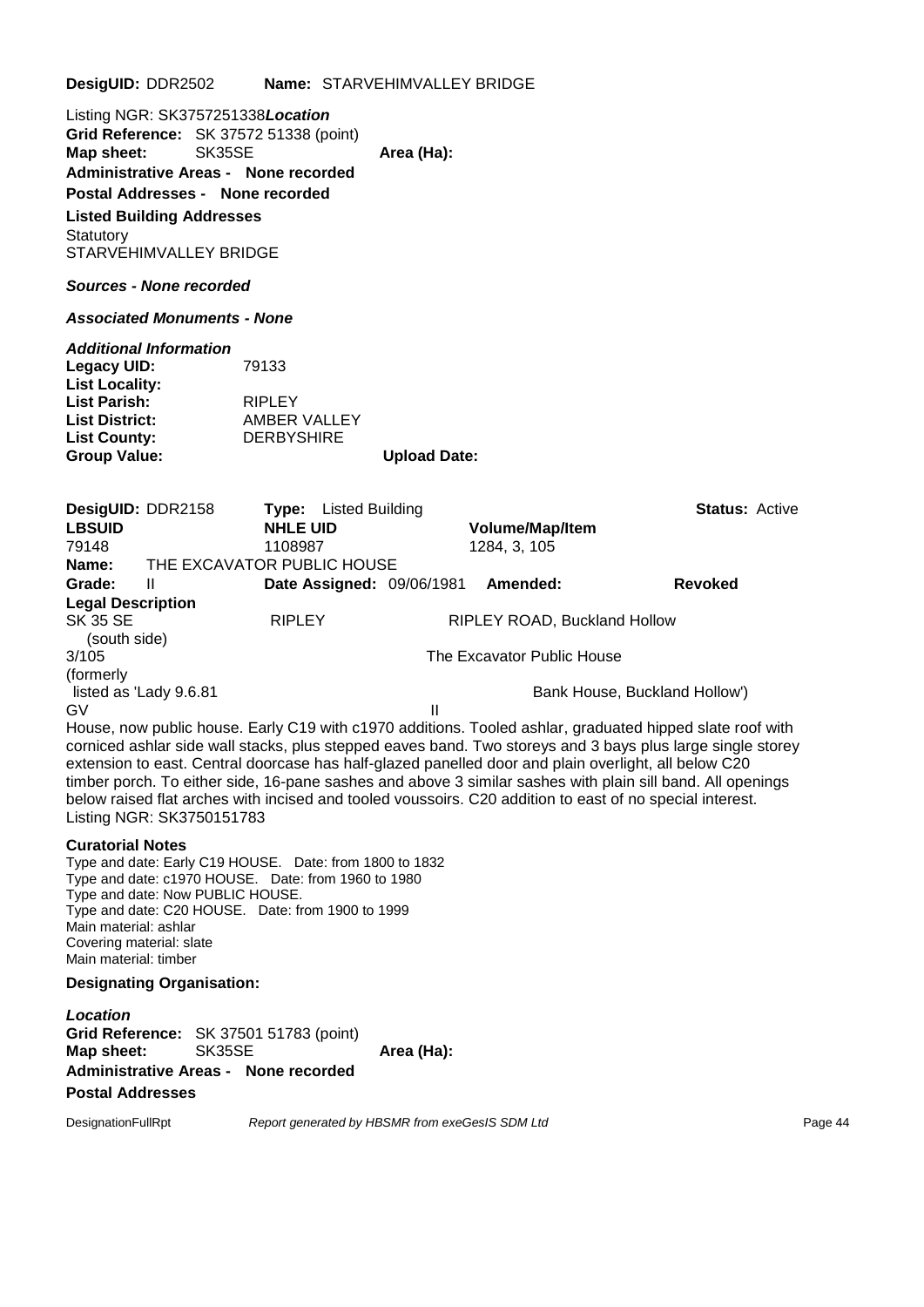**DesigUID:** DDR2502 **Name:** STARVEHIMVALLEY BRIDGE

Listing NGR: SK3757251338***Location***
**Grid Reference:** SK 37572 51338 (point)
**Map sheet:** SK35SE **Area (Ha):**
**Administrative Areas - None recorded**
**Postal Addresses - None recorded**
**Listed Building Addresses**
Statutory
STARVEHIMVALLEY BRIDGE

***Sources - None recorded***

***Associated Monuments - None***

***Additional Information***
**Legacy UID:** 79133
**List Locality:**
**List Parish:** RIPLEY
**List District:** AMBER VALLEY
**List County:** DERBYSHIRE
**Group Value:** **Upload Date:**

**DesigUID:** DDR2158 **Type:** Listed Building **Status:** Active

| **LBSUID** | **NHLE UID** | **Volume/Map/Item** |
|---|---|---|
| 79148 | 1108987 | 1284, 3, 105 |

**Name:** THE EXCAVATOR PUBLIC HOUSE
**Grade:** II **Date Assigned:** 09/06/1981 **Amended:** **Revoked**

**Legal Description**
SK 35 SE RIPLEY RIPLEY ROAD, Buckland Hollow
(south side)
3/105 The Excavator Public House
(formerly
listed as 'Lady 9.6.81 Bank House, Buckland Hollow')
GV II
House, now public house. Early C19 with c1970 additions. Tooled ashlar, graduated hipped slate roof with corniced ashlar side wall stacks, plus stepped eaves band. Two storeys and 3 bays plus large single storey extension to east. Central doorcase has half-glazed panelled door and plain overlight, all below C20 timber porch. To either side, 16-pane sashes and above 3 similar sashes with plain sill band. All openings below raised flat arches with incised and tooled voussoirs. C20 addition to east of no special interest.
Listing NGR: SK3750151783

**Curatorial Notes**
Type and date: Early C19 HOUSE. Date: from 1800 to 1832
Type and date: c1970 HOUSE. Date: from 1960 to 1980
Type and date: Now PUBLIC HOUSE.
Type and date: C20 HOUSE. Date: from 1900 to 1999
Main material: ashlar
Covering material: slate
Main material: timber

**Designating Organisation:**

***Location***
**Grid Reference:** SK 37501 51783 (point)
**Map sheet:** SK35SE **Area (Ha):**
**Administrative Areas - None recorded**
**Postal Addresses**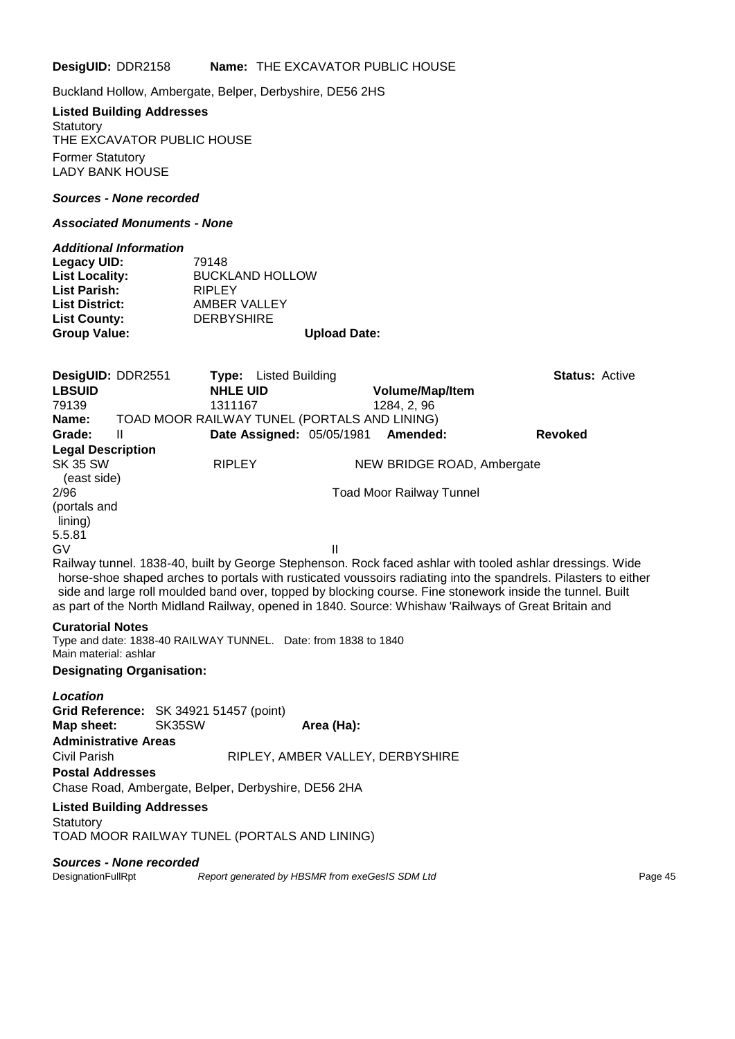**DesigUID:** DDR2158 **Name:** THE EXCAVATOR PUBLIC HOUSE

Buckland Hollow, Ambergate, Belper, Derbyshire, DE56 2HS

**Listed Building Addresses**

Statutory
THE EXCAVATOR PUBLIC HOUSE

Former Statutory
LADY BANK HOUSE

***Sources - None recorded***

***Associated Monuments - None***

***Additional Information***

**Legacy UID:** 79148
**List Locality:** BUCKLAND HOLLOW
**List Parish:** RIPLEY
**List District:** AMBER VALLEY
**List County:** DERBYSHIRE
**Group Value:** **Upload Date:**

**DesigUID:** DDR2551 **Type:** Listed Building **Status:** Active

| LBSUID | NHLE UID | Volume/Map/Item |
|---|---|---|
| 79139 | 1311167 | 1284, 2, 96 |

**Name:** TOAD MOOR RAILWAY TUNEL (PORTALS AND LINING)

**Grade:** II **Date Assigned:** 05/05/1981 **Amended:** **Revoked**

**Legal Description**

SK 35 SW RIPLEY NEW BRIDGE ROAD, Ambergate
(east side)
2/96 Toad Moor Railway Tunnel
(portals and
lining)
5.5.81
GV II

Railway tunnel. 1838-40, built by George Stephenson. Rock faced ashlar with tooled ashlar dressings. Wide horse-shoe shaped arches to portals with rusticated voussoirs radiating into the spandrels. Pilasters to either side and large roll moulded band over, topped by blocking course. Fine stonework inside the tunnel. Built as part of the North Midland Railway, opened in 1840. Source: Whishaw 'Railways of Great Britain and

**Curatorial Notes**

Type and date: 1838-40 RAILWAY TUNNEL. Date: from 1838 to 1840
Main material: ashlar

**Designating Organisation:**

***Location***

**Grid Reference:** SK 34921 51457 (point)
**Map sheet:** SK35SW **Area (Ha):**

**Administrative Areas**

Civil Parish RIPLEY, AMBER VALLEY, DERBYSHIRE

**Postal Addresses**

Chase Road, Ambergate, Belper, Derbyshire, DE56 2HA

**Listed Building Addresses**

Statutory
TOAD MOOR RAILWAY TUNEL (PORTALS AND LINING)

***Sources - None recorded***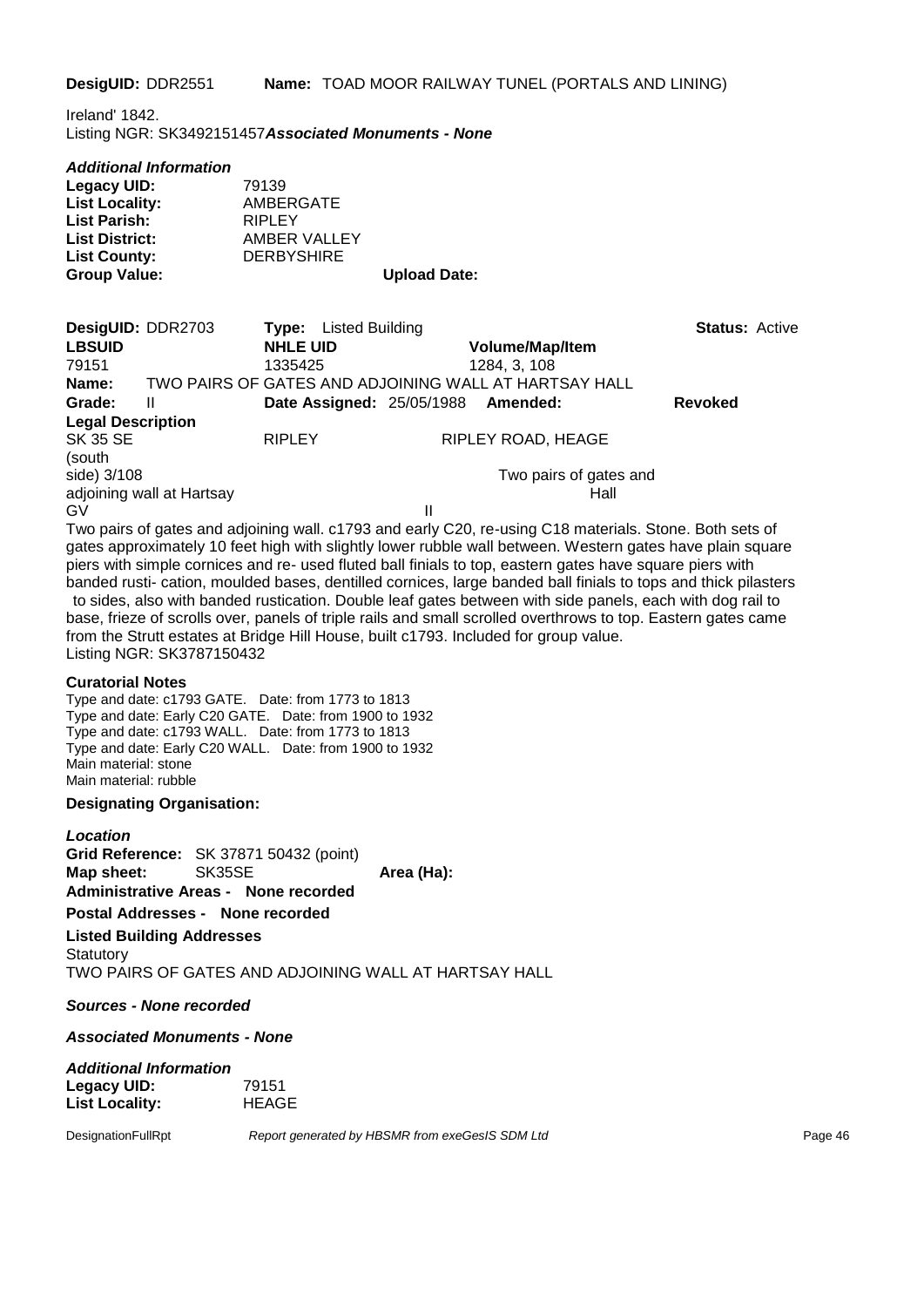**DesigUID:** DDR2551 **Name:** TOAD MOOR RAILWAY TUNEL (PORTALS AND LINING)

Ireland' 1842.
Listing NGR: SK3492151457***Associated Monuments - None***

***Additional Information***

**Legacy UID:** 79139
**List Locality:** AMBERGATE
**List Parish:** RIPLEY
**List District:** AMBER VALLEY
**List County:** DERBYSHIRE
**Group Value:** **Upload Date:**

**DesigUID:** DDR2703 **Type:** Listed Building **Status:** Active

| **LBSUID** | **NHLE UID** | **Volume/Map/Item** |
|---|---|---|
| 79151 | 1335425 | 1284, 3, 108 |

**Name:** TWO PAIRS OF GATES AND ADJOINING WALL AT HARTSAY HALL

**Grade:** II **Date Assigned:** 25/05/1988 **Amended:** **Revoked**

**Legal Description**

SK 35 SE RIPLEY RIPLEY ROAD, HEAGE
(south
side) 3/108 Two pairs of gates and
adjoining wall at Hartsay Hall
GV II

Two pairs of gates and adjoining wall. c1793 and early C20, re-using C18 materials. Stone. Both sets of gates approximately 10 feet high with slightly lower rubble wall between. Western gates have plain square piers with simple cornices and re- used fluted ball finials to top, eastern gates have square piers with banded rusti- cation, moulded bases, dentilled cornices, large banded ball finials to tops and thick pilasters to sides, also with banded rustication. Double leaf gates between with side panels, each with dog rail to base, frieze of scrolls over, panels of triple rails and small scrolled overthrows to top. Eastern gates came from the Strutt estates at Bridge Hill House, built c1793. Included for group value.
Listing NGR: SK3787150432

**Curatorial Notes**

Type and date: c1793 GATE. Date: from 1773 to 1813
Type and date: Early C20 GATE. Date: from 1900 to 1932
Type and date: c1793 WALL. Date: from 1773 to 1813
Type and date: Early C20 WALL. Date: from 1900 to 1932
Main material: stone
Main material: rubble

**Designating Organisation:**

***Location***

**Grid Reference:** SK 37871 50432 (point)
**Map sheet:** SK35SE **Area (Ha):**
**Administrative Areas - None recorded**
**Postal Addresses - None recorded**
**Listed Building Addresses**
Statutory
TWO PAIRS OF GATES AND ADJOINING WALL AT HARTSAY HALL

***Sources - None recorded***

***Associated Monuments - None***

***Additional Information***

**Legacy UID:** 79151
**List Locality:** HEAGE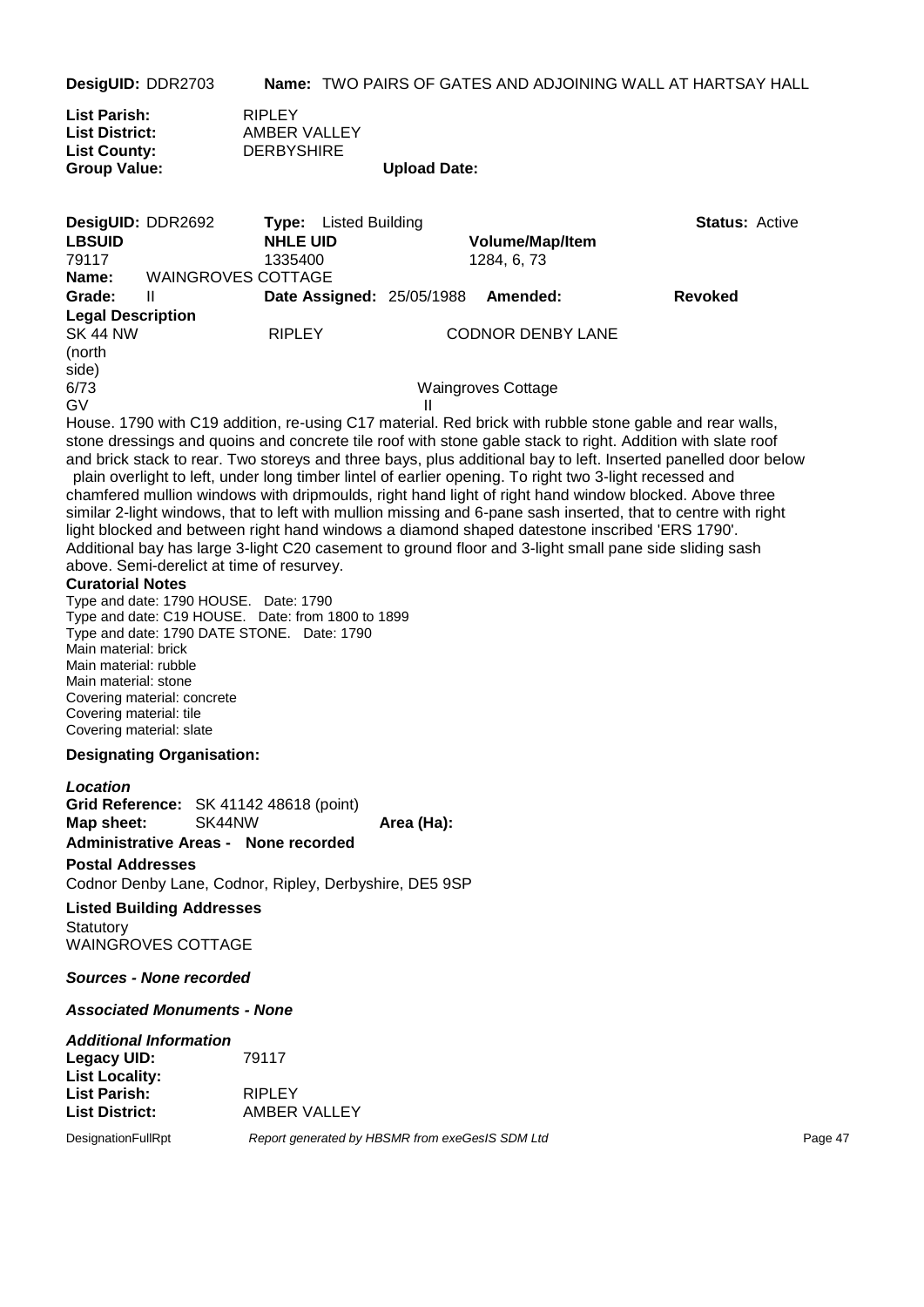**DesigUID:** DDR2703 **Name:** TWO PAIRS OF GATES AND ADJOINING WALL AT HARTSAY HALL

**List Parish:** RIPLEY
**List District:** AMBER VALLEY
**List County:** DERBYSHIRE
**Group Value:** **Upload Date:**

**DesigUID:** DDR2692 **Type:** Listed Building **Status:** Active

| **LBSUID** | **NHLE UID** | **Volume/Map/Item** |
|---|---|---|
| 79117 | 1335400 | 1284, 6, 73 |

**Name:** WAINGROVES COTTAGE

**Grade:** II **Date Assigned:** 25/05/1988 **Amended:** **Revoked**

**Legal Description**

SK 44 NW (north side) RIPLEY CODNOR DENBY LANE
6/73 Waingroves Cottage
GV II

House. 1790 with C19 addition, re-using C17 material. Red brick with rubble stone gable and rear walls, stone dressings and quoins and concrete tile roof with stone gable stack to right. Addition with slate roof and brick stack to rear. Two storeys and three bays, plus additional bay to left. Inserted panelled door below plain overlight to left, under long timber lintel of earlier opening. To right two 3-light recessed and chamfered mullion windows with dripmoulds, right hand light of right hand window blocked. Above three similar 2-light windows, that to left with mullion missing and 6-pane sash inserted, that to centre with right light blocked and between right hand windows a diamond shaped datestone inscribed 'ERS 1790'. Additional bay has large 3-light C20 casement to ground floor and 3-light small pane side sliding sash above. Semi-derelict at time of resurvey.

**Curatorial Notes**

Type and date: 1790 HOUSE. Date: 1790
Type and date: C19 HOUSE. Date: from 1800 to 1899
Type and date: 1790 DATE STONE. Date: 1790
Main material: brick
Main material: rubble
Main material: stone
Covering material: concrete
Covering material: tile
Covering material: slate

**Designating Organisation:**

***Location***

**Grid Reference:** SK 41142 48618 (point)
**Map sheet:** SK44NW **Area (Ha):**

**Administrative Areas - None recorded**

**Postal Addresses**

Codnor Denby Lane, Codnor, Ripley, Derbyshire, DE5 9SP

**Listed Building Addresses**

Statutory
WAINGROVES COTTAGE

***Sources - None recorded***

***Associated Monuments - None***

***Additional Information***

**Legacy UID:** 79117
**List Locality:**
**List Parish:** RIPLEY
**List District:** AMBER VALLEY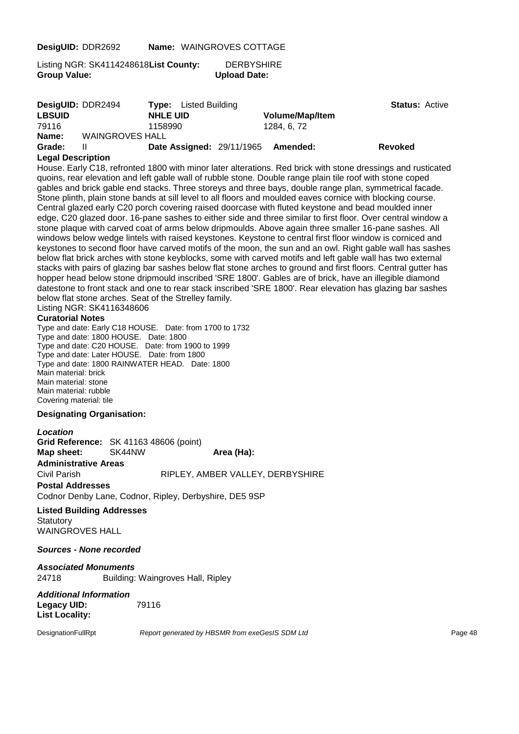**DesigUID:** DDR2692 **Name:** WAINGROVES COTTAGE

Listing NGR: SK4114248618 **List County:** DERBYSHIRE
**Group Value:** **Upload Date:**

**DesigUID:** DDR2494 **Type:** Listed Building **Status:** Active

| LBSUID | NHLE UID | Volume/Map/Item |
|---|---|---|
| 79116 | 1158990 | 1284, 6, 72 |

**Name:** WAINGROVES HALL
**Grade:** II **Date Assigned:** 29/11/1965 **Amended:** **Revoked**

**Legal Description**

House. Early C18, refronted 1800 with minor later alterations. Red brick with stone dressings and rusticated quoins, rear elevation and left gable wall of rubble stone. Double range plain tile roof with stone coped gables and brick gable end stacks. Three storeys and three bays, double range plan, symmetrical facade. Stone plinth, plain stone bands at sill level to all floors and moulded eaves cornice with blocking course. Central glazed early C20 porch covering raised doorcase with fluted keystone and bead moulded inner edge, C20 glazed door. 16-pane sashes to either side and three similar to first floor. Over central window a stone plaque with carved coat of arms below dripmoulds. Above again three smaller 16-pane sashes. All windows below wedge lintels with raised keystones. Keystone to central first floor window is corniced and keystones to second floor have carved motifs of the moon, the sun and an owl. Right gable wall has sashes below flat brick arches with stone keyblocks, some with carved motifs and left gable wall has two external stacks with pairs of glazing bar sashes below flat stone arches to ground and first floors. Central gutter has hopper head below stone dripmould inscribed 'SRE 1800'. Gables are of brick, have an illegible diamond datestone to front stack and one to rear stack inscribed 'SRE 1800'. Rear elevation has glazing bar sashes below flat stone arches. Seat of the Strelley family.
Listing NGR: SK4116348606

**Curatorial Notes**

Type and date: Early C18 HOUSE. Date: from 1700 to 1732
Type and date: 1800 HOUSE. Date: 1800
Type and date: C20 HOUSE. Date: from 1900 to 1999
Type and date: Later HOUSE. Date: from 1800
Type and date: 1800 RAINWATER HEAD. Date: 1800
Main material: brick
Main material: stone
Main material: rubble
Covering material: tile

**Designating Organisation:**

***Location***

**Grid Reference:** SK 41163 48606 (point)
**Map sheet:** SK44NW **Area (Ha):**

**Administrative Areas**

Civil Parish RIPLEY, AMBER VALLEY, DERBYSHIRE

**Postal Addresses**

Codnor Denby Lane, Codnor, Ripley, Derbyshire, DE5 9SP

**Listed Building Addresses**

Statutory
WAINGROVES HALL

***Sources - None recorded***

***Associated Monuments***

24718 Building: Waingroves Hall, Ripley

***Additional Information***

**Legacy UID:** 79116
**List Locality:**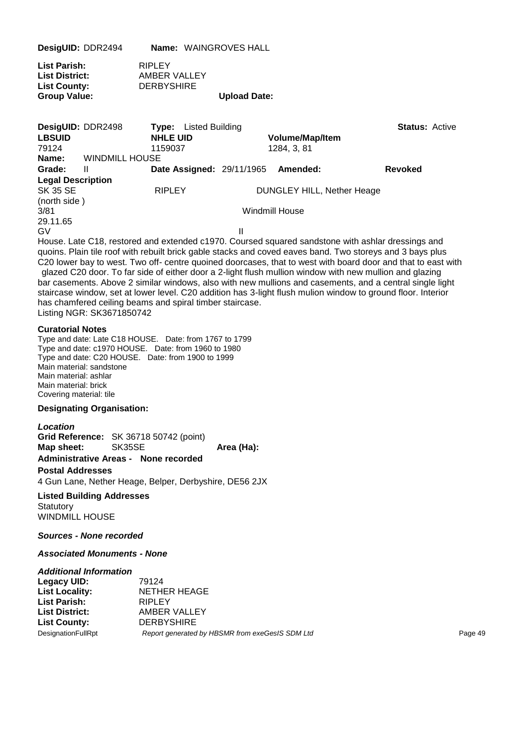**DesigUID:** DDR2494 **Name:** WAINGROVES HALL

**List Parish:** RIPLEY
**List District:** AMBER VALLEY
**List County:** DERBYSHIRE
**Group Value:** **Upload Date:**

| **DesigUID:** DDR2498 | **Type:** Listed Building | | **Status:** Active |
|---|---|---|---|
| **LBSUID** | **NHLE UID** | **Volume/Map/Item** | |
| 79124 | 1159037 | 1284, 3, 81 | |

**Name:** WINDMILL HOUSE

**Grade:** II **Date Assigned:** 29/11/1965 **Amended:** **Revoked**

**Legal Description**

SK 35 SE RIPLEY DUNGLEY HILL, Nether Heage
(north side )
3/81 Windmill House
29.11.65
GV II

House. Late C18, restored and extended c1970. Coursed squared sandstone with ashlar dressings and quoins. Plain tile roof with rebuilt brick gable stacks and coved eaves band. Two storeys and 3 bays plus C20 lower bay to west. Two off- centre quoined doorcases, that to west with board door and that to east with glazed C20 door. To far side of either door a 2-light flush mullion window with new mullion and glazing bar casements. Above 2 similar windows, also with new mullions and casements, and a central single light staircase window, set at lower level. C20 addition has 3-light flush mulion window to ground floor. Interior has chamfered ceiling beams and spiral timber staircase.
Listing NGR: SK3671850742

**Curatorial Notes**

Type and date: Late C18 HOUSE. Date: from 1767 to 1799
Type and date: c1970 HOUSE. Date: from 1960 to 1980
Type and date: C20 HOUSE. Date: from 1900 to 1999
Main material: sandstone
Main material: ashlar
Main material: brick
Covering material: tile

**Designating Organisation:**

***Location***

**Grid Reference:** SK 36718 50742 (point)
**Map sheet:** SK35SE **Area (Ha):**

**Administrative Areas - None recorded**

**Postal Addresses**

4 Gun Lane, Nether Heage, Belper, Derbyshire, DE56 2JX

**Listed Building Addresses**

Statutory
WINDMILL HOUSE

***Sources - None recorded***

***Associated Monuments - None***

***Additional Information***

**Legacy UID:** 79124
**List Locality:** NETHER HEAGE
**List Parish:** RIPLEY
**List District:** AMBER VALLEY
**List County:** DERBYSHIRE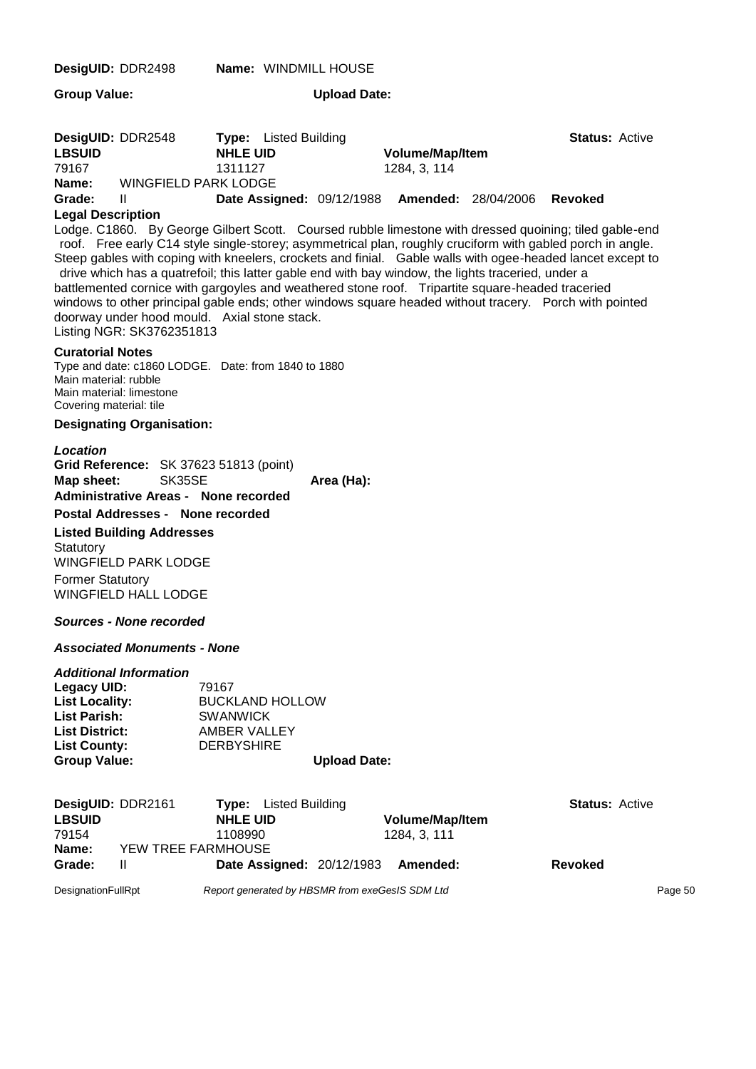**DesigUID:** DDR2498 **Name:** WINDMILL HOUSE

**Group Value:** **Upload Date:**

**DesigUID:** DDR2548 **Type:** Listed Building **Status:** Active

| LBSUID | NHLE UID | Volume/Map/Item |
|---|---|---|
| 79167 | 1311127 | 1284, 3, 114 |

**Name:** WINGFIELD PARK LODGE

**Grade:** II **Date Assigned:** 09/12/1988 **Amended:** 28/04/2006 **Revoked**

**Legal Description**

Lodge. C1860. By George Gilbert Scott. Coursed rubble limestone with dressed quoining; tiled gable-end roof. Free early C14 style single-storey; asymmetrical plan, roughly cruciform with gabled porch in angle. Steep gables with coping with kneelers, crockets and finial. Gable walls with ogee-headed lancet except to drive which has a quatrefoil; this latter gable end with bay window, the lights traceried, under a battlemented cornice with gargoyles and weathered stone roof. Tripartite square-headed traceried windows to other principal gable ends; other windows square headed without tracery. Porch with pointed doorway under hood mould. Axial stone stack.
Listing NGR: SK3762351813

**Curatorial Notes**

Type and date: c1860 LODGE. Date: from 1840 to 1880
Main material: rubble
Main material: limestone
Covering material: tile

**Designating Organisation:**

***Location***

**Grid Reference:** SK 37623 51813 (point)
**Map sheet:** SK35SE **Area (Ha):**
**Administrative Areas - None recorded**
**Postal Addresses - None recorded**
**Listed Building Addresses**
Statutory
WINGFIELD PARK LODGE
Former Statutory
WINGFIELD HALL LODGE

***Sources - None recorded***

***Associated Monuments - None***

***Additional Information***

**Legacy UID:** 79167
**List Locality:** BUCKLAND HOLLOW
**List Parish:** SWANWICK
**List District:** AMBER VALLEY
**List County:** DERBYSHIRE
**Group Value:** **Upload Date:**

**DesigUID:** DDR2161 **Type:** Listed Building **Status:** Active

| LBSUID | NHLE UID | Volume/Map/Item |
|---|---|---|
| 79154 | 1108990 | 1284, 3, 111 |

**Name:** YEW TREE FARMHOUSE

**Grade:** II **Date Assigned:** 20/12/1983 **Amended:** **Revoked**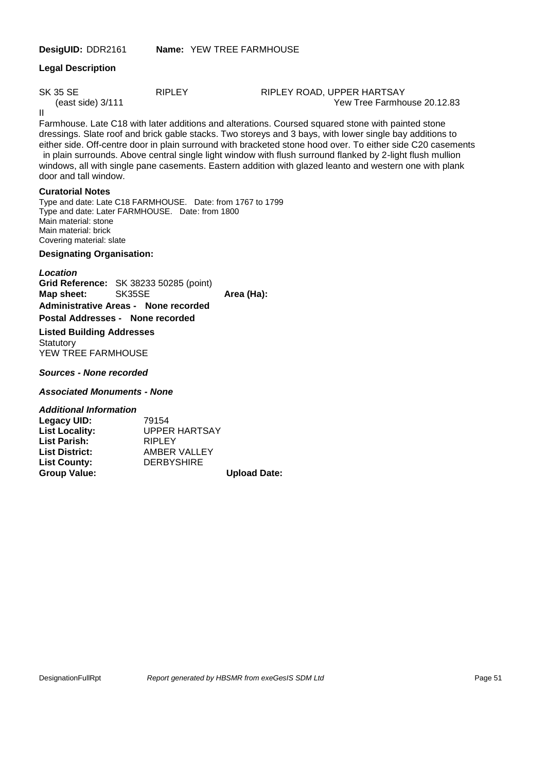**DesigUID:** DDR2161 **Name:** YEW TREE FARMHOUSE

**Legal Description**

SK 35 SE RIPLEY RIPLEY ROAD, UPPER HARTSAY
(east side) 3/111 Yew Tree Farmhouse 20.12.83
II

Farmhouse. Late C18 with later additions and alterations. Coursed squared stone with painted stone dressings. Slate roof and brick gable stacks. Two storeys and 3 bays, with lower single bay additions to either side. Off-centre door in plain surround with bracketed stone hood over. To either side C20 casements in plain surrounds. Above central single light window with flush surround flanked by 2-light flush mullion windows, all with single pane casements. Eastern addition with glazed leanto and western one with plank door and tall window.

**Curatorial Notes**

Type and date: Late C18 FARMHOUSE. Date: from 1767 to 1799
Type and date: Later FARMHOUSE. Date: from 1800
Main material: stone
Main material: brick
Covering material: slate

**Designating Organisation:**

***Location***

**Grid Reference:** SK 38233 50285 (point)
**Map sheet:** SK35SE **Area (Ha):**
**Administrative Areas - None recorded**
**Postal Addresses - None recorded**

**Listed Building Addresses**
Statutory
YEW TREE FARMHOUSE

***Sources - None recorded***

***Associated Monuments - None***

***Additional Information***

**Legacy UID:** 79154
**List Locality:** UPPER HARTSAY
**List Parish:** RIPLEY
**List District:** AMBER VALLEY
**List County:** DERBYSHIRE
**Group Value:** **Upload Date:**